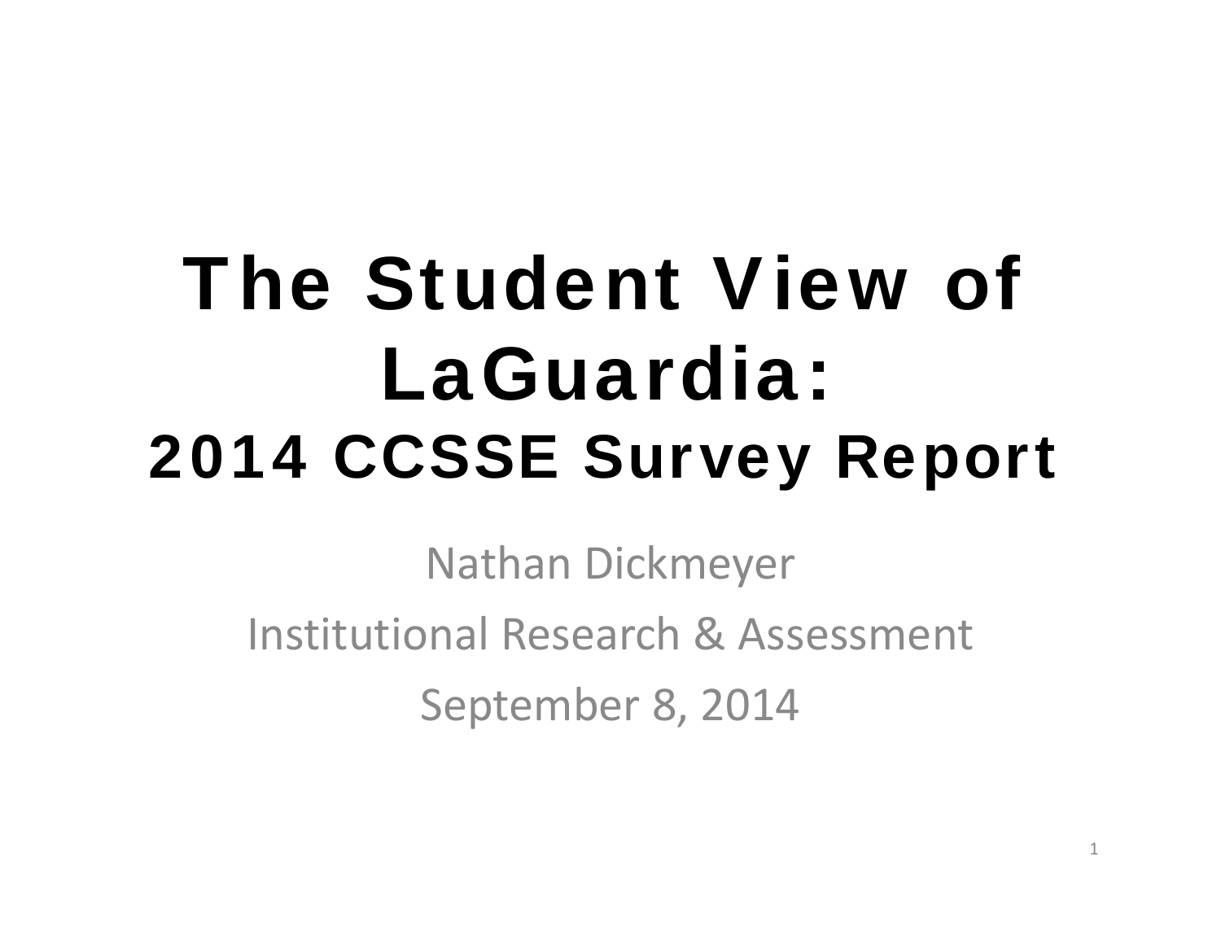# The Student View of LaGuardia:
## 2014 CCSSE Survey Report

Nathan Dickmeyer

Institutional Research & Assessment

September 8, 2014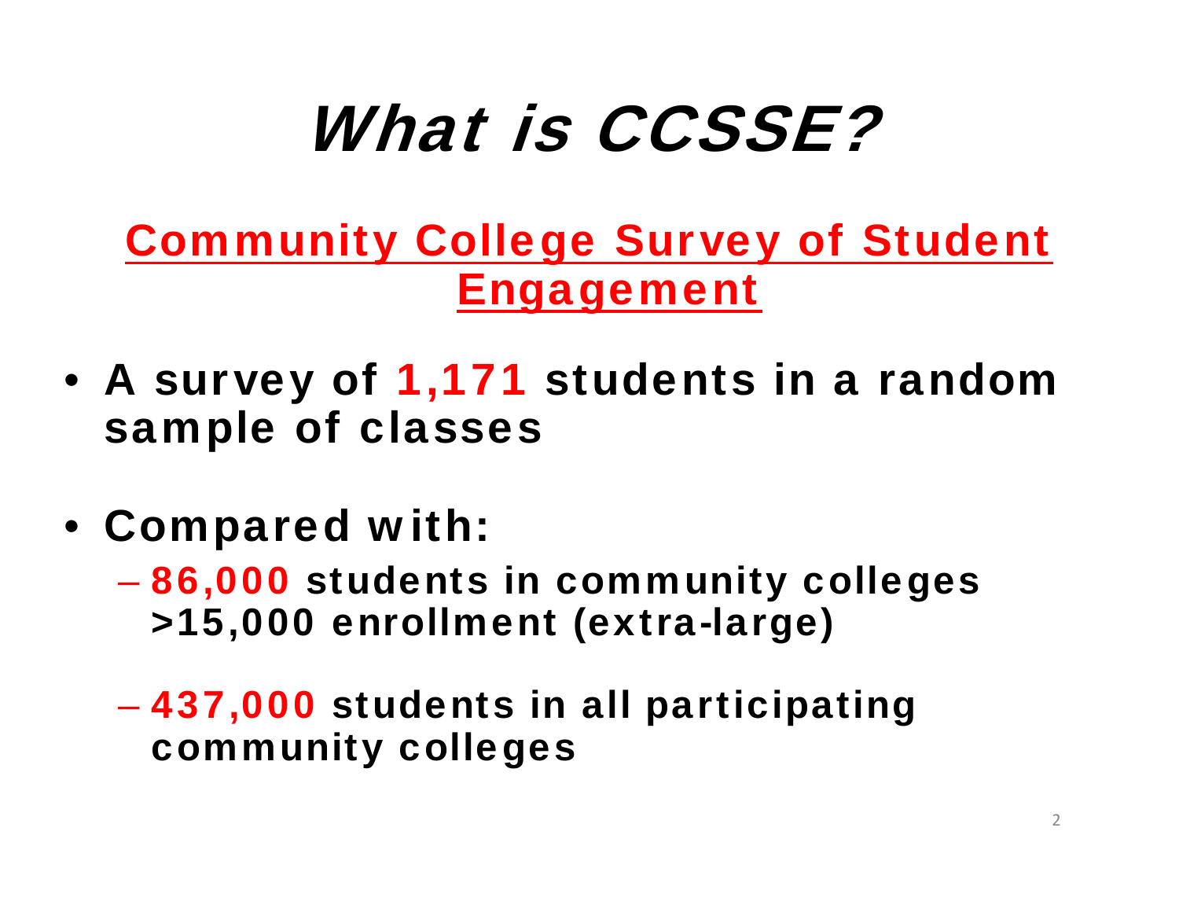# *What is CCSSE?*

## Community College Survey of Student Engagement

- **A survey of 1,171 students in a random sample of classes**

- **Compared with:**
  - **86,000 students in community colleges >15,000 enrollment (extra-large)**
  - **437,000 students in all participating community colleges**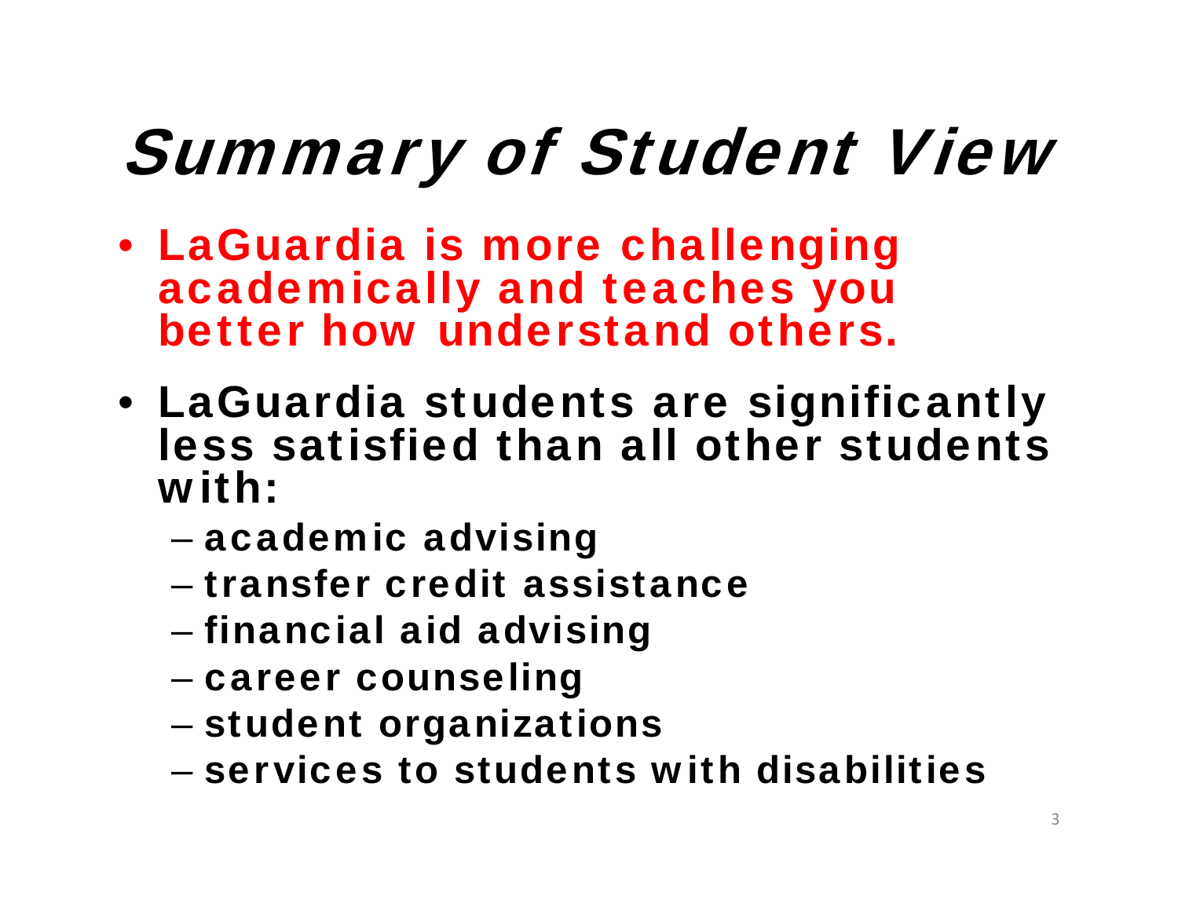# *Summary of Student View*

- **LaGuardia is more challenging academically and teaches you better how understand others.**
- **LaGuardia students are significantly less satisfied than all other students with:**
  - **academic advising**
  - **transfer credit assistance**
  - **financial aid advising**
  - **career counseling**
  - **student organizations**
  - **services to students with disabilities**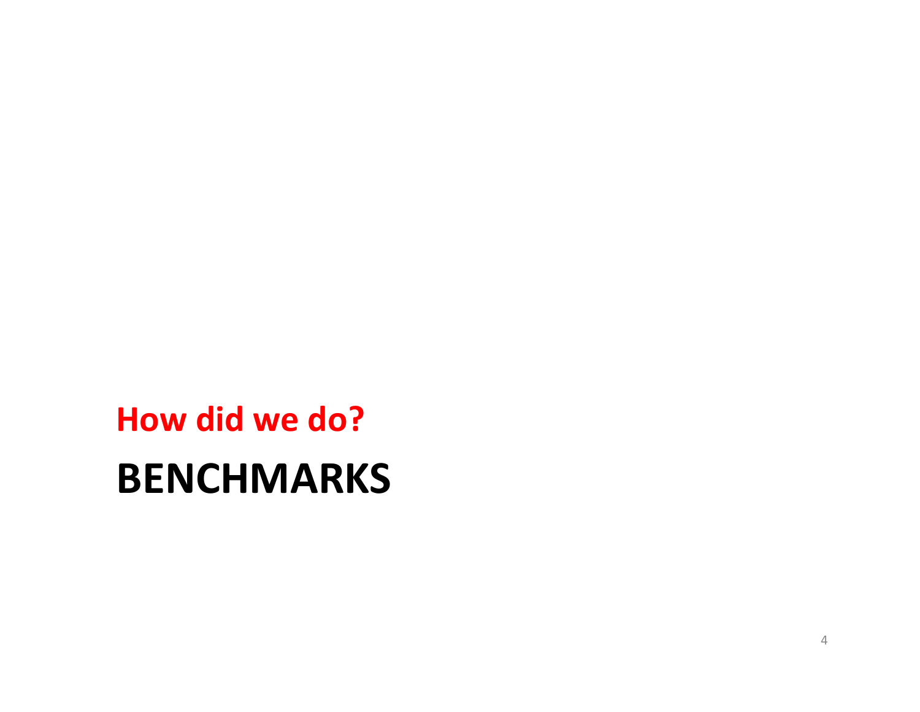**How did we do?**

# BENCHMARKS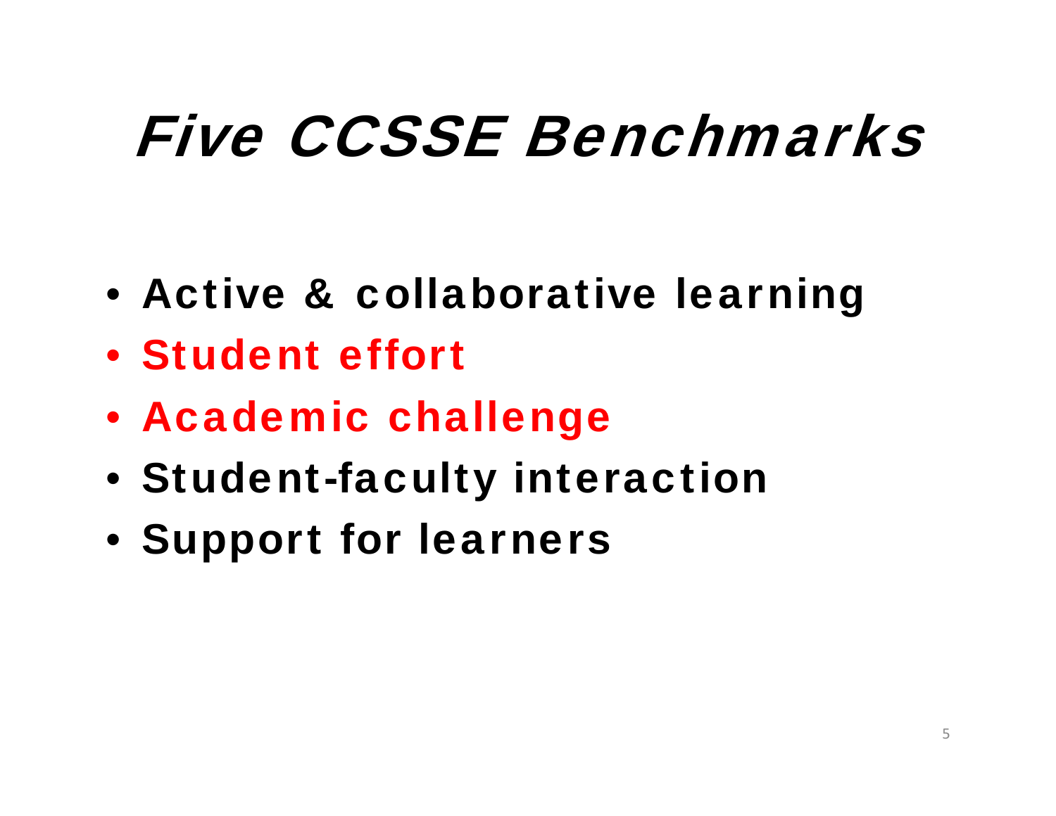# *Five CCSSE Benchmarks*

- **Active & collaborative learning**
- **Student effort**
- **Academic challenge**
- **Student-faculty interaction**
- **Support for learners**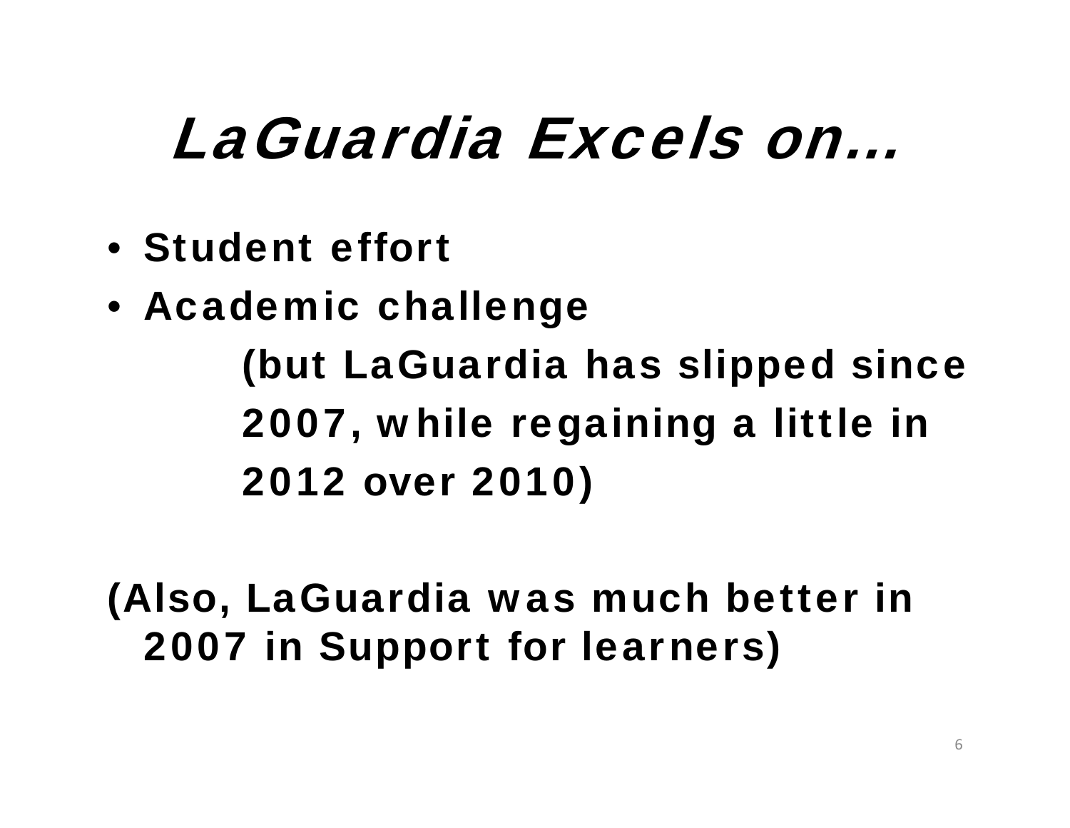# *LaGuardia Excels on…*

- **Student effort**
- **Academic challenge**

  **(but LaGuardia has slipped since 2007, while regaining a little in 2012 over 2010)**

**(Also, LaGuardia was much better in 2007 in Support for learners)**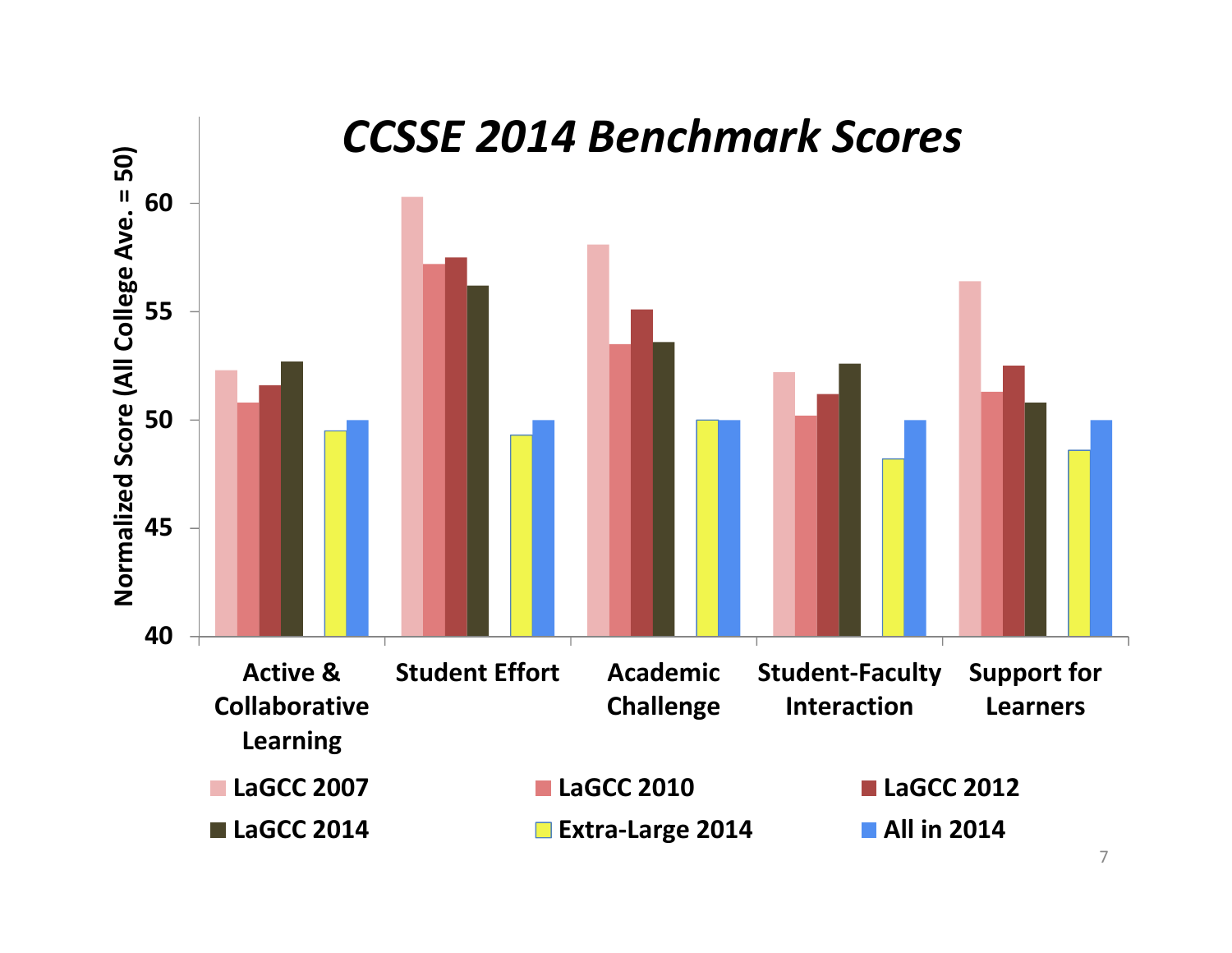# CCSSE 2014 Benchmark Scores

Normalized Score (All College Ave. = 50)

60

55

50

45

40

Active & Collaborative Learning

Student Effort

Academic Challenge

Student-Faculty Interaction

Support for Learners

LaGCC 2007

LaGCC 2010

LaGCC 2012

LaGCC 2014

Extra-Large 2014

All in 2014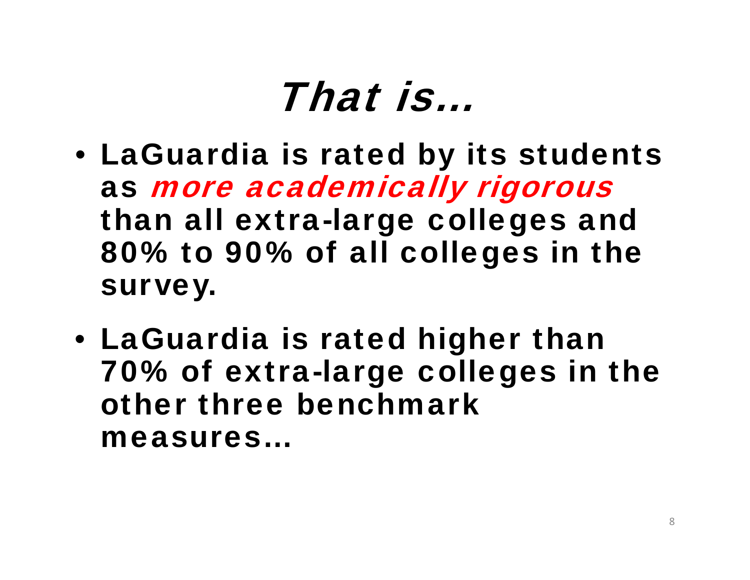# *That is…*

- **LaGuardia is rated by its students as *more academically rigorous* than all extra-large colleges and 80% to 90% of all colleges in the survey.**
- **LaGuardia is rated higher than 70% of extra-large colleges in the other three benchmark measures…**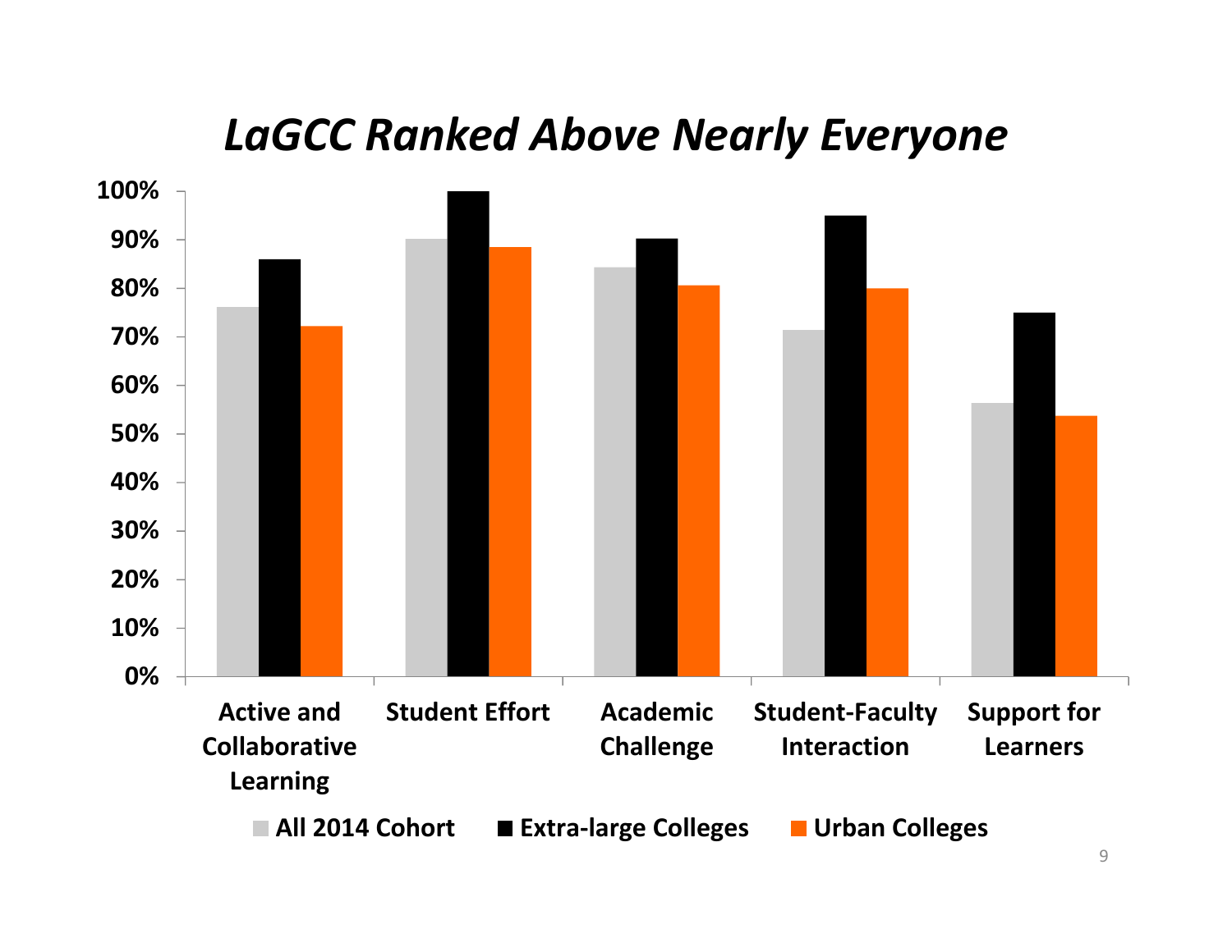# *LaGCC Ranked Above Nearly Everyone*

| | All 2014 Cohort | Extra-large Colleges | Urban Colleges |
|---|---|---|---|
| Active and Collaborative Learning | 76% | 86% | 72% |
| Student Effort | 90% | 100% | 88% |
| Academic Challenge | 84% | 90% | 81% |
| Student-Faculty Interaction | 71% | 95% | 80% |
| Support for Learners | 56% | 75% | 54% |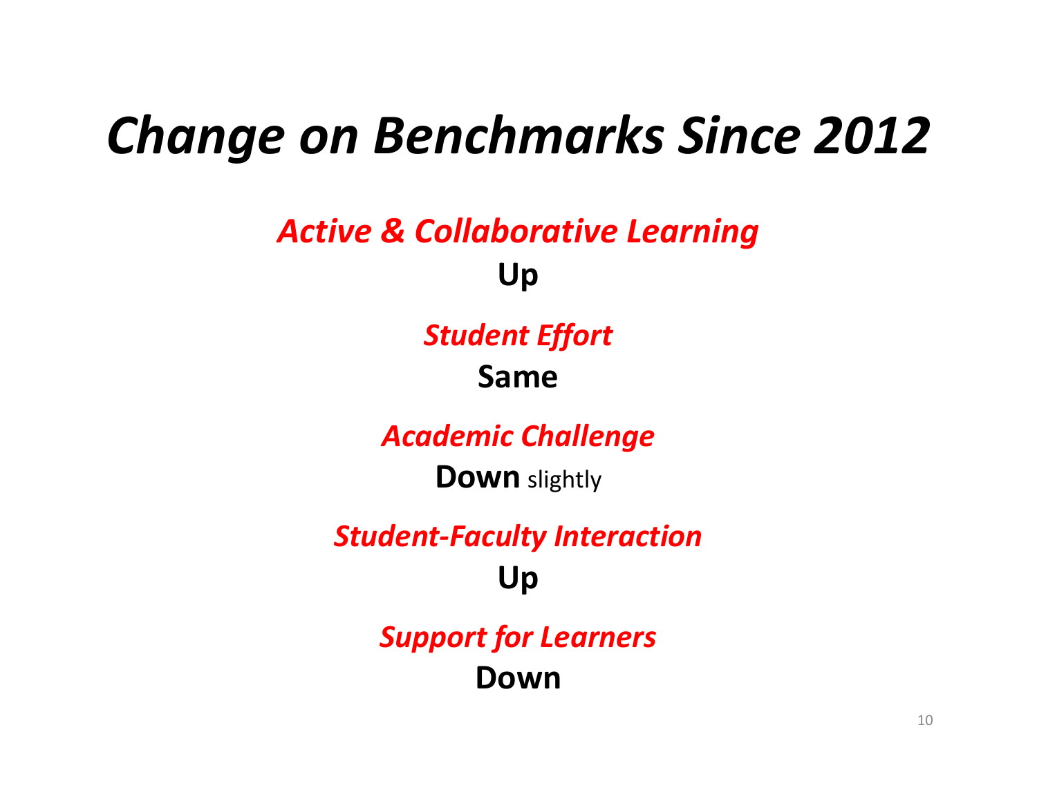# *Change on Benchmarks Since 2012*

***Active & Collaborative Learning***

**Up**

***Student Effort***

**Same**

***Academic Challenge***

**Down** slightly

***Student-Faculty Interaction***

**Up**

***Support for Learners***

**Down**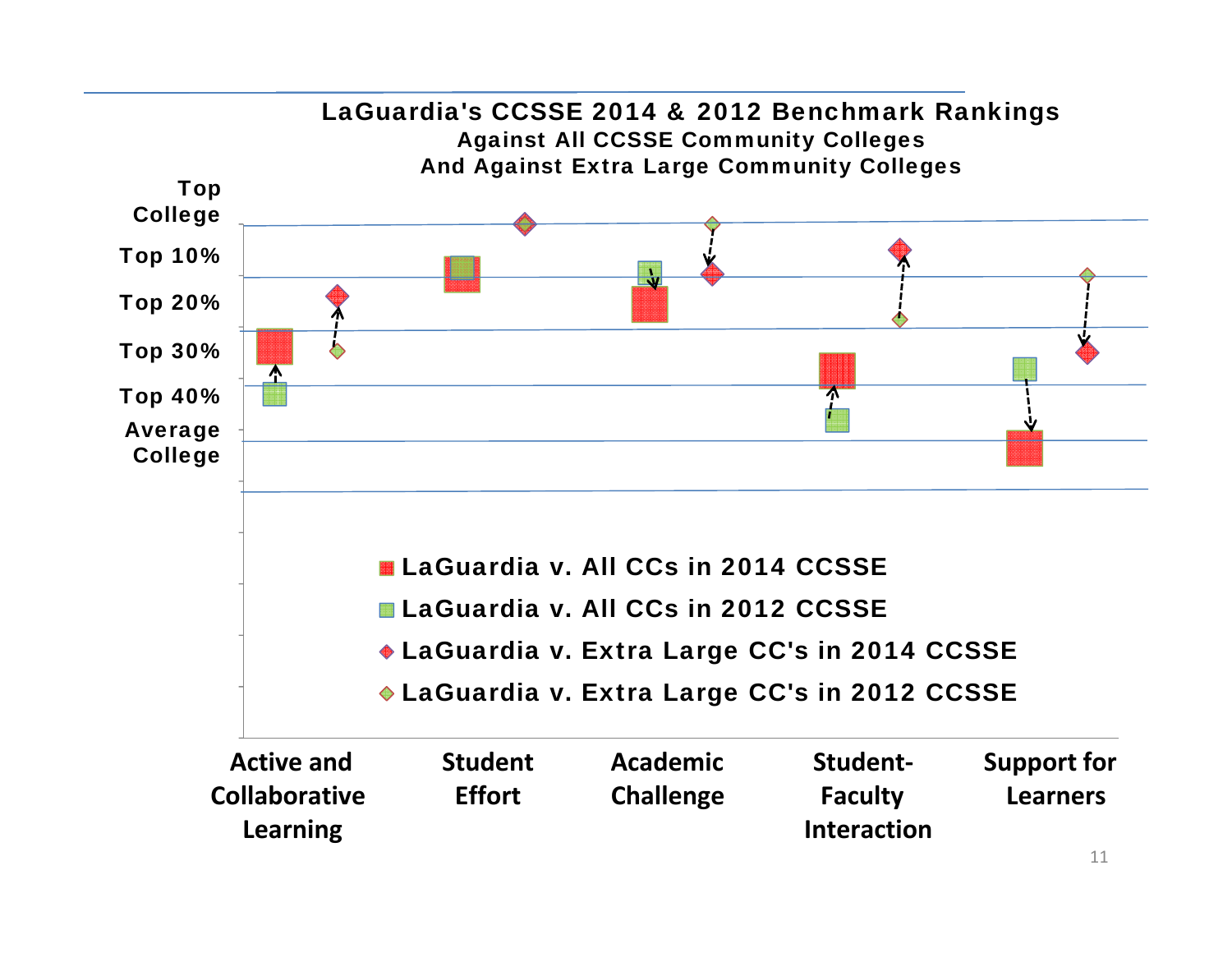## LaGuardia's CCSSE 2014 & 2012 Benchmark Rankings

### Against All CCSSE Community Colleges And Against Extra Large Community Colleges

Y-axis: Top College; Top 10%; Top 20%; Top 30%; Top 40%; Average College

X-axis: Active and Collaborative Learning; Student Effort; Academic Challenge; Student-Faculty Interaction; Support for Learners

Legend:

- LaGuardia v. All CCs in 2014 CCSSE
- LaGuardia v. All CCs in 2012 CCSSE
- LaGuardia v. Extra Large CC's in 2014 CCSSE
- LaGuardia v. Extra Large CC's in 2012 CCSSE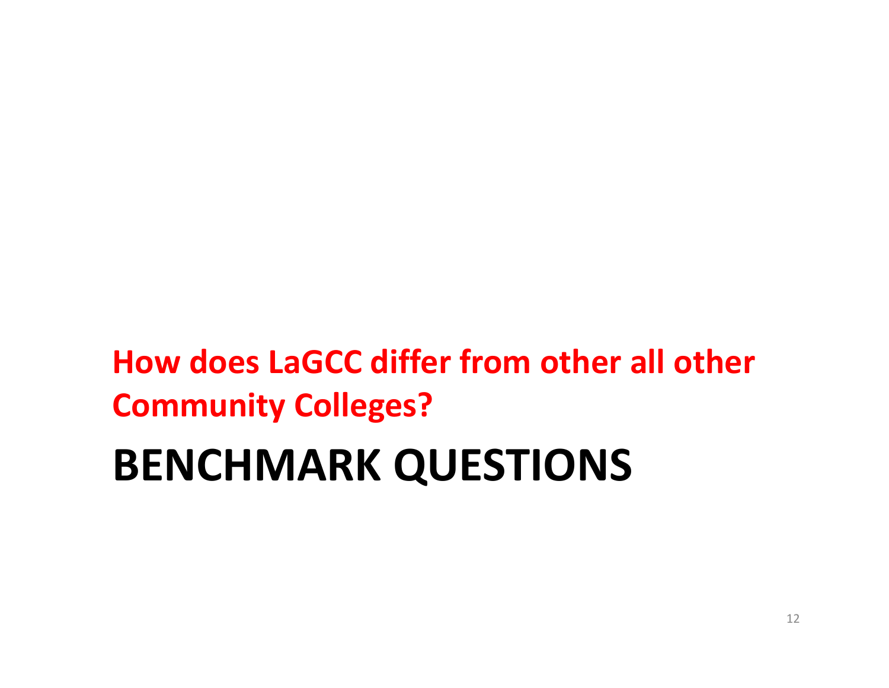**How does LaGCC differ from other all other Community Colleges?**

# BENCHMARK QUESTIONS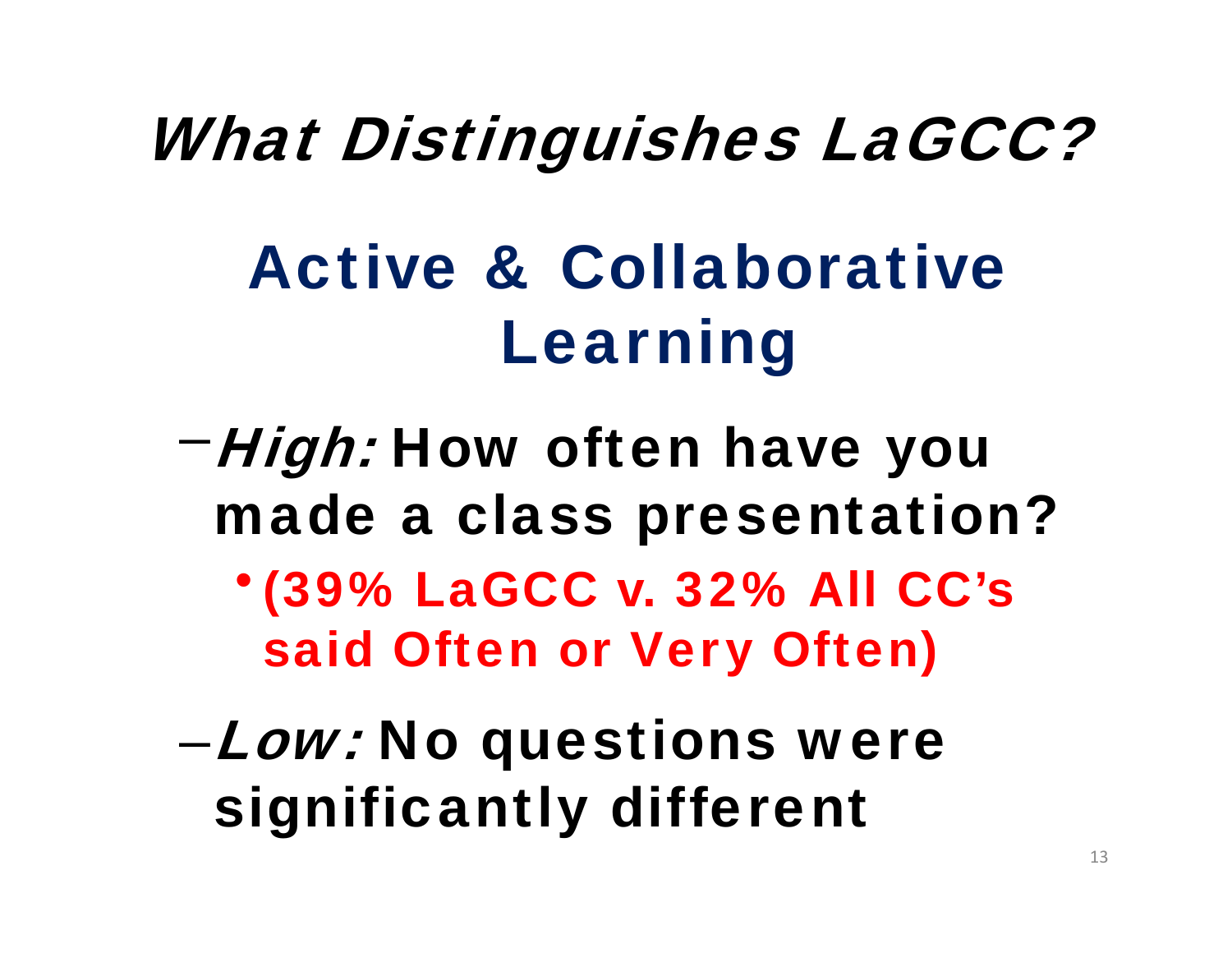# *What Distinguishes LaGCC?*

## Active & Collaborative Learning

- *High:* **How often have you made a class presentation?**
  - **(39% LaGCC v. 32% All CC's said Often or Very Often)**
- *Low:* **No questions were significantly different**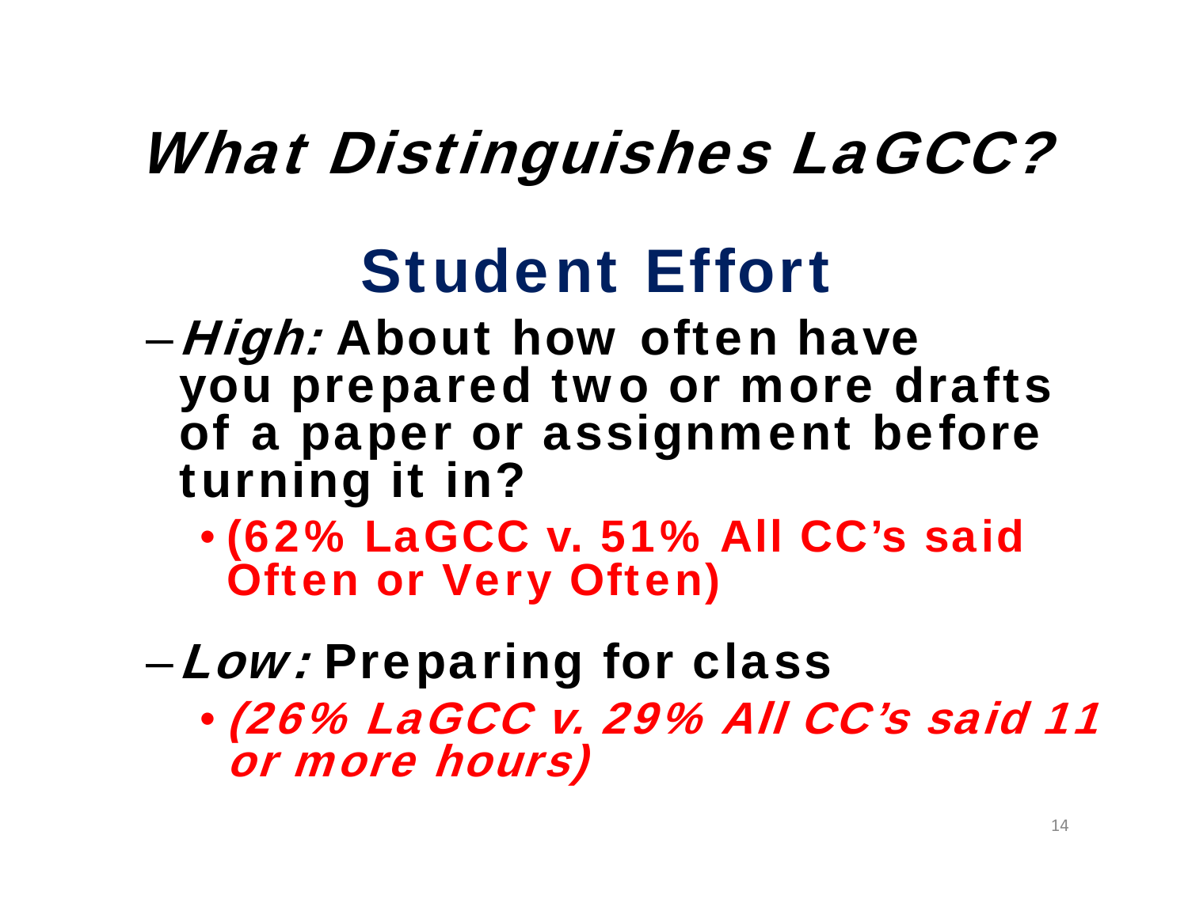# *What Distinguishes LaGCC?*

## Student Effort

- *High:* **About how often have you prepared two or more drafts of a paper or assignment before turning it in?**
  - **(62% LaGCC v. 51% All CC's said Often or Very Often)**
- *Low:* **Preparing for class**
  - ***(26% LaGCC v. 29% All CC's said 11 or more hours)***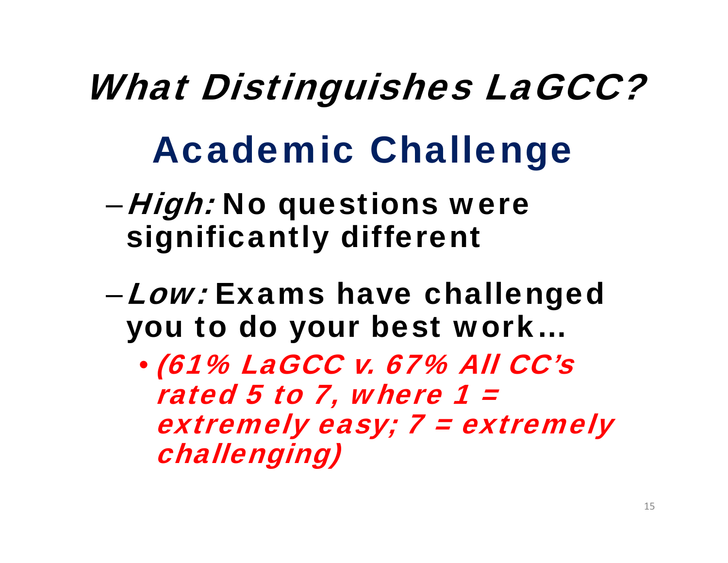# *What Distinguishes LaGCC?*

## Academic Challenge

- *High:* **No questions were significantly different**
- *Low:* **Exams have challenged you to do your best work…**
  - *(61% LaGCC v. 67% All CC's rated 5 to 7, where 1 = extremely easy; 7 = extremely challenging)*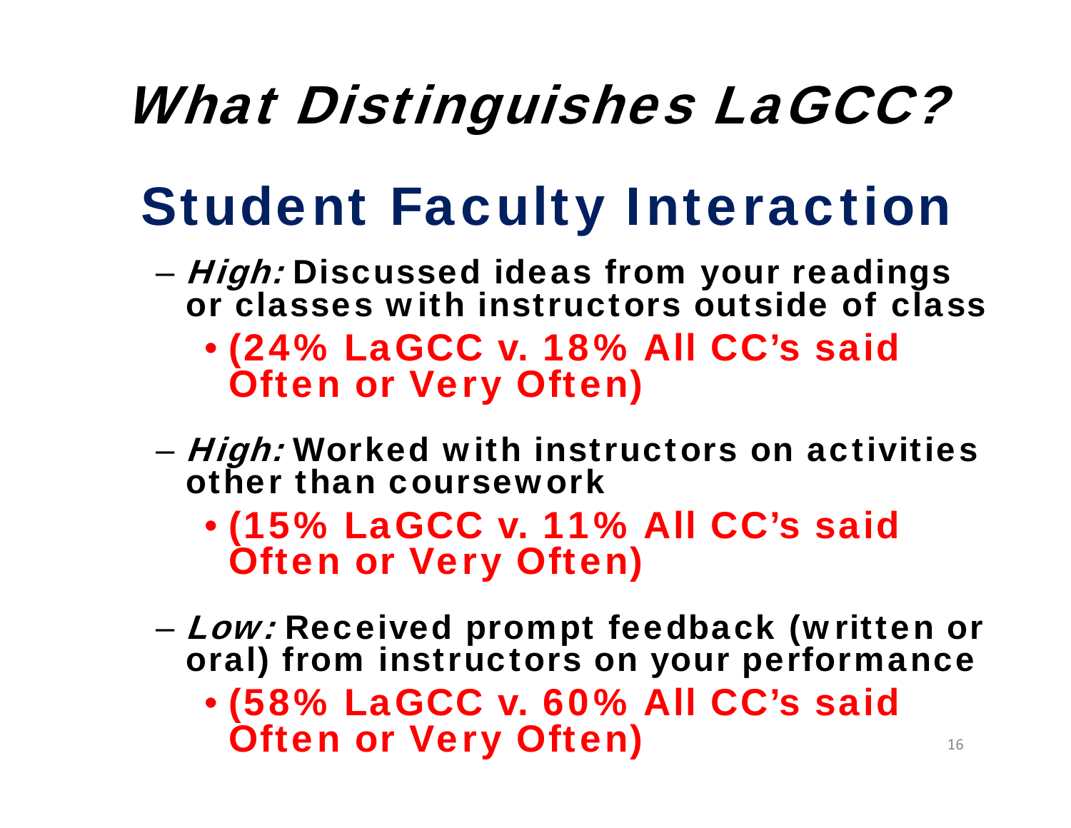# *What Distinguishes LaGCC?*

## Student Faculty Interaction

- *High:* Discussed ideas from your readings or classes with instructors outside of class
  - (24% LaGCC v. 18% All CC's said Often or Very Often)
- *High:* Worked with instructors on activities other than coursework
  - (15% LaGCC v. 11% All CC's said Often or Very Often)
- *Low:* Received prompt feedback (written or oral) from instructors on your performance
  - (58% LaGCC v. 60% All CC's said Often or Very Often)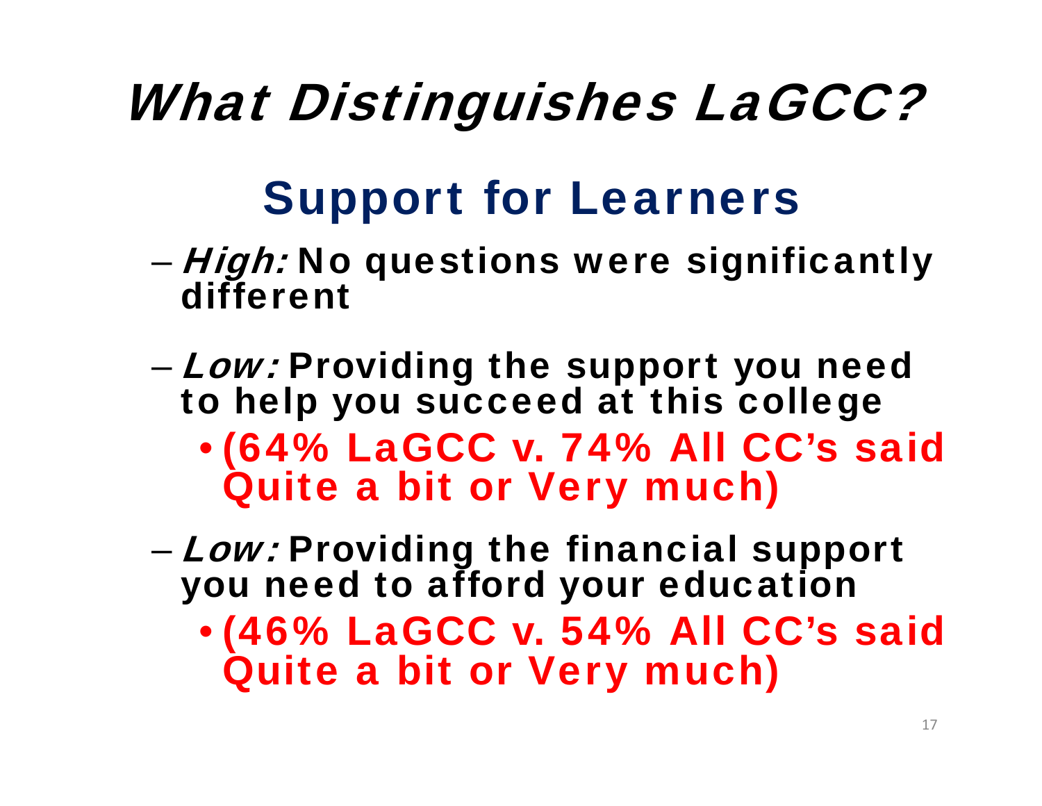# *What Distinguishes LaGCC?*

## Support for Learners

- *High:* **No questions were significantly different**
- *Low:* **Providing the support you need to help you succeed at this college**
  - **(64% LaGCC v. 74% All CC's said Quite a bit or Very much)**
- *Low:* **Providing the financial support you need to afford your education**
  - **(46% LaGCC v. 54% All CC's said Quite a bit or Very much)**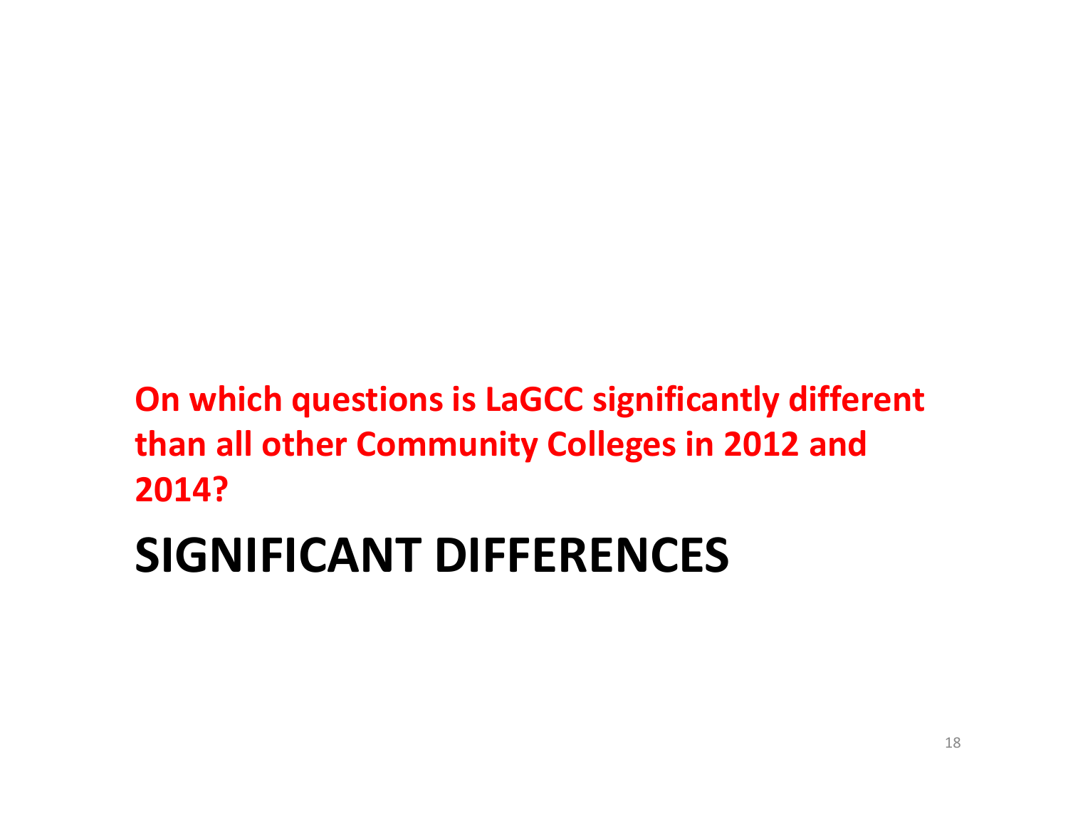**On which questions is LaGCC significantly different than all other Community Colleges in 2012 and 2014?**

# SIGNIFICANT DIFFERENCES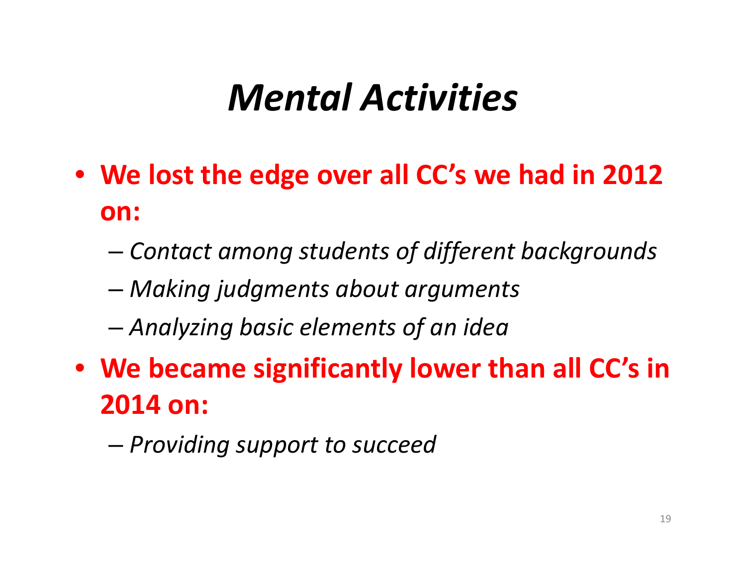# *Mental Activities*

- **We lost the edge over all CC's we had in 2012 on:**
  - *Contact among students of different backgrounds*
  - *Making judgments about arguments*
  - *Analyzing basic elements of an idea*
- **We became significantly lower than all CC's in 2014 on:**
  - *Providing support to succeed*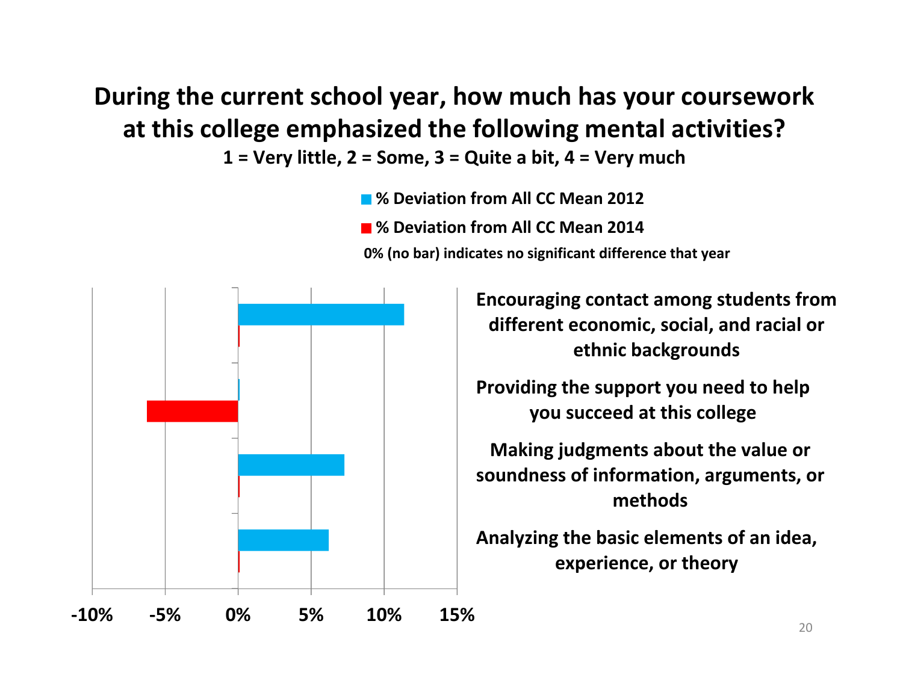# During the current school year, how much has your coursework at this college emphasized the following mental activities?

**1 = Very little, 2 = Some, 3 = Quite a bit, 4 = Very much**

- % Deviation from All CC Mean 2012
- % Deviation from All CC Mean 2014

0% (no bar) indicates no significant difference that year

| Item | % Deviation from All CC Mean 2012 | % Deviation from All CC Mean 2014 |
|---|---|---|
| Encouraging contact among students from different economic, social, and racial or ethnic backgrounds | ~11% | 0% |
| Providing the support you need to help you succeed at this college | 0% | ~-6% |
| Making judgments about the value or soundness of information, arguments, or methods | ~7% | 0% |
| Analyzing the basic elements of an idea, experience, or theory | ~6% | 0% |

Axis: -10%, -5%, 0%, 5%, 10%, 15%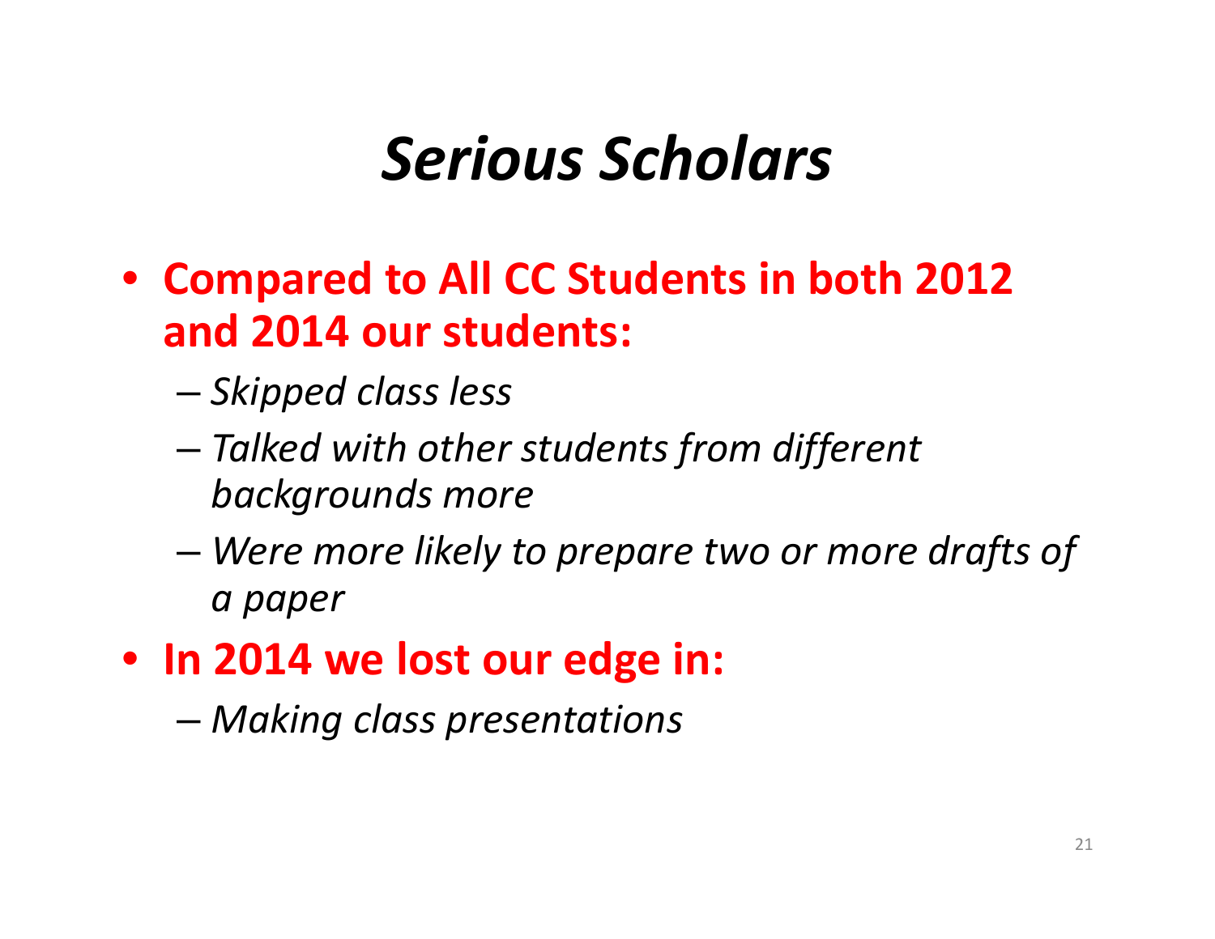# *Serious Scholars*

- **Compared to All CC Students in both 2012 and 2014 our students:**
  - *Skipped class less*
  - *Talked with other students from different backgrounds more*
  - *Were more likely to prepare two or more drafts of a paper*
- **In 2014 we lost our edge in:**
  - *Making class presentations*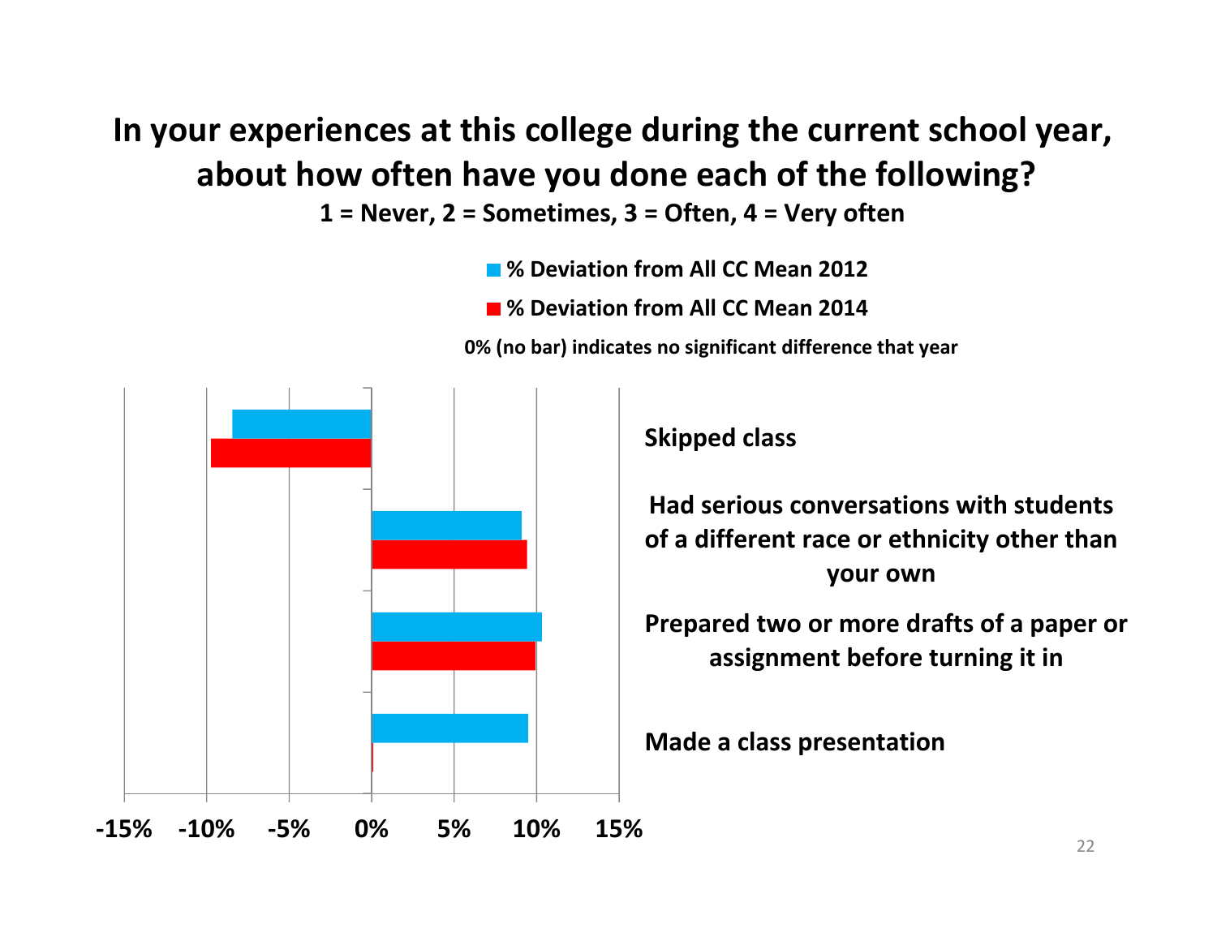# In your experiences at this college during the current school year, about how often have you done each of the following?

**1 = Never, 2 = Sometimes, 3 = Often, 4 = Very often**

**% Deviation from All CC Mean 2012**

**% Deviation from All CC Mean 2014**

**0% (no bar) indicates no significant difference that year**

**Skipped class**

**Had serious conversations with students of a different race or ethnicity other than your own**

**Prepared two or more drafts of a paper or assignment before turning it in**

**Made a class presentation**

**-15% -10% -5% 0% 5% 10% 15%**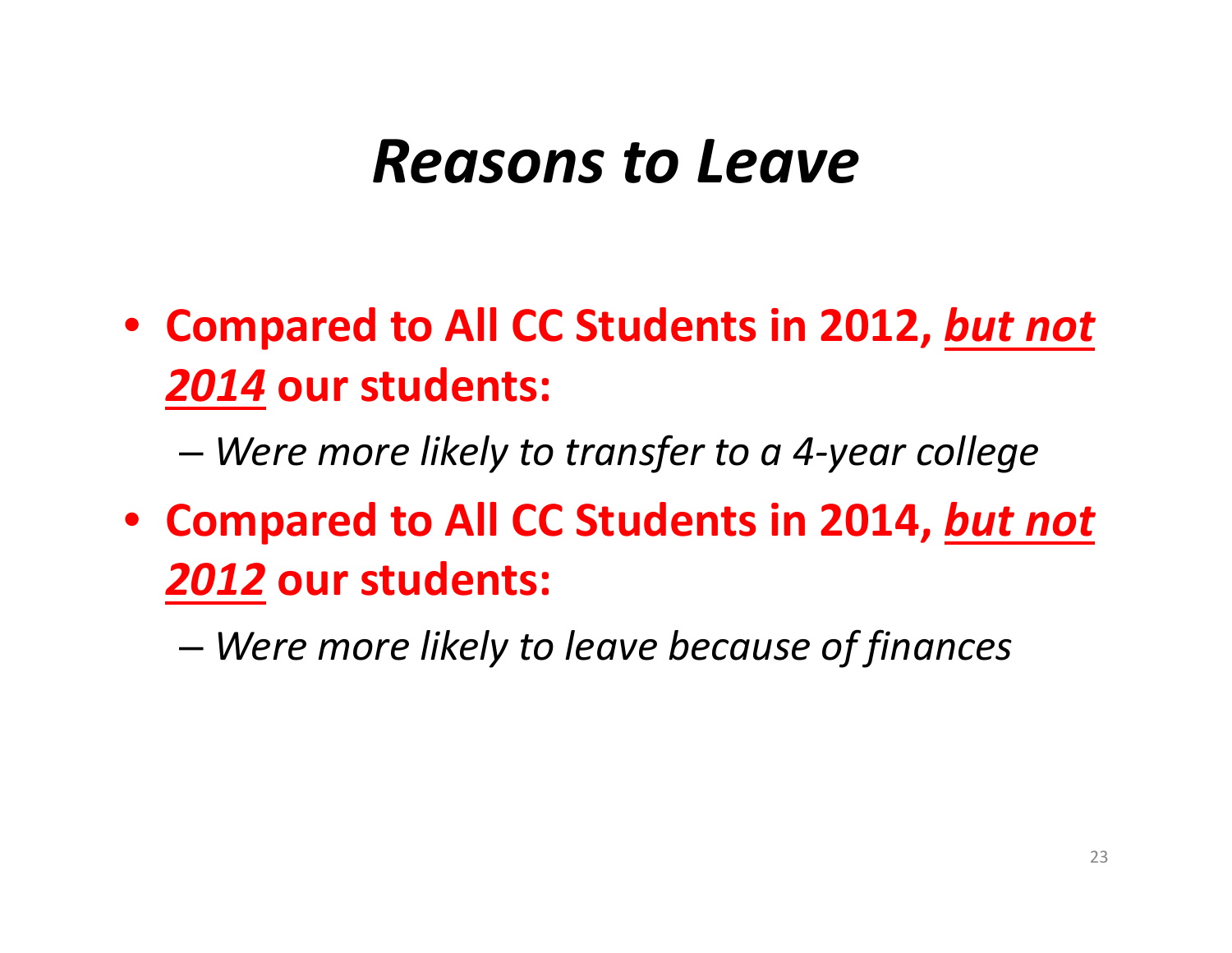# *Reasons to Leave*

- **Compared to All CC Students in 2012, *<u>but not 2014</u>* our students:**
  - *Were more likely to transfer to a 4-year college*
- **Compared to All CC Students in 2014, *<u>but not 2012</u>* our students:**
  - *Were more likely to leave because of finances*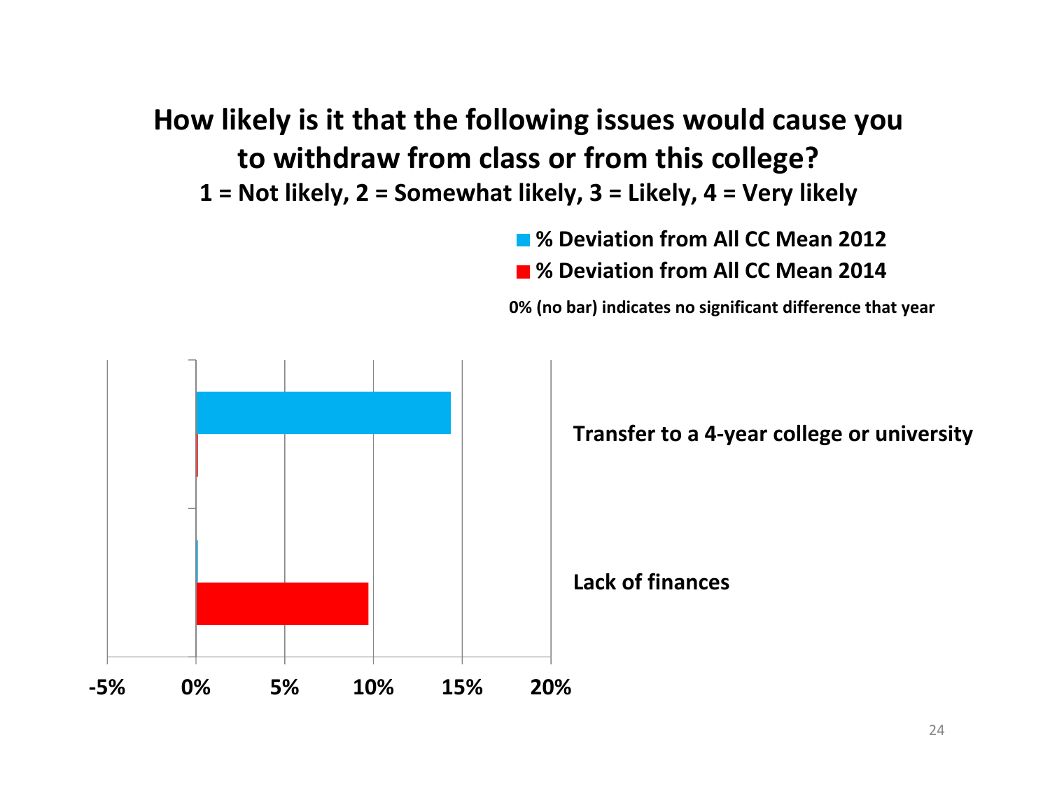# How likely is it that the following issues would cause you to withdraw from class or from this college?

**1 = Not likely, 2 = Somewhat likely, 3 = Likely, 4 = Very likely**

- % Deviation from All CC Mean 2012
- % Deviation from All CC Mean 2014

0% (no bar) indicates no significant difference that year

| Issue | % Deviation from All CC Mean 2012 | % Deviation from All CC Mean 2014 |
| --- | --- | --- |
| Transfer to a 4-year college or university | ~14% | 0% |
| Lack of finances | 0% | ~10% |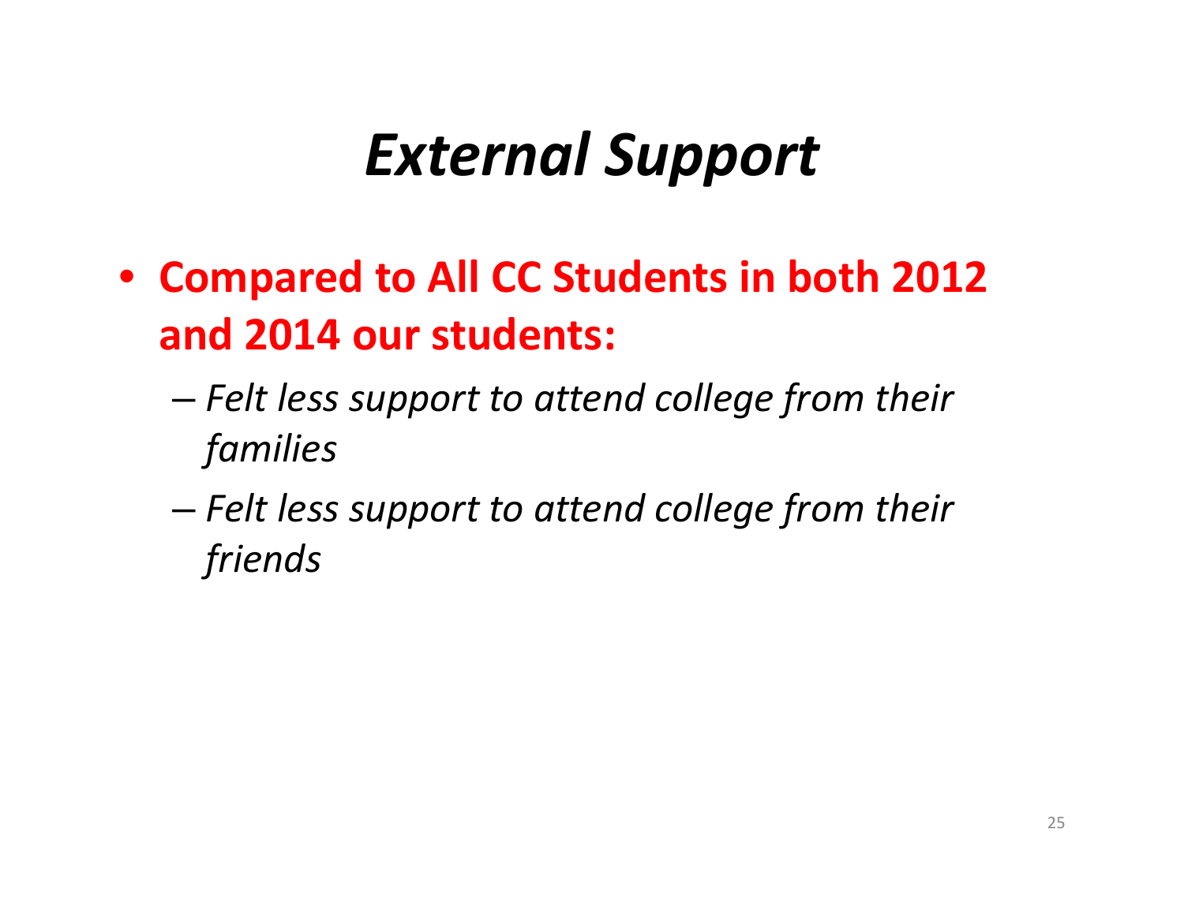# *External Support*

- **Compared to All CC Students in both 2012 and 2014 our students:**
  - *Felt less support to attend college from their families*
  - *Felt less support to attend college from their friends*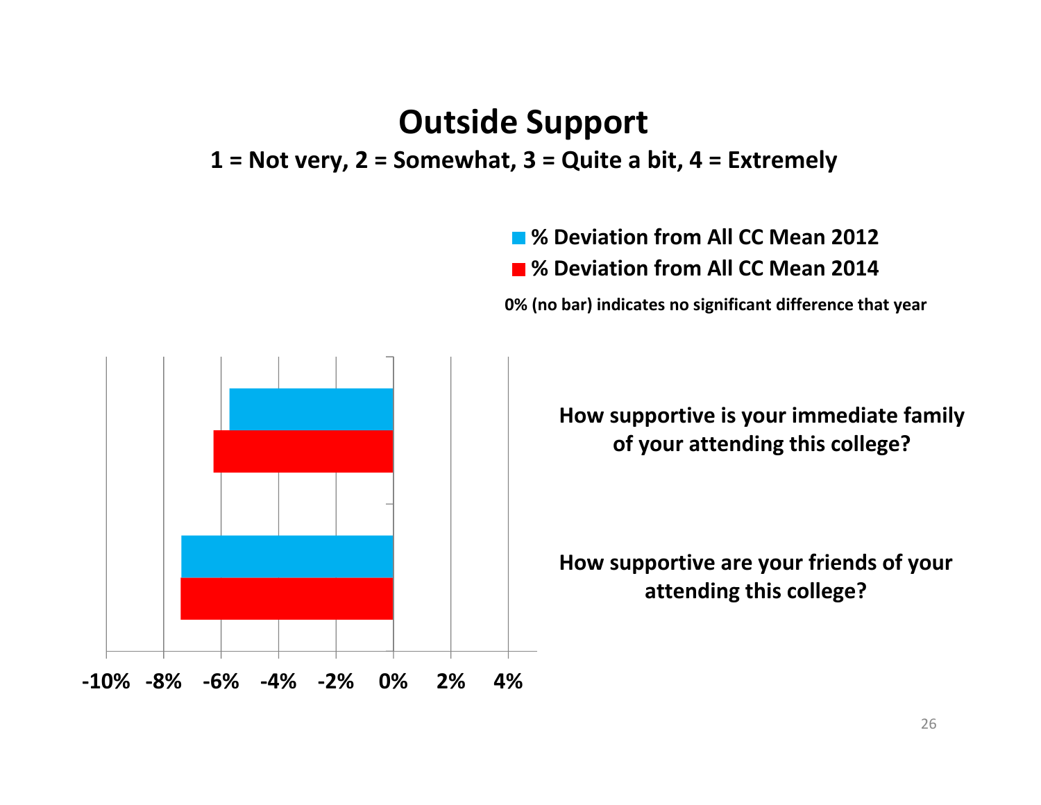# Outside Support

**1 = Not very, 2 = Somewhat, 3 = Quite a bit, 4 = Extremely**

■ % Deviation from All CC Mean 2012
■ % Deviation from All CC Mean 2014

**0% (no bar) indicates no significant difference that year**

**How supportive is your immediate family of your attending this college?**

**How supportive are your friends of your attending this college?**

-10% -8% -6% -4% -2% 0% 2% 4%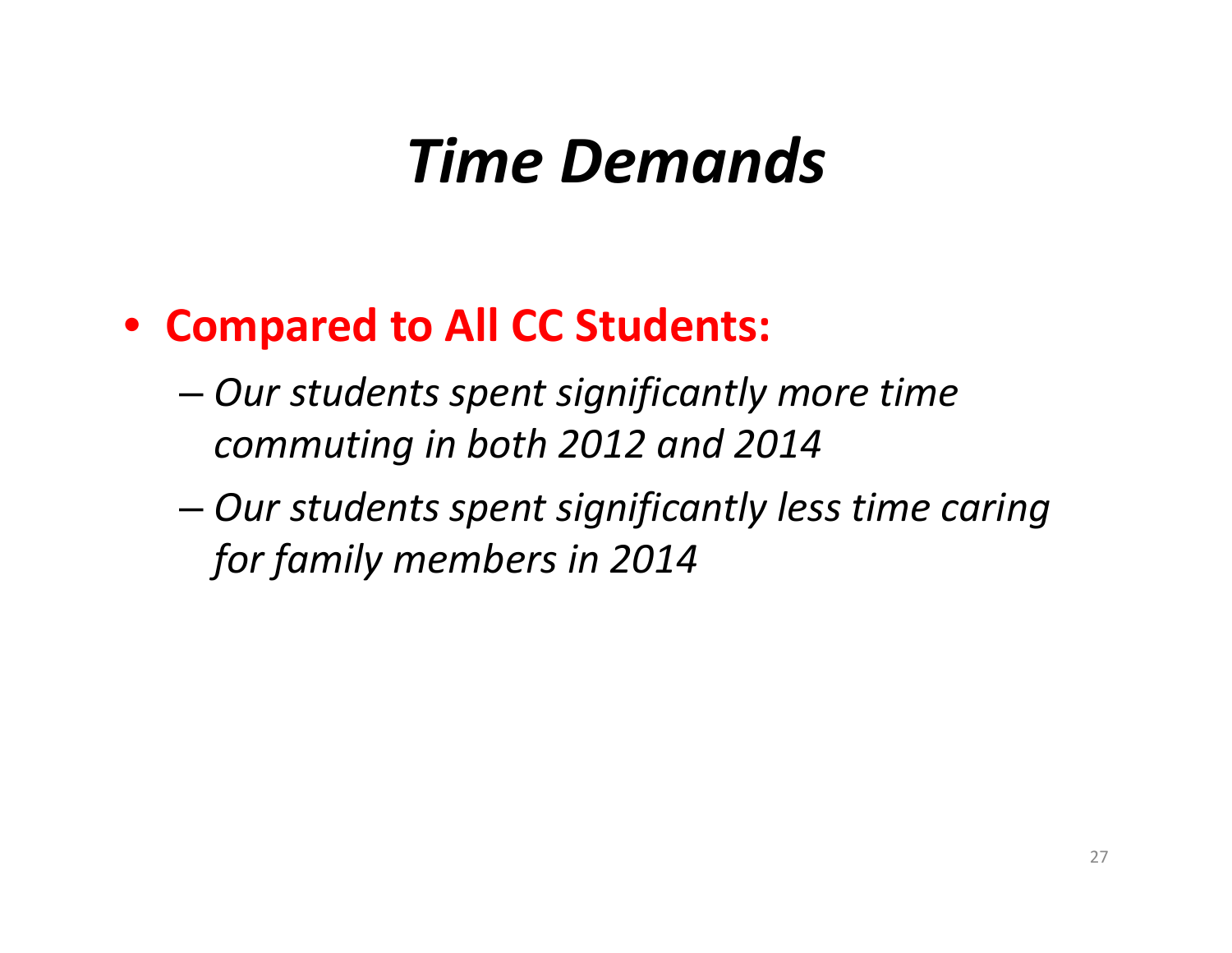# *Time Demands*

- **Compared to All CC Students:**
  - *Our students spent significantly more time commuting in both 2012 and 2014*
  - *Our students spent significantly less time caring for family members in 2014*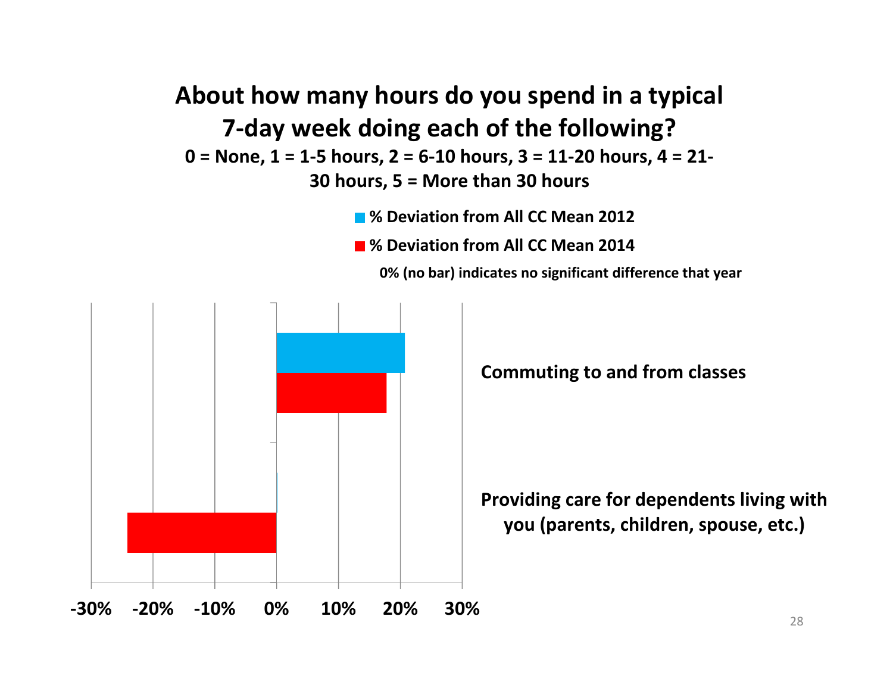# About how many hours do you spend in a typical 7-day week doing each of the following?

**0 = None, 1 = 1-5 hours, 2 = 6-10 hours, 3 = 11-20 hours, 4 = 21-30 hours, 5 = More than 30 hours**

**% Deviation from All CC Mean 2012**

**% Deviation from All CC Mean 2014**

**0% (no bar) indicates no significant difference that year**

**Commuting to and from classes**

**Providing care for dependents living with you (parents, children, spouse, etc.)**

**-30% -20% -10% 0% 10% 20% 30%**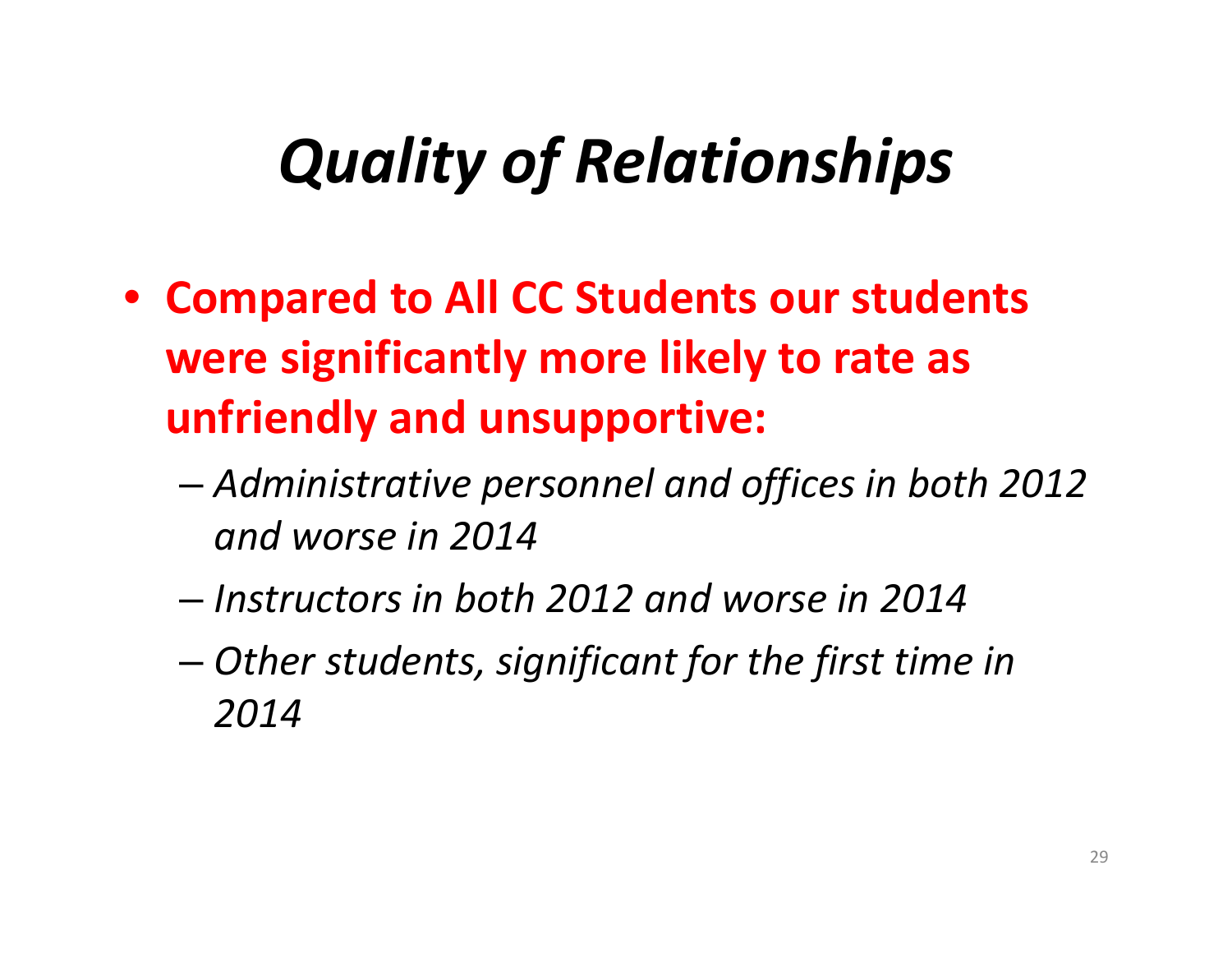# *Quality of Relationships*

- **Compared to All CC Students our students were significantly more likely to rate as unfriendly and unsupportive:**
  - *Administrative personnel and offices in both 2012 and worse in 2014*
  - *Instructors in both 2012 and worse in 2014*
  - *Other students, significant for the first time in 2014*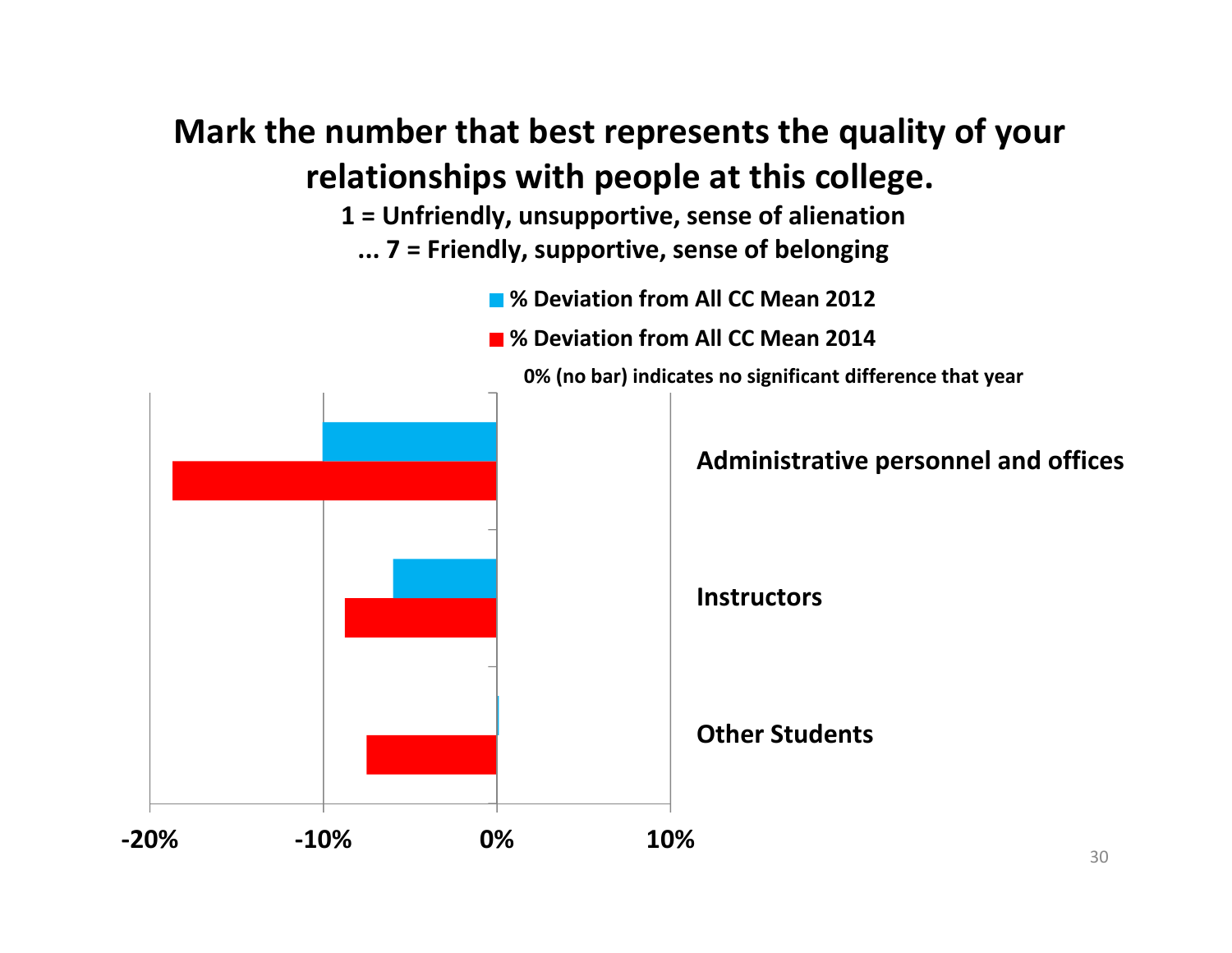# Mark the number that best represents the quality of your relationships with people at this college.

**1 = Unfriendly, unsupportive, sense of alienation**

**... 7 = Friendly, supportive, sense of belonging**

**% Deviation from All CC Mean 2012**

**% Deviation from All CC Mean 2014**

**0% (no bar) indicates no significant difference that year**

**Administrative personnel and offices**

**Instructors**

**Other Students**

**-20% -10% 0% 10%**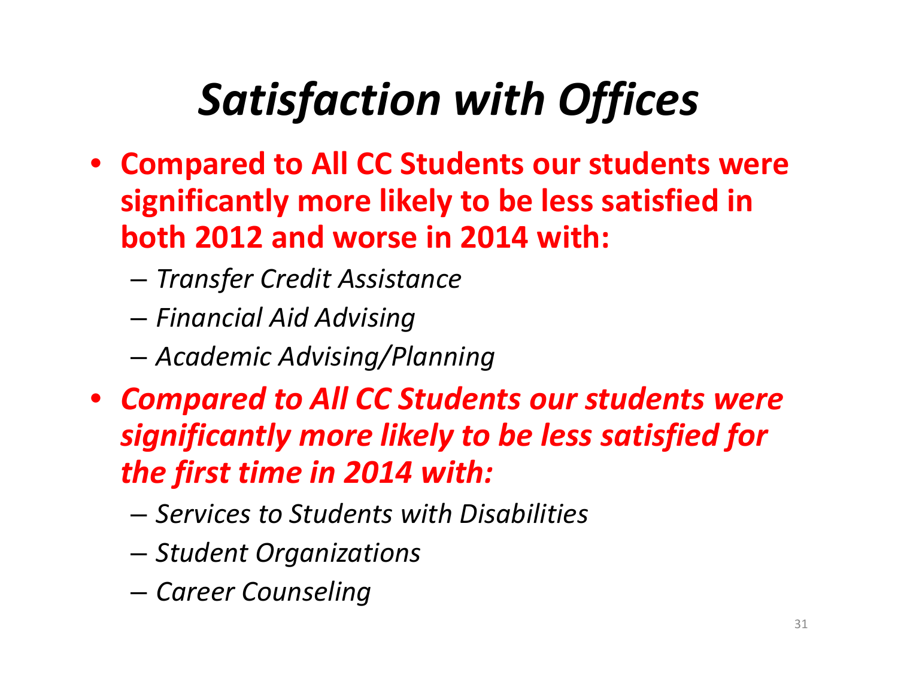# *Satisfaction with Offices*

- **Compared to All CC Students our students were significantly more likely to be less satisfied in both 2012 and worse in 2014 with:**
  - *Transfer Credit Assistance*
  - *Financial Aid Advising*
  - *Academic Advising/Planning*
- ***Compared to All CC Students our students were significantly more likely to be less satisfied for the first time in 2014 with:***
  - *Services to Students with Disabilities*
  - *Student Organizations*
  - *Career Counseling*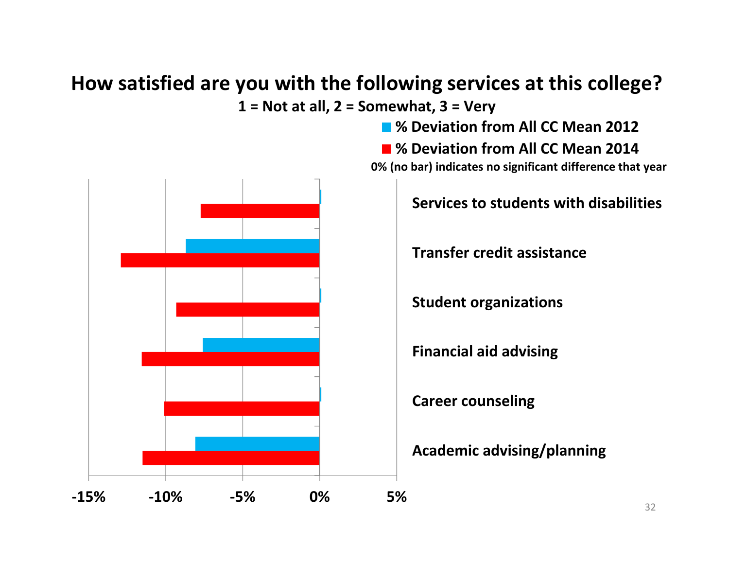## How satisfied are you with the following services at this college?

**1 = Not at all, 2 = Somewhat, 3 = Very**

- % Deviation from All CC Mean 2012
- % Deviation from All CC Mean 2014

0% (no bar) indicates no significant difference that year

| Service | % Deviation from All CC Mean 2012 | % Deviation from All CC Mean 2014 |
|---|---|---|
| Services to students with disabilities | 0% | ~-7.7% |
| Transfer credit assistance | ~-8.7% | ~-12.9% |
| Student organizations | 0% | ~-9.3% |
| Financial aid advising | ~-7.6% | ~-11.5% |
| Career counseling | 0% | ~-10.1% |
| Academic advising/planning | ~-8.1% | ~-11.5% |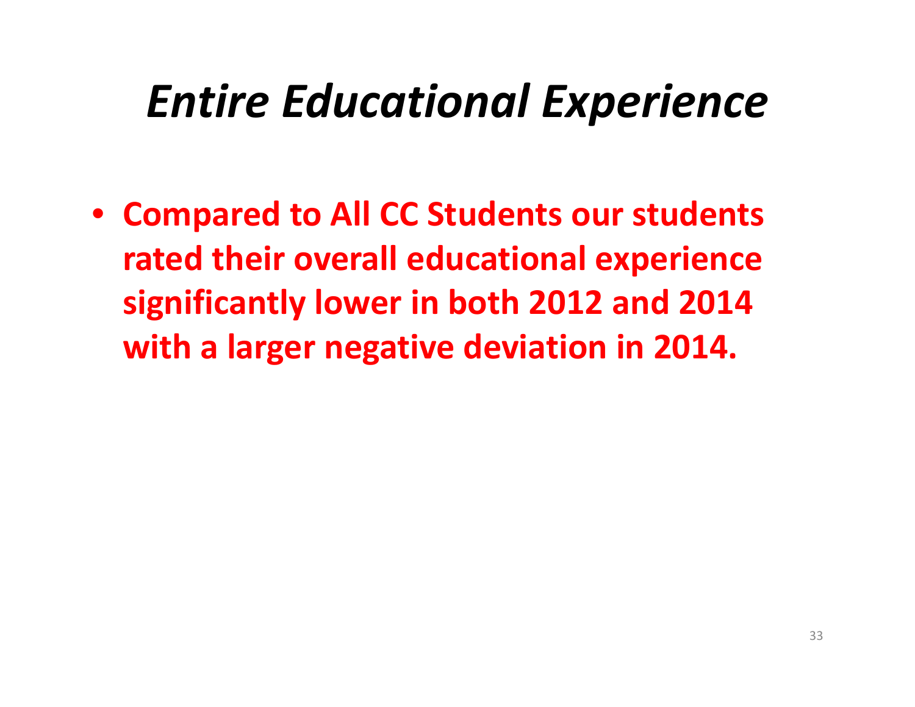# *Entire Educational Experience*

- **Compared to All CC Students our students rated their overall educational experience significantly lower in both 2012 and 2014 with a larger negative deviation in 2014.**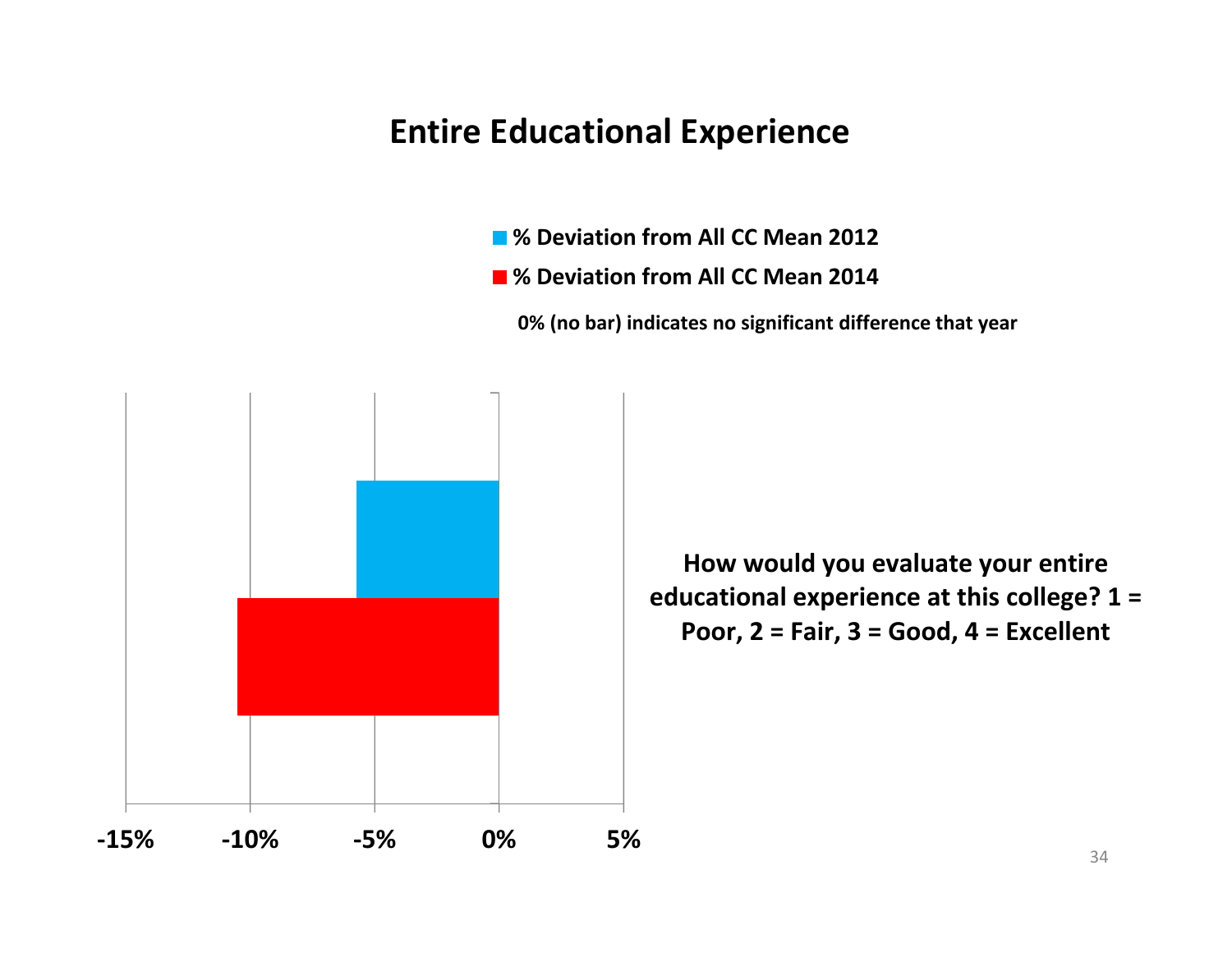# Entire Educational Experience

■ % Deviation from All CC Mean 2012

■ % Deviation from All CC Mean 2014

0% (no bar) indicates no significant difference that year

-15% -10% -5% 0% 5%

**How would you evaluate your entire educational experience at this college? 1 = Poor, 2 = Fair, 3 = Good, 4 = Excellent**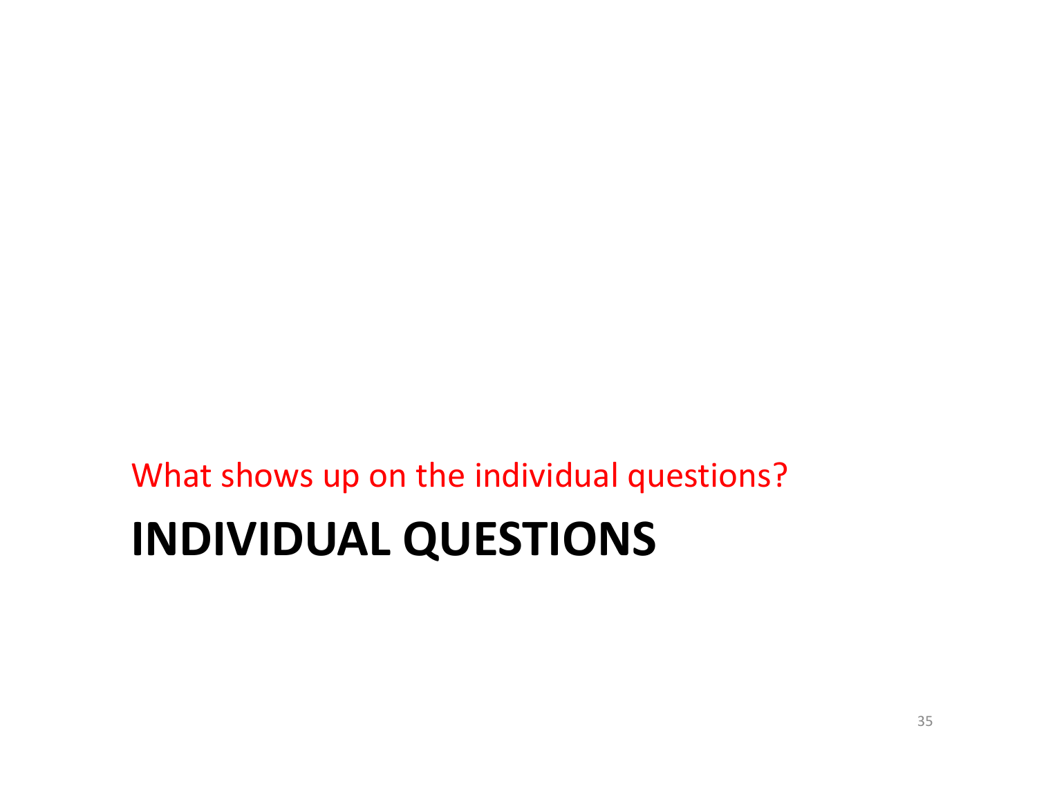What shows up on the individual questions?

# INDIVIDUAL QUESTIONS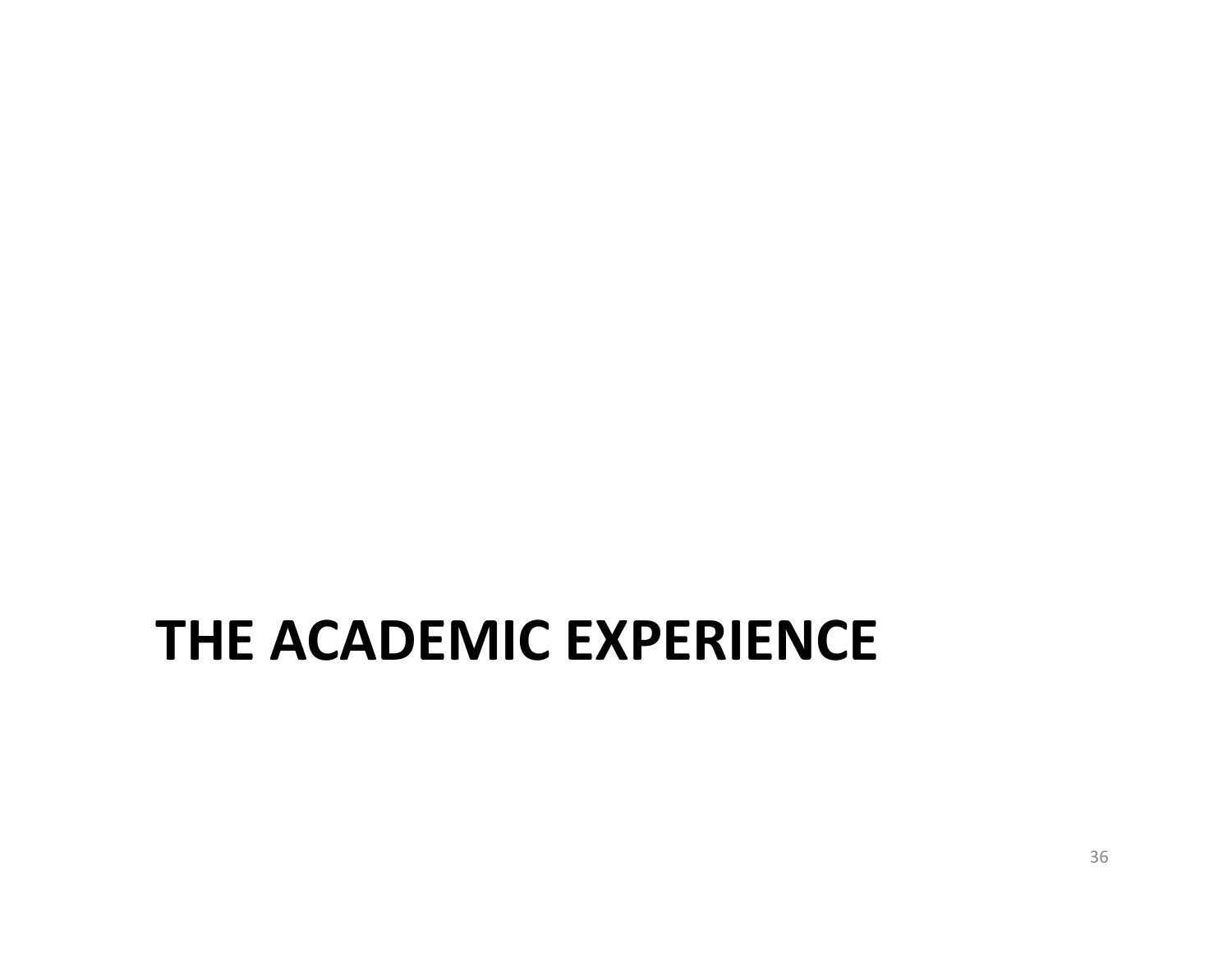# THE ACADEMIC EXPERIENCE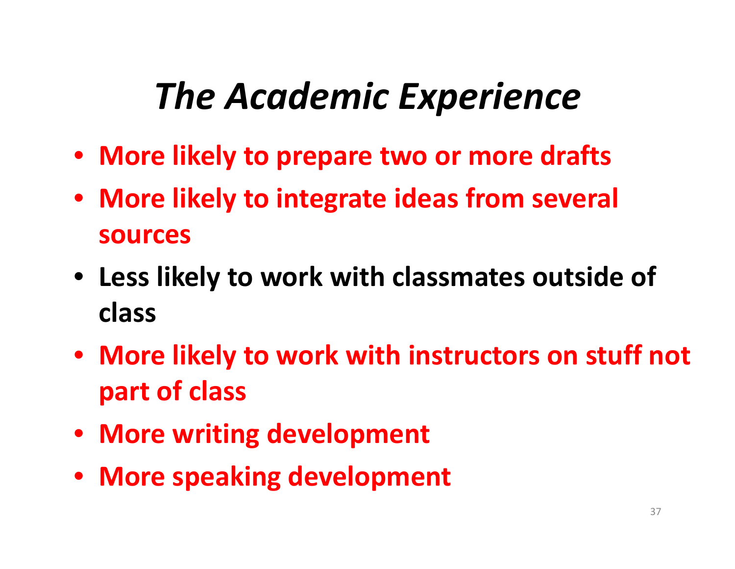# *The Academic Experience*

- **More likely to prepare two or more drafts**
- **More likely to integrate ideas from several sources**
- **Less likely to work with classmates outside of class**
- **More likely to work with instructors on stuff not part of class**
- **More writing development**
- **More speaking development**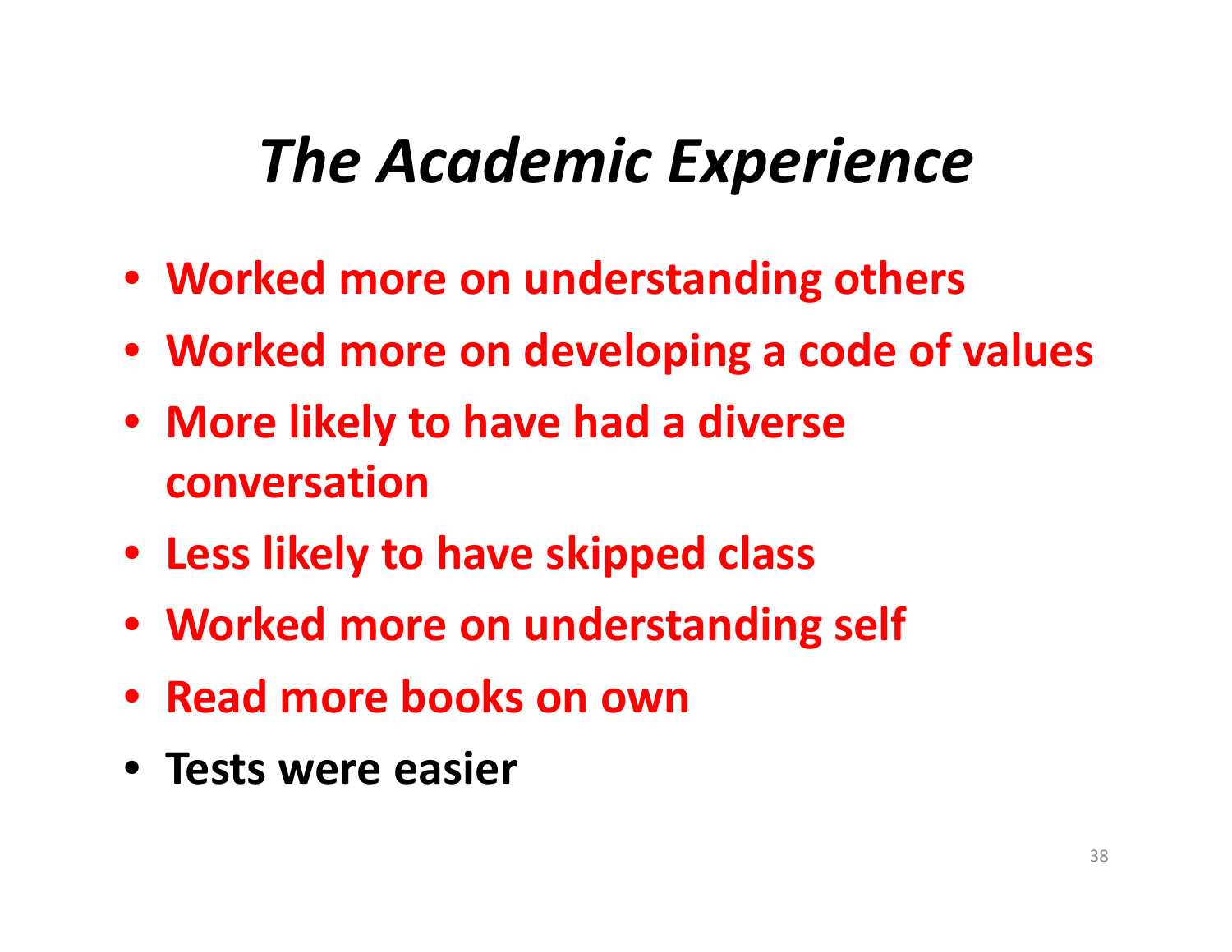# *The Academic Experience*

- **Worked more on understanding others**
- **Worked more on developing a code of values**
- **More likely to have had a diverse conversation**
- **Less likely to have skipped class**
- **Worked more on understanding self**
- **Read more books on own**
- **Tests were easier**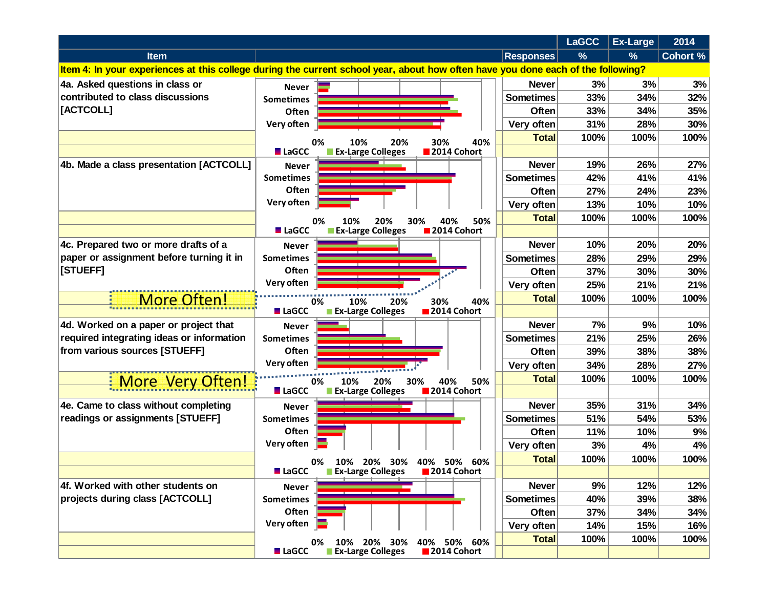| Item | Responses | LaGCC % | Ex-Large % | 2014 Cohort % |
|---|---|---|---|---|
| **Item 4: In your experiences at this college during the current school year, about how often have you done each of the following?** | | | | |
| 4a. Asked questions in class or contributed to class discussions [ACTCOLL] | Never | 3% | 3% | 3% |
| | Sometimes | 33% | 34% | 32% |
| | Often | 33% | 34% | 35% |
| | Very often | 31% | 28% | 30% |
| | Total | 100% | 100% | 100% |
| 4b. Made a class presentation [ACTCOLL] | Never | 19% | 26% | 27% |
| | Sometimes | 42% | 41% | 41% |
| | Often | 27% | 24% | 23% |
| | Very often | 13% | 10% | 10% |
| | Total | 100% | 100% | 100% |
| 4c. Prepared two or more drafts of a paper or assignment before turning it in [STUEFF] | Never | 10% | 20% | 20% |
| | Sometimes | 28% | 29% | 29% |
| | Often | 37% | 30% | 30% |
| | Very often | 25% | 21% | 21% |
| More Often! | Total | 100% | 100% | 100% |
| 4d. Worked on a paper or project that required integrating ideas or information from various sources [STUEFF] | Never | 7% | 9% | 10% |
| | Sometimes | 21% | 25% | 26% |
| | Often | 39% | 38% | 38% |
| | Very often | 34% | 28% | 27% |
| More Very Often! | Total | 100% | 100% | 100% |
| 4e. Came to class without completing readings or assignments [STUEFF] | Never | 35% | 31% | 34% |
| | Sometimes | 51% | 54% | 53% |
| | Often | 11% | 10% | 9% |
| | Very often | 3% | 4% | 4% |
| | Total | 100% | 100% | 100% |
| 4f. Worked with other students on projects during class [ACTCOLL] | Never | 9% | 12% | 12% |
| | Sometimes | 40% | 39% | 38% |
| | Often | 37% | 34% | 34% |
| | Very often | 14% | 15% | 16% |
| | Total | 100% | 100% | 100% |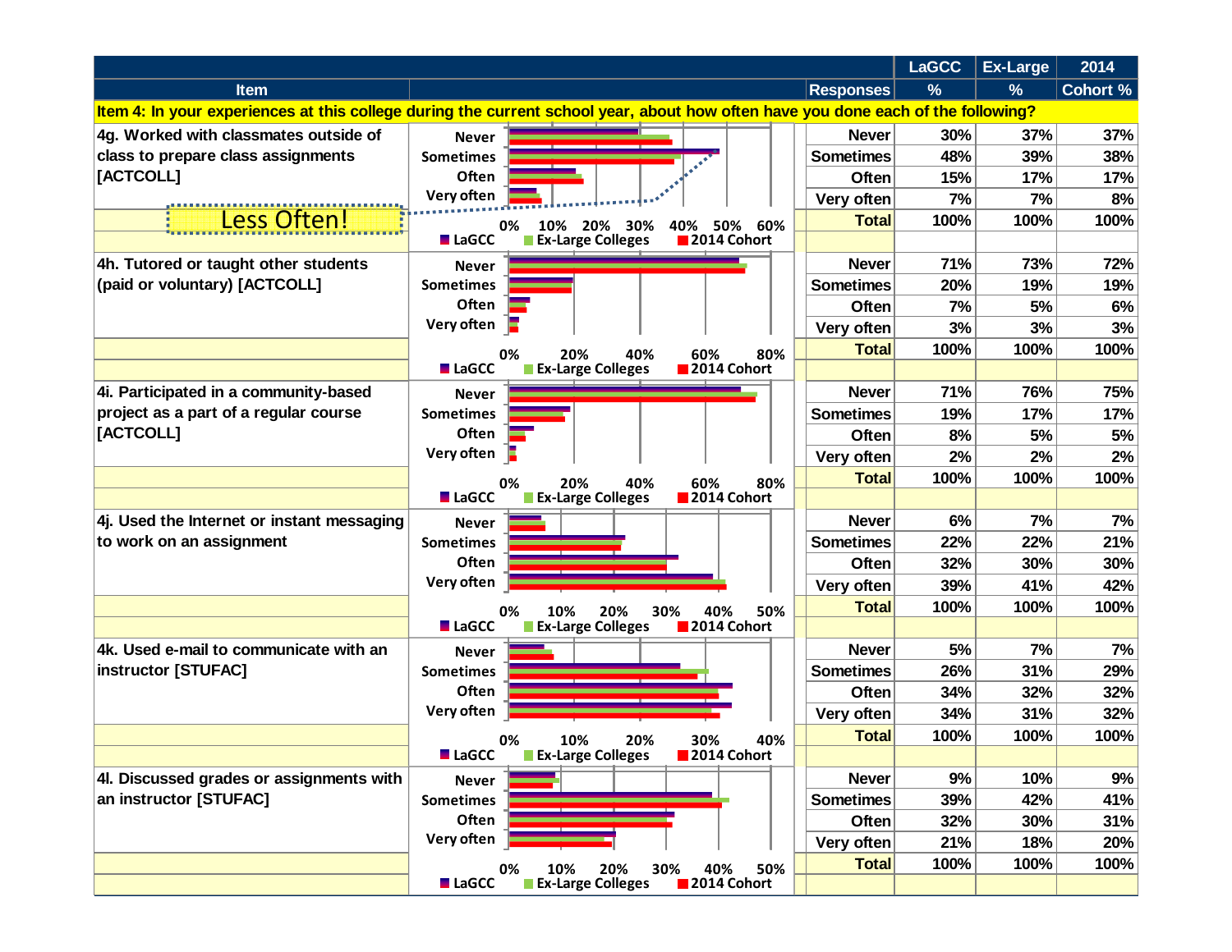| Item | Responses | LaGCC % | Ex-Large % | 2014 Cohort % |
|---|---|---|---|---|
| **Item 4: In your experiences at this college during the current school year, about how often have you done each of the following?** | | | | |
| 4g. Worked with classmates outside of class to prepare class assignments [ACTCOLL] | Never | 30% | 37% | 37% |
| | Sometimes | 48% | 39% | 38% |
| | Often | 15% | 17% | 17% |
| | Very often | 7% | 7% | 8% |
| Less Often! | Total | 100% | 100% | 100% |
| 4h. Tutored or taught other students (paid or voluntary) [ACTCOLL] | Never | 71% | 73% | 72% |
| | Sometimes | 20% | 19% | 19% |
| | Often | 7% | 5% | 6% |
| | Very often | 3% | 3% | 3% |
| | Total | 100% | 100% | 100% |
| 4i. Participated in a community-based project as a part of a regular course [ACTCOLL] | Never | 71% | 76% | 75% |
| | Sometimes | 19% | 17% | 17% |
| | Often | 8% | 5% | 5% |
| | Very often | 2% | 2% | 2% |
| | Total | 100% | 100% | 100% |
| 4j. Used the Internet or instant messaging to work on an assignment | Never | 6% | 7% | 7% |
| | Sometimes | 22% | 22% | 21% |
| | Often | 32% | 30% | 30% |
| | Very often | 39% | 41% | 42% |
| | Total | 100% | 100% | 100% |
| 4k. Used e-mail to communicate with an instructor [STUFAC] | Never | 5% | 7% | 7% |
| | Sometimes | 26% | 31% | 29% |
| | Often | 34% | 32% | 32% |
| | Very often | 34% | 31% | 32% |
| | Total | 100% | 100% | 100% |
| 4l. Discussed grades or assignments with an instructor [STUFAC] | Never | 9% | 10% | 9% |
| | Sometimes | 39% | 42% | 41% |
| | Often | 32% | 30% | 31% |
| | Very often | 21% | 18% | 20% |
| | Total | 100% | 100% | 100% |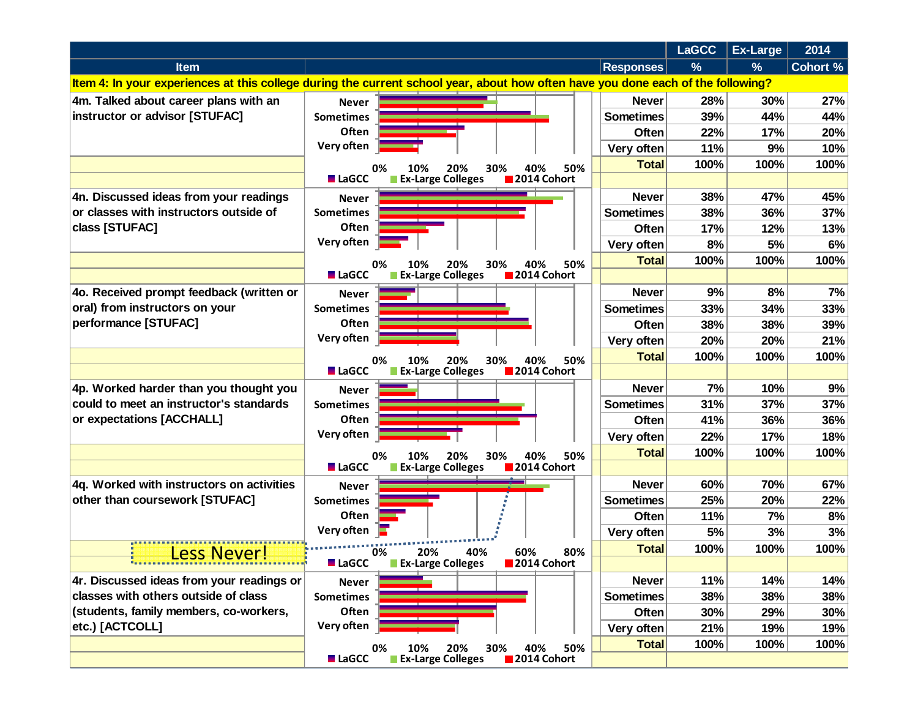| Item | Responses | LaGCC % | Ex-Large % | 2014 Cohort % |
|---|---|---|---|---|
| **Item 4: In your experiences at this college during the current school year, about how often have you done each of the following?** | | | | |
| 4m. Talked about career plans with an instructor or advisor [STUFAC] | Never | 28% | 30% | 27% |
| | Sometimes | 39% | 44% | 44% |
| | Often | 22% | 17% | 20% |
| | Very often | 11% | 9% | 10% |
| | Total | 100% | 100% | 100% |
| 4n. Discussed ideas from your readings or classes with instructors outside of class [STUFAC] | Never | 38% | 47% | 45% |
| | Sometimes | 38% | 36% | 37% |
| | Often | 17% | 12% | 13% |
| | Very often | 8% | 5% | 6% |
| | Total | 100% | 100% | 100% |
| 4o. Received prompt feedback (written or oral) from instructors on your performance [STUFAC] | Never | 9% | 8% | 7% |
| | Sometimes | 33% | 34% | 33% |
| | Often | 38% | 38% | 39% |
| | Very often | 20% | 20% | 21% |
| | Total | 100% | 100% | 100% |
| 4p. Worked harder than you thought you could to meet an instructor's standards or expectations [ACCHALL] | Never | 7% | 10% | 9% |
| | Sometimes | 31% | 37% | 37% |
| | Often | 41% | 36% | 36% |
| | Very often | 22% | 17% | 18% |
| | Total | 100% | 100% | 100% |
| 4q. Worked with instructors on activities other than coursework [STUFAC] | Never | 60% | 70% | 67% |
| | Sometimes | 25% | 20% | 22% |
| | Often | 11% | 7% | 8% |
| | Very often | 5% | 3% | 3% |
| | Total | 100% | 100% | 100% |
| 4r. Discussed ideas from your readings or classes with others outside of class (students, family members, co-workers, etc.) [ACTCOLL] | Never | 11% | 14% | 14% |
| | Sometimes | 38% | 38% | 38% |
| | Often | 30% | 29% | 30% |
| | Very often | 21% | 19% | 19% |
| | Total | 100% | 100% | 100% |

Less Never!

Legend: LaGCC, Ex-Large Colleges, 2014 Cohort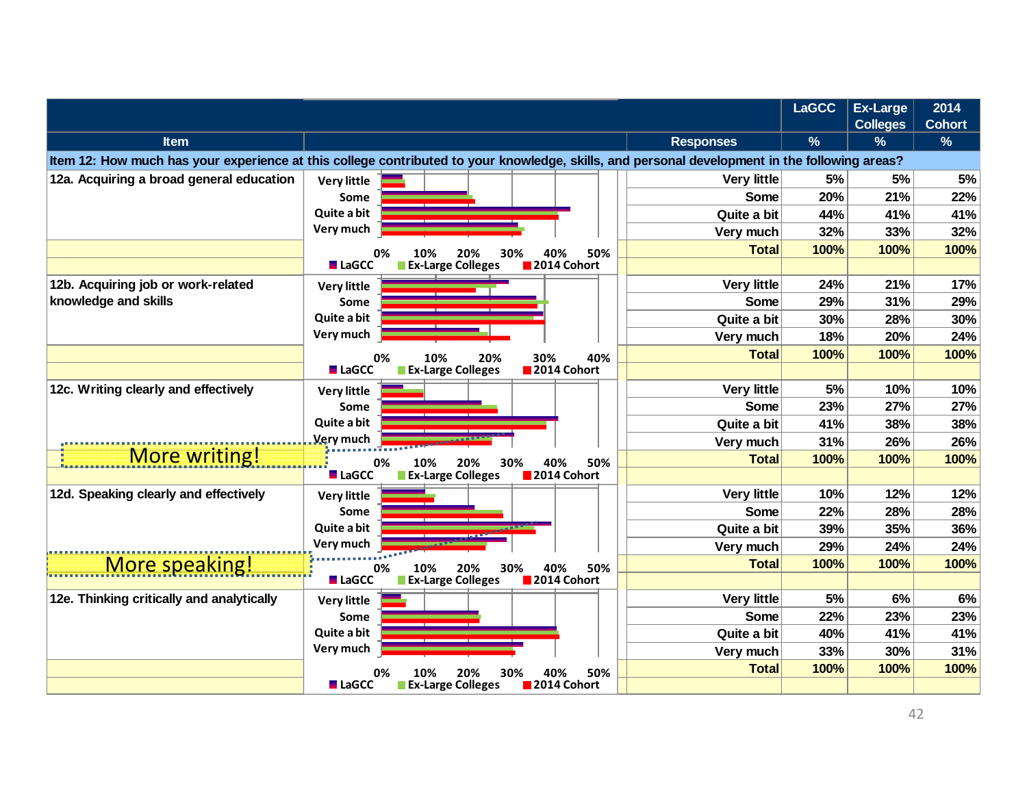| Item | Responses | LaGCC % | Ex-Large Colleges % | 2014 Cohort % |
|---|---|---|---|---|
| **Item 12: How much has your experience at this college contributed to your knowledge, skills, and personal development in the following areas?** | | | | |
| 12a. Acquiring a broad general education | Very little | 5% | 5% | 5% |
| | Some | 20% | 21% | 22% |
| | Quite a bit | 44% | 41% | 41% |
| | Very much | 32% | 33% | 32% |
| | Total | 100% | 100% | 100% |
| 12b. Acquiring job or work-related knowledge and skills | Very little | 24% | 21% | 17% |
| | Some | 29% | 31% | 29% |
| | Quite a bit | 30% | 28% | 30% |
| | Very much | 18% | 20% | 24% |
| | Total | 100% | 100% | 100% |
| 12c. Writing clearly and effectively | Very little | 5% | 10% | 10% |
| | Some | 23% | 27% | 27% |
| | Quite a bit | 41% | 38% | 38% |
| | Very much | 31% | 26% | 26% |
| | Total | 100% | 100% | 100% |
| 12d. Speaking clearly and effectively | Very little | 10% | 12% | 12% |
| | Some | 22% | 28% | 28% |
| | Quite a bit | 39% | 35% | 36% |
| | Very much | 29% | 24% | 24% |
| | Total | 100% | 100% | 100% |
| 12e. Thinking critically and analytically | Very little | 5% | 6% | 6% |
| | Some | 22% | 23% | 23% |
| | Quite a bit | 40% | 41% | 41% |
| | Very much | 33% | 30% | 31% |
| | Total | 100% | 100% | 100% |

More writing!

More speaking!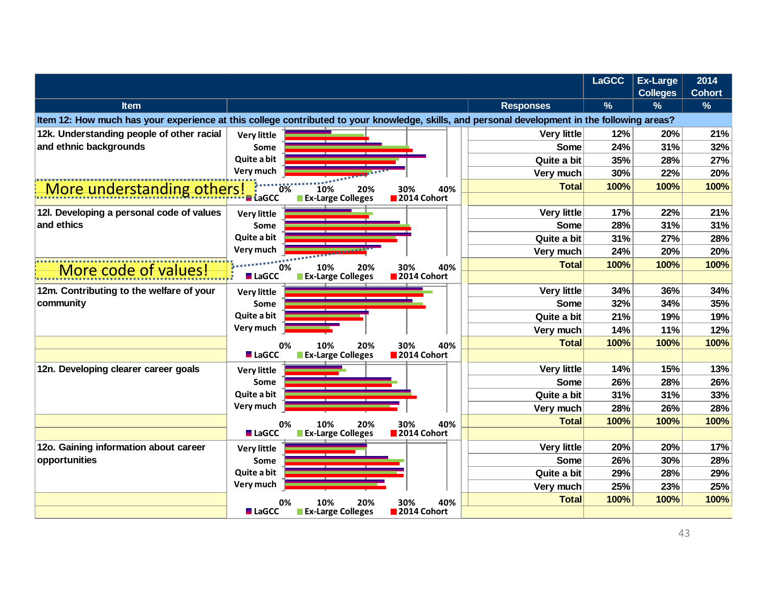| Item | Responses | LaGCC % | Ex-Large Colleges % | 2014 Cohort % |
|---|---|---|---|---|
| **Item 12: How much has your experience at this college contributed to your knowledge, skills, and personal development in the following areas?** | | | | |
| 12k. Understanding people of other racial and ethnic backgrounds | Very little | 12% | 20% | 21% |
| | Some | 24% | 31% | 32% |
| | Quite a bit | 35% | 28% | 27% |
| | Very much | 30% | 22% | 20% |
| | Total | 100% | 100% | 100% |
| 12l. Developing a personal code of values and ethics | Very little | 17% | 22% | 21% |
| | Some | 28% | 31% | 31% |
| | Quite a bit | 31% | 27% | 28% |
| | Very much | 24% | 20% | 20% |
| | Total | 100% | 100% | 100% |
| 12m. Contributing to the welfare of your community | Very little | 34% | 36% | 34% |
| | Some | 32% | 34% | 35% |
| | Quite a bit | 21% | 19% | 19% |
| | Very much | 14% | 11% | 12% |
| | Total | 100% | 100% | 100% |
| 12n. Developing clearer career goals | Very little | 14% | 15% | 13% |
| | Some | 26% | 28% | 26% |
| | Quite a bit | 31% | 31% | 33% |
| | Very much | 28% | 26% | 28% |
| | Total | 100% | 100% | 100% |
| 12o. Gaining information about career opportunities | Very little | 20% | 20% | 17% |
| | Some | 26% | 30% | 28% |
| | Quite a bit | 29% | 28% | 29% |
| | Very much | 25% | 23% | 25% |
| | Total | 100% | 100% | 100% |

More understanding others!

More code of values!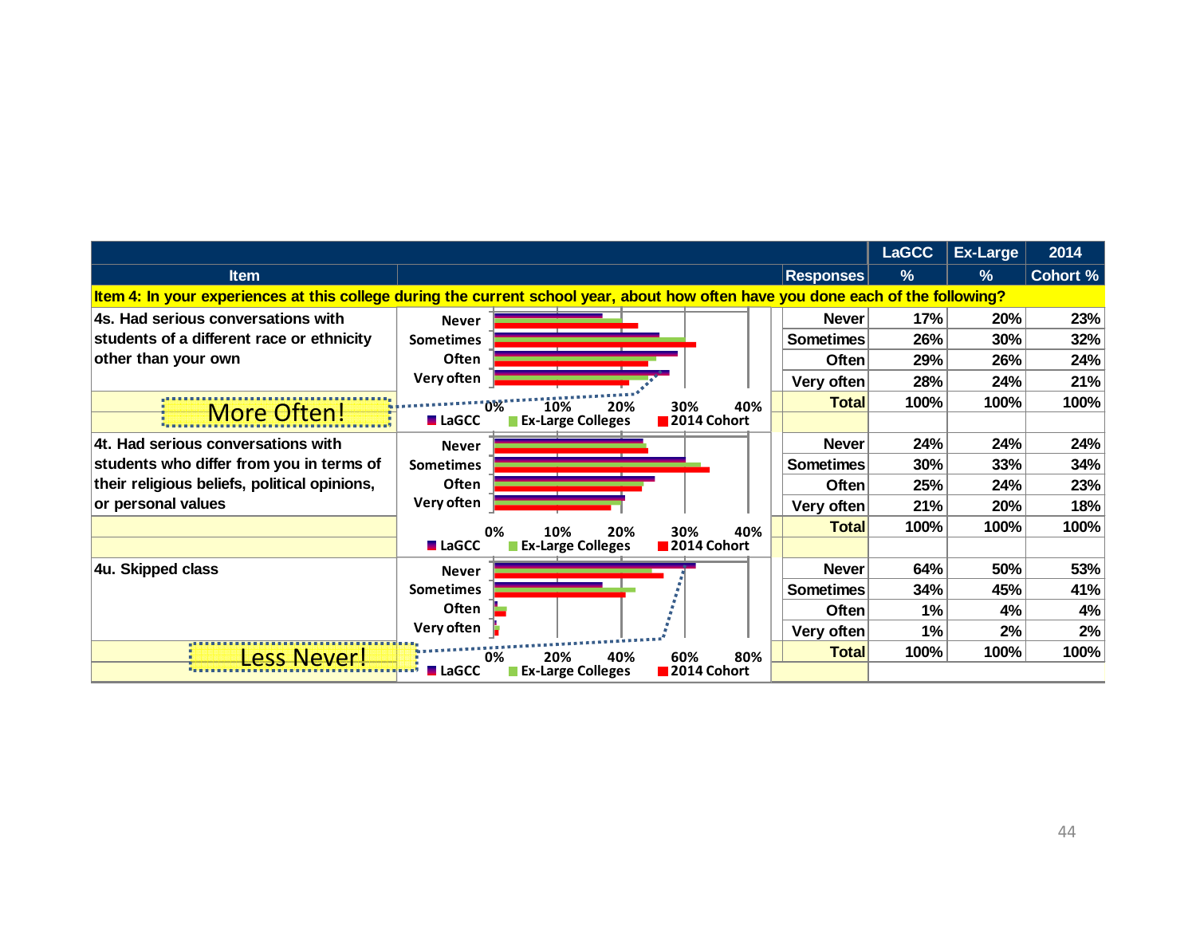| Item | Responses | LaGCC % | Ex-Large % | 2014 Cohort % |
|---|---|---|---|---|
| **Item 4: In your experiences at this college during the current school year, about how often have you done each of the following?** | | | | |
| 4s. Had serious conversations with students of a different race or ethnicity other than your own | Never | 17% | 20% | 23% |
| | Sometimes | 26% | 30% | 32% |
| | Often | 29% | 26% | 24% |
| | Very often | 28% | 24% | 21% |
| More Often! | Total | 100% | 100% | 100% |
| 4t. Had serious conversations with students who differ from you in terms of their religious beliefs, political opinions, or personal values | Never | 24% | 24% | 24% |
| | Sometimes | 30% | 33% | 34% |
| | Often | 25% | 24% | 23% |
| | Very often | 21% | 20% | 18% |
| | Total | 100% | 100% | 100% |
| 4u. Skipped class | Never | 64% | 50% | 53% |
| | Sometimes | 34% | 45% | 41% |
| | Often | 1% | 4% | 4% |
| | Very often | 1% | 2% | 2% |
| Less Never! | Total | 100% | 100% | 100% |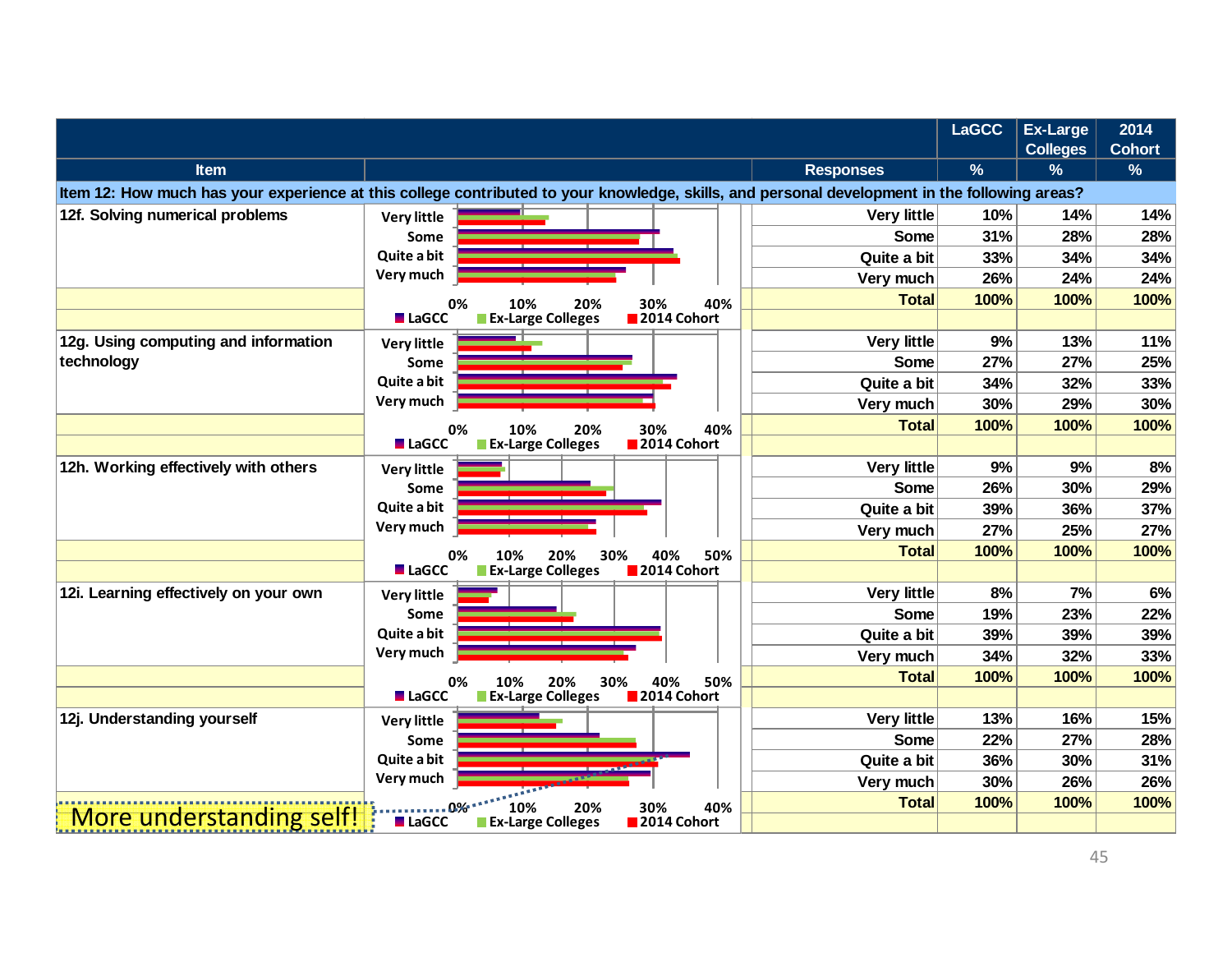| Item | Responses | LaGCC % | Ex-Large Colleges % | 2014 Cohort % |
|---|---|---|---|---|
| **Item 12: How much has your experience at this college contributed to your knowledge, skills, and personal development in the following areas?** | | | | |
| 12f. Solving numerical problems | Very little | 10% | 14% | 14% |
| | Some | 31% | 28% | 28% |
| | Quite a bit | 33% | 34% | 34% |
| | Very much | 26% | 24% | 24% |
| | Total | 100% | 100% | 100% |
| 12g. Using computing and information technology | Very little | 9% | 13% | 11% |
| | Some | 27% | 27% | 25% |
| | Quite a bit | 34% | 32% | 33% |
| | Very much | 30% | 29% | 30% |
| | Total | 100% | 100% | 100% |
| 12h. Working effectively with others | Very little | 9% | 9% | 8% |
| | Some | 26% | 30% | 29% |
| | Quite a bit | 39% | 36% | 37% |
| | Very much | 27% | 25% | 27% |
| | Total | 100% | 100% | 100% |
| 12i. Learning effectively on your own | Very little | 8% | 7% | 6% |
| | Some | 19% | 23% | 22% |
| | Quite a bit | 39% | 39% | 39% |
| | Very much | 34% | 32% | 33% |
| | Total | 100% | 100% | 100% |
| 12j. Understanding yourself | Very little | 13% | 16% | 15% |
| | Some | 22% | 27% | 28% |
| | Quite a bit | 36% | 30% | 31% |
| | Very much | 30% | 26% | 26% |
| | Total | 100% | 100% | 100% |

More understanding self!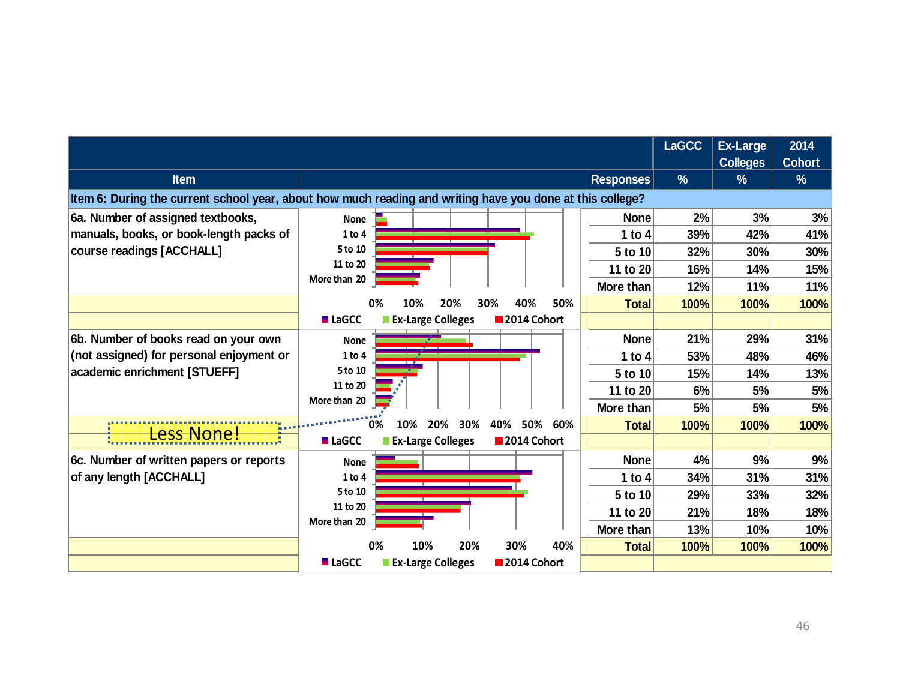| Item | Responses | LaGCC % | Ex-Large Colleges % | 2014 Cohort % |
|---|---|---|---|---|
| **Item 6: During the current school year, about how much reading and writing have you done at this college?** | | | | |
| 6a. Number of assigned textbooks, manuals, books, or book-length packs of course readings [ACCHALL] | None | 2% | 3% | 3% |
| | 1 to 4 | 39% | 42% | 41% |
| | 5 to 10 | 32% | 30% | 30% |
| | 11 to 20 | 16% | 14% | 15% |
| | More than | 12% | 11% | 11% |
| | Total | 100% | 100% | 100% |
| 6b. Number of books read on your own (not assigned) for personal enjoyment or academic enrichment [STUEFF] | None | 21% | 29% | 31% |
| | 1 to 4 | 53% | 48% | 46% |
| | 5 to 10 | 15% | 14% | 13% |
| | 11 to 20 | 6% | 5% | 5% |
| | More than | 5% | 5% | 5% |
| | Total | 100% | 100% | 100% |
| 6c. Number of written papers or reports of any length [ACCHALL] | None | 4% | 9% | 9% |
| | 1 to 4 | 34% | 31% | 31% |
| | 5 to 10 | 29% | 33% | 32% |
| | 11 to 20 | 21% | 18% | 18% |
| | More than | 13% | 10% | 10% |
| | Total | 100% | 100% | 100% |

Less None!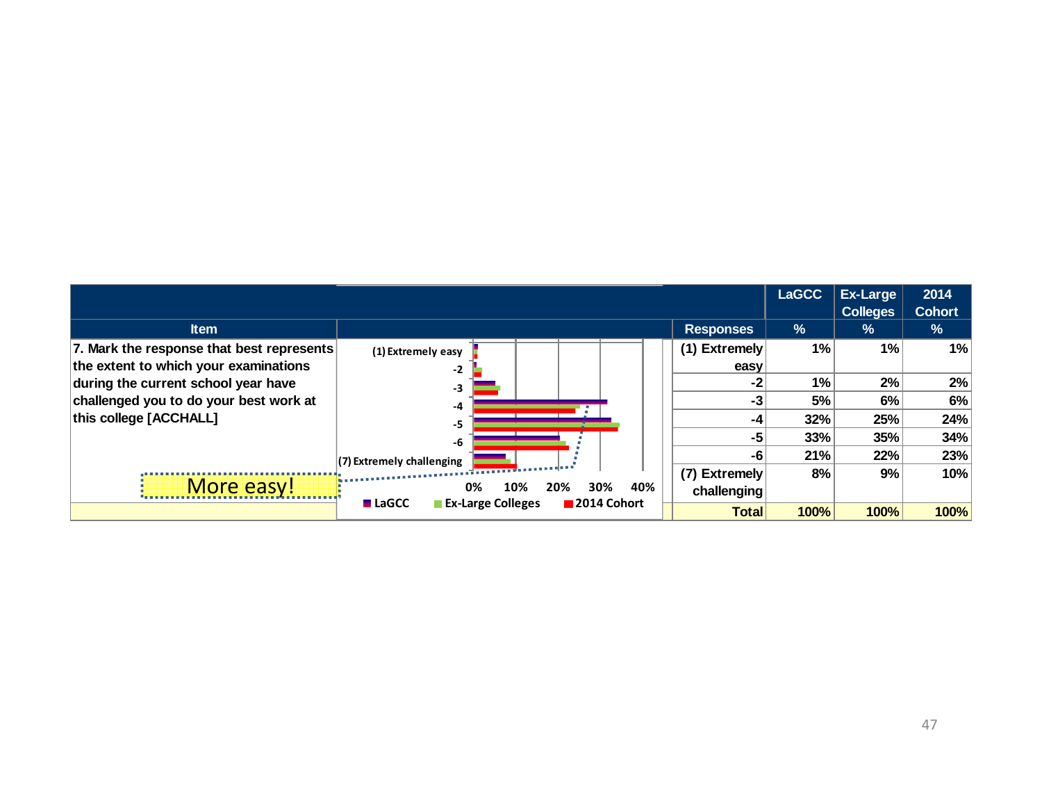| Item | | Responses | LaGCC % | Ex-Large Colleges % | 2014 Cohort % |
|---|---|---|---|---|---|
| 7. Mark the response that best represents the extent to which your examinations during the current school year have challenged you to do your best work at this college [ACCHALL] | | (1) Extremely easy | 1% | 1% | 1% |
| | | -2 | 1% | 2% | 2% |
| | | -3 | 5% | 6% | 6% |
| | | -4 | 32% | 25% | 24% |
| | | -5 | 33% | 35% | 34% |
| | | -6 | 21% | 22% | 23% |
| | | (7) Extremely challenging | 8% | 9% | 10% |
| | | Total | 100% | 100% | 100% |

Chart axis labels: (1) Extremely easy, -2, -3, -4, -5, -6, (7) Extremely challenging; 0%, 10%, 20%, 30%, 40%. Legend: LaGCC, Ex-Large Colleges, 2014 Cohort.

More easy!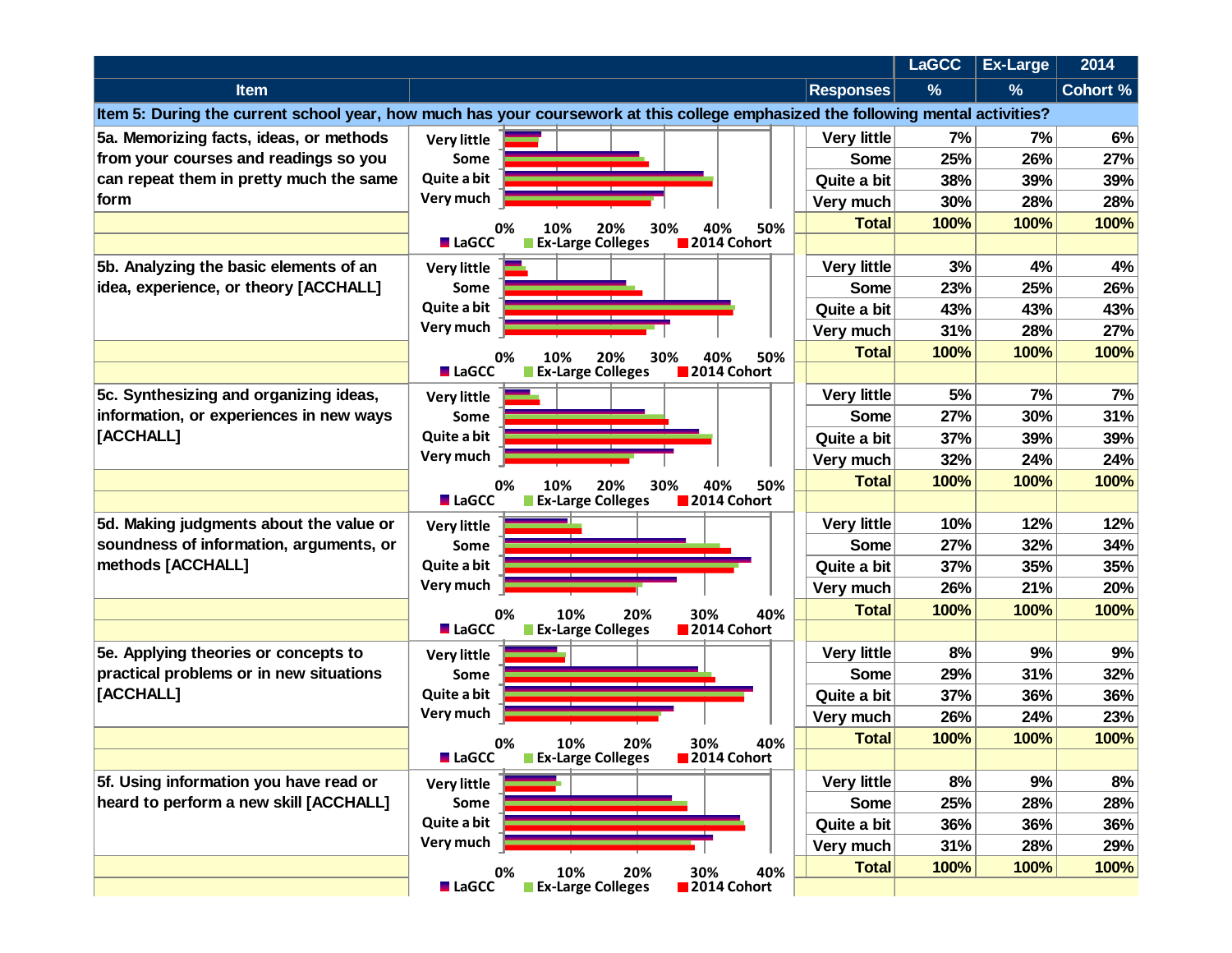| Item | Responses | LaGCC % | Ex-Large % | 2014 Cohort % |
|---|---|---|---|---|
| **Item 5: During the current school year, how much has your coursework at this college emphasized the following mental activities?** | | | | |
| 5a. Memorizing facts, ideas, or methods from your courses and readings so you can repeat them in pretty much the same form | Very little | 7% | 7% | 6% |
| | Some | 25% | 26% | 27% |
| | Quite a bit | 38% | 39% | 39% |
| | Very much | 30% | 28% | 28% |
| | **Total** | **100%** | **100%** | **100%** |
| 5b. Analyzing the basic elements of an idea, experience, or theory [ACCHALL] | Very little | 3% | 4% | 4% |
| | Some | 23% | 25% | 26% |
| | Quite a bit | 43% | 43% | 43% |
| | Very much | 31% | 28% | 27% |
| | **Total** | **100%** | **100%** | **100%** |
| 5c. Synthesizing and organizing ideas, information, or experiences in new ways [ACCHALL] | Very little | 5% | 7% | 7% |
| | Some | 27% | 30% | 31% |
| | Quite a bit | 37% | 39% | 39% |
| | Very much | 32% | 24% | 24% |
| | **Total** | **100%** | **100%** | **100%** |
| 5d. Making judgments about the value or soundness of information, arguments, or methods [ACCHALL] | Very little | 10% | 12% | 12% |
| | Some | 27% | 32% | 34% |
| | Quite a bit | 37% | 35% | 35% |
| | Very much | 26% | 21% | 20% |
| | **Total** | **100%** | **100%** | **100%** |
| 5e. Applying theories or concepts to practical problems or in new situations [ACCHALL] | Very little | 8% | 9% | 9% |
| | Some | 29% | 31% | 32% |
| | Quite a bit | 37% | 36% | 36% |
| | Very much | 26% | 24% | 23% |
| | **Total** | **100%** | **100%** | **100%** |
| 5f. Using information you have read or heard to perform a new skill [ACCHALL] | Very little | 8% | 9% | 8% |
| | Some | 25% | 28% | 28% |
| | Quite a bit | 36% | 36% | 36% |
| | Very much | 31% | 28% | 29% |
| | **Total** | **100%** | **100%** | **100%** |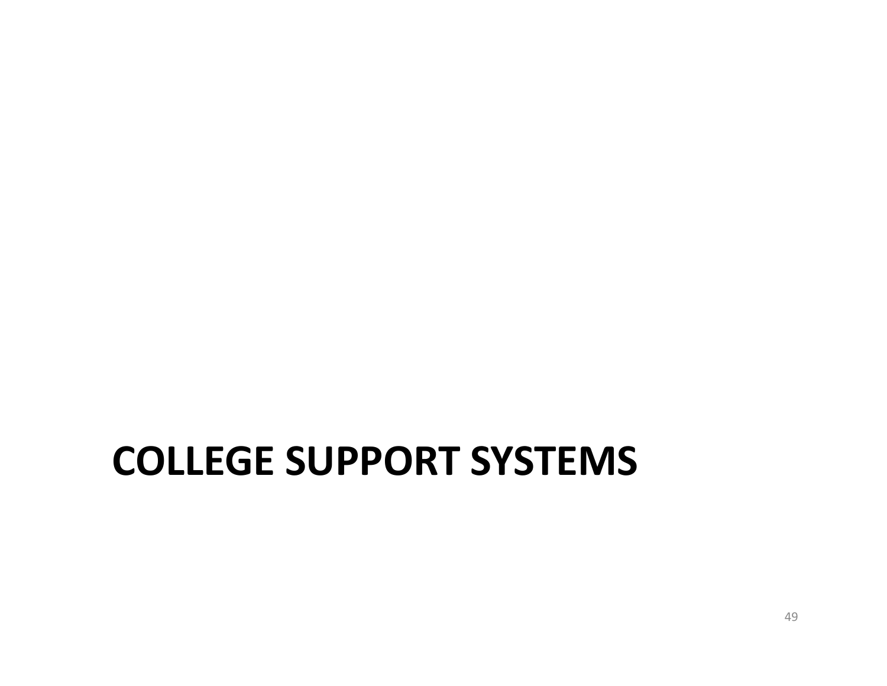# COLLEGE SUPPORT SYSTEMS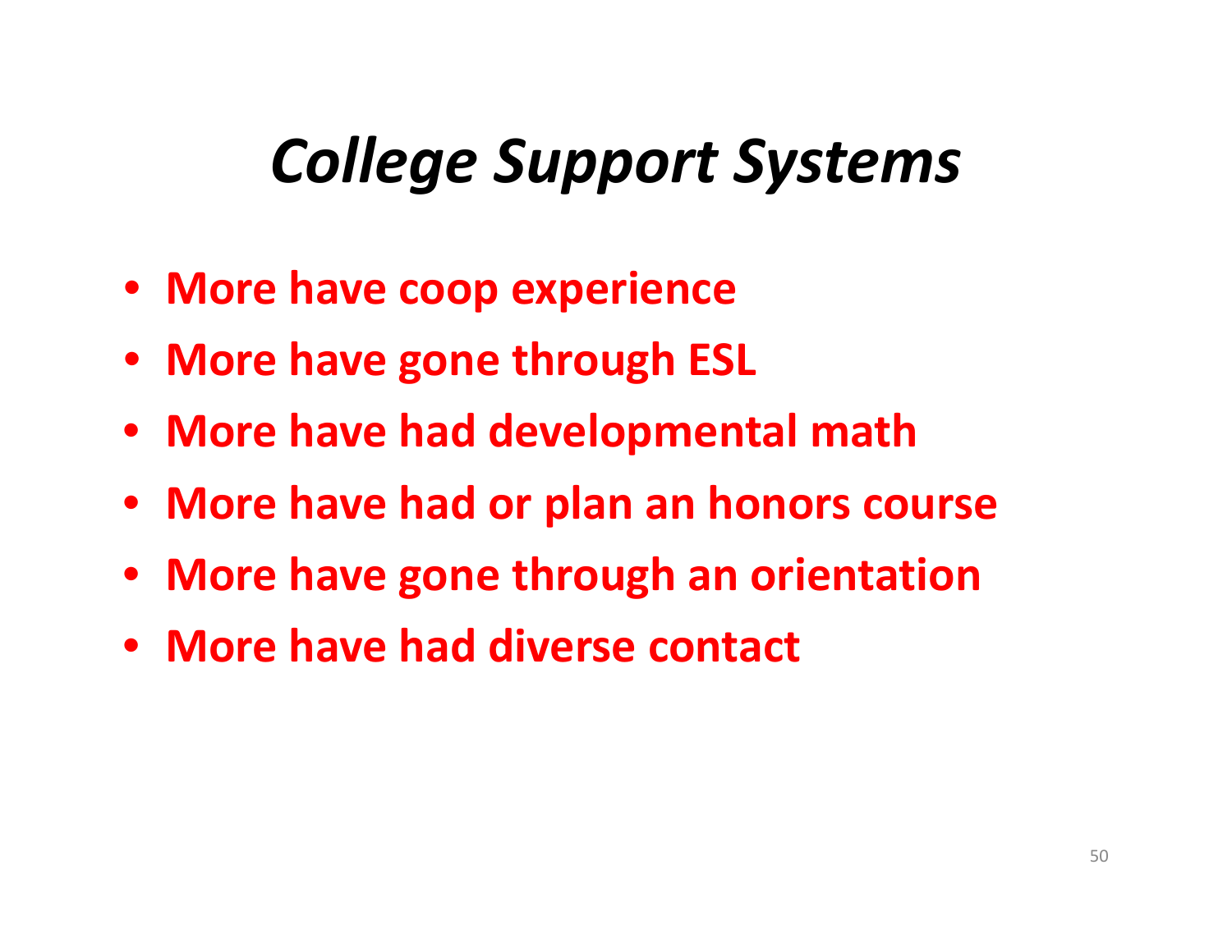# *College Support Systems*

- **More have coop experience**
- **More have gone through ESL**
- **More have had developmental math**
- **More have had or plan an honors course**
- **More have gone through an orientation**
- **More have had diverse contact**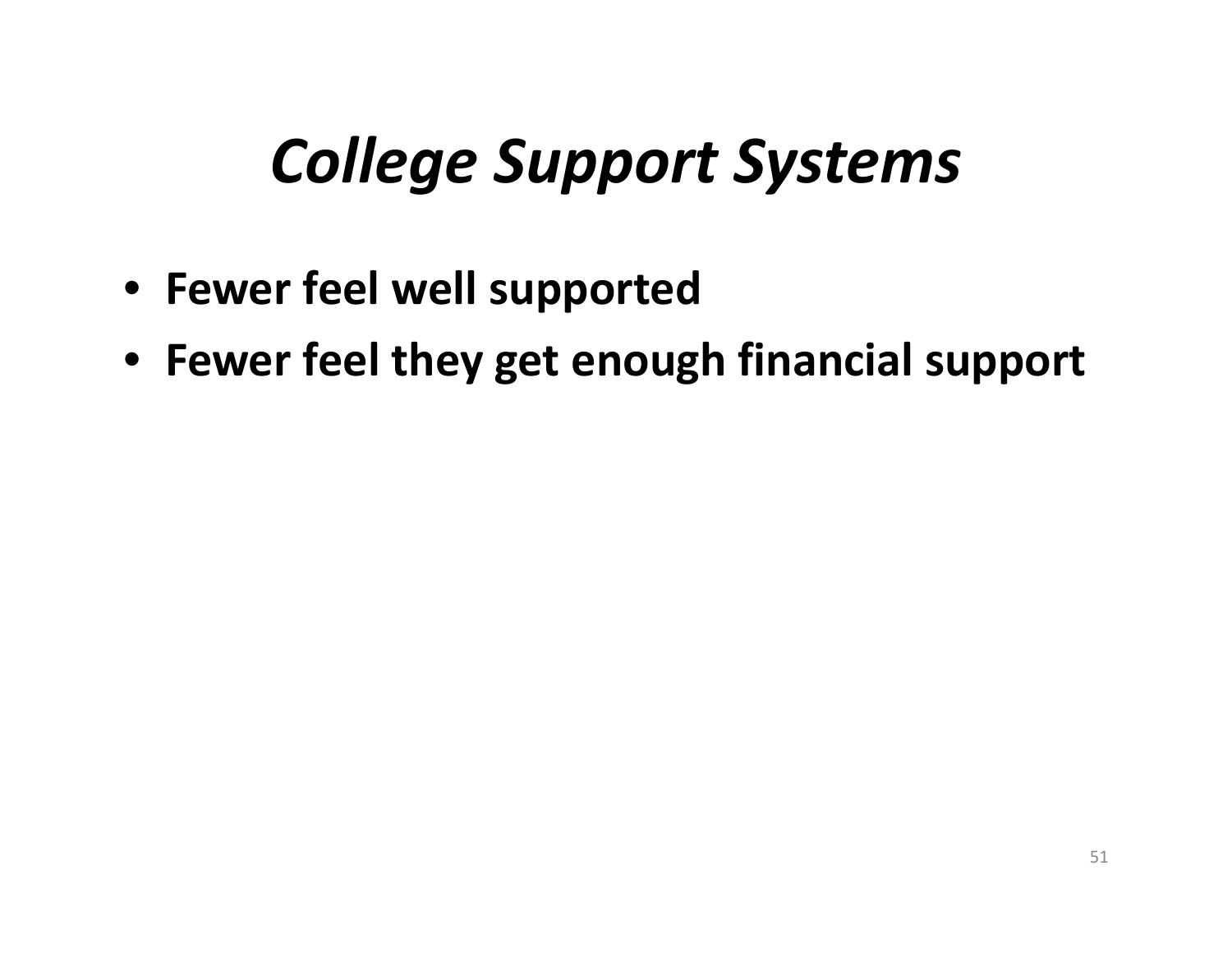# *College Support Systems*

- **Fewer feel well supported**
- **Fewer feel they get enough financial support**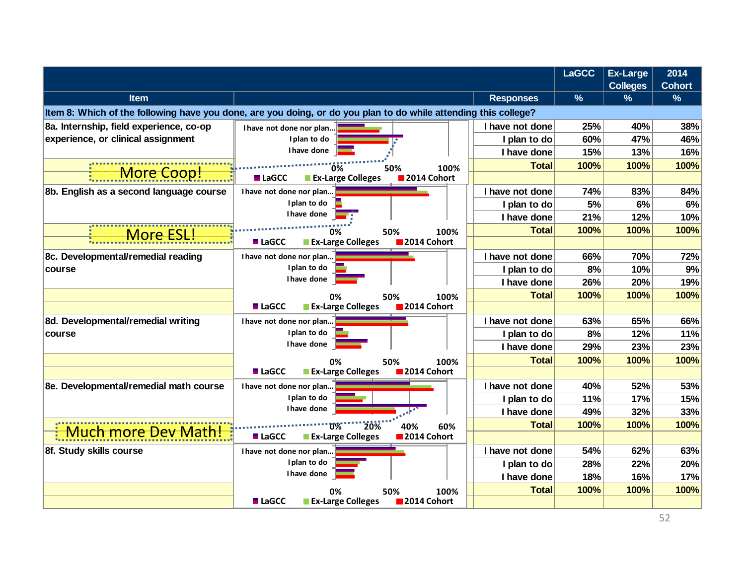| Item | | Responses | LaGCC % | Ex-Large Colleges % | 2014 Cohort % |
|---|---|---|---|---|---|
| **Item 8: Which of the following have you done, are you doing, or do you plan to do while attending this college?** | | | | | |
| 8a. Internship, field experience, co-op experience, or clinical assignment | | I have not done | 25% | 40% | 38% |
| | | I plan to do | 60% | 47% | 46% |
| | | I have done | 15% | 13% | 16% |
| More Coop! | | Total | 100% | 100% | 100% |
| 8b. English as a second language course | | I have not done | 74% | 83% | 84% |
| | | I plan to do | 5% | 6% | 6% |
| | | I have done | 21% | 12% | 10% |
| More ESL! | | Total | 100% | 100% | 100% |
| 8c. Developmental/remedial reading course | | I have not done | 66% | 70% | 72% |
| | | I plan to do | 8% | 10% | 9% |
| | | I have done | 26% | 20% | 19% |
| | | Total | 100% | 100% | 100% |
| 8d. Developmental/remedial writing course | | I have not done | 63% | 65% | 66% |
| | | I plan to do | 8% | 12% | 11% |
| | | I have done | 29% | 23% | 23% |
| | | Total | 100% | 100% | 100% |
| 8e. Developmental/remedial math course | | I have not done | 40% | 52% | 53% |
| | | I plan to do | 11% | 17% | 15% |
| | | I have done | 49% | 32% | 33% |
| Much more Dev Math! | | Total | 100% | 100% | 100% |
| 8f. Study skills course | | I have not done | 54% | 62% | 63% |
| | | I plan to do | 28% | 22% | 20% |
| | | I have done | 18% | 16% | 17% |
| | | Total | 100% | 100% | 100% |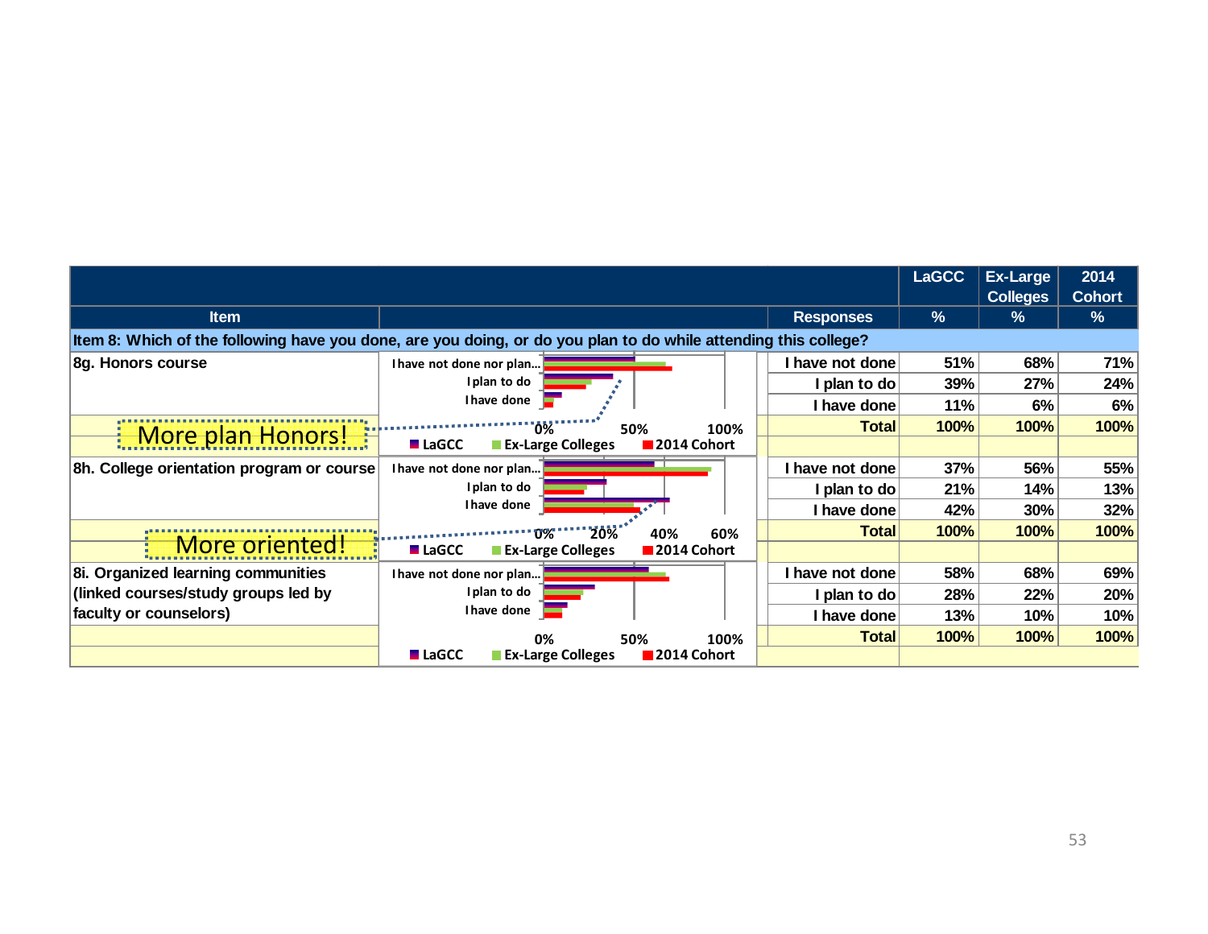| Item | | Responses | LaGCC % | Ex-Large Colleges % | 2014 Cohort % |
|---|---|---|---|---|---|
| **Item 8: Which of the following have you done, are you doing, or do you plan to do while attending this college?** | | | | | |
| 8g. Honors course | | I have not done | 51% | 68% | 71% |
| | | I plan to do | 39% | 27% | 24% |
| | | I have done | 11% | 6% | 6% |
| | | Total | 100% | 100% | 100% |
| 8h. College orientation program or course | | I have not done | 37% | 56% | 55% |
| | | I plan to do | 21% | 14% | 13% |
| | | I have done | 42% | 30% | 32% |
| | | Total | 100% | 100% | 100% |
| 8i. Organized learning communities (linked courses/study groups led by faculty or counselors) | | I have not done | 58% | 68% | 69% |
| | | I plan to do | 28% | 22% | 20% |
| | | I have done | 13% | 10% | 10% |
| | | Total | 100% | 100% | 100% |

More plan Honors!

More oriented!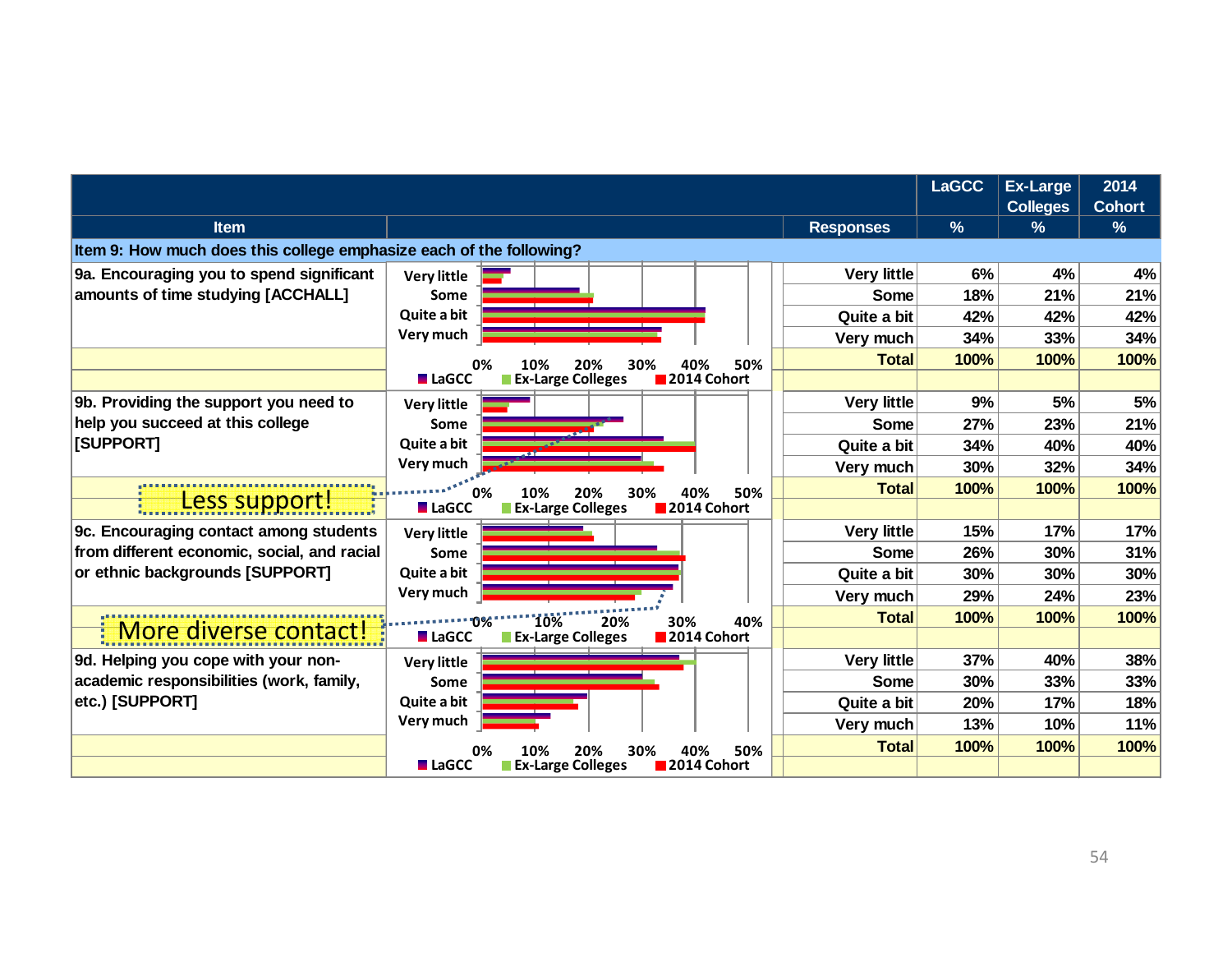| Item | | Responses | LaGCC % | Ex-Large Colleges % | 2014 Cohort % |
|---|---|---|---|---|---|
| **Item 9: How much does this college emphasize each of the following?** | | | | | |
| 9a. Encouraging you to spend significant amounts of time studying [ACCHALL] | | Very little | 6% | 4% | 4% |
| | | Some | 18% | 21% | 21% |
| | | Quite a bit | 42% | 42% | 42% |
| | | Very much | 34% | 33% | 34% |
| | | Total | 100% | 100% | 100% |
| 9b. Providing the support you need to help you succeed at this college [SUPPORT] | | Very little | 9% | 5% | 5% |
| | | Some | 27% | 23% | 21% |
| | | Quite a bit | 34% | 40% | 40% |
| | | Very much | 30% | 32% | 34% |
| Less support! | | Total | 100% | 100% | 100% |
| 9c. Encouraging contact among students from different economic, social, and racial or ethnic backgrounds [SUPPORT] | | Very little | 15% | 17% | 17% |
| | | Some | 26% | 30% | 31% |
| | | Quite a bit | 30% | 30% | 30% |
| | | Very much | 29% | 24% | 23% |
| More diverse contact! | | Total | 100% | 100% | 100% |
| 9d. Helping you cope with your non-academic responsibilities (work, family, etc.) [SUPPORT] | | Very little | 37% | 40% | 38% |
| | | Some | 30% | 33% | 33% |
| | | Quite a bit | 20% | 17% | 18% |
| | | Very much | 13% | 10% | 11% |
| | | Total | 100% | 100% | 100% |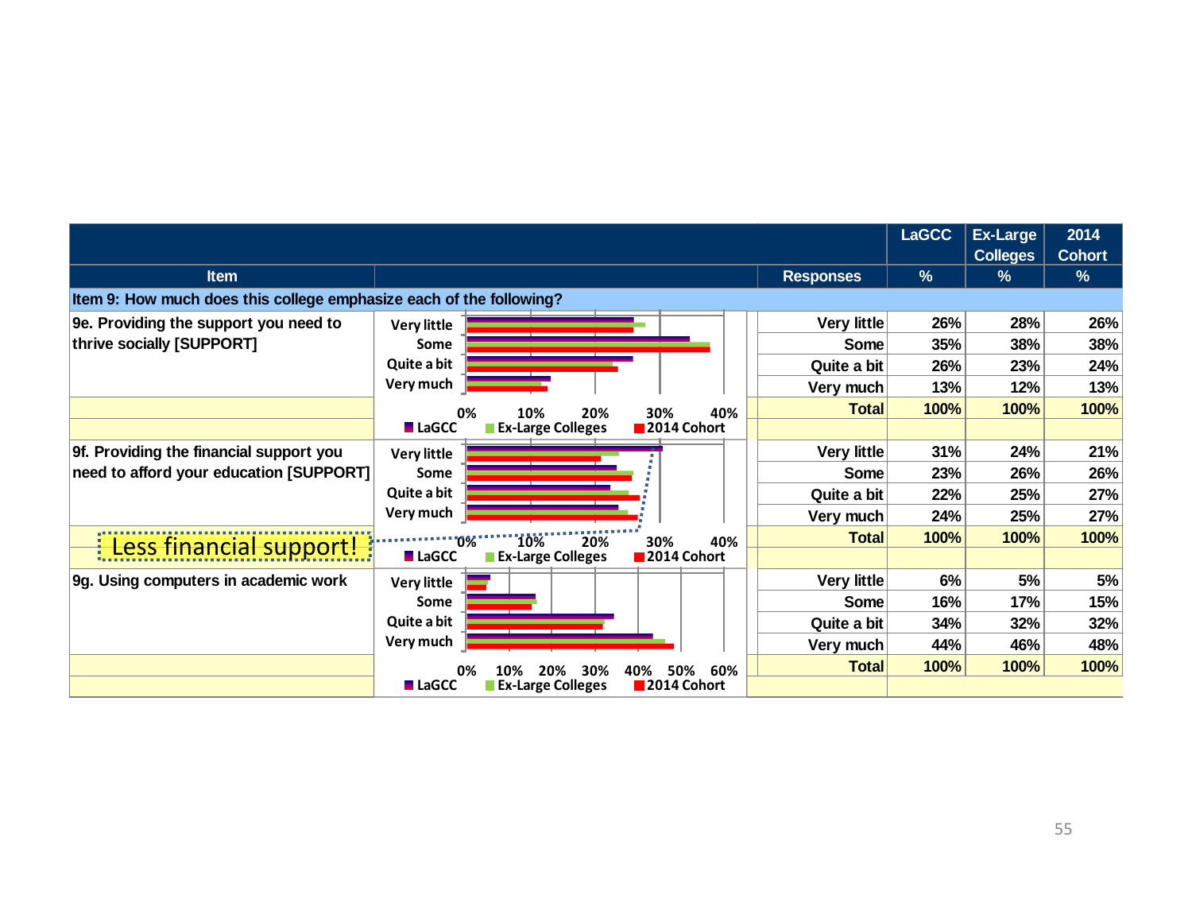| Item | Responses | LaGCC % | Ex-Large Colleges % | 2014 Cohort % |
|---|---|---|---|---|
| **Item 9: How much does this college emphasize each of the following?** | | | | |
| 9e. Providing the support you need to thrive socially [SUPPORT] | Very little | 26% | 28% | 26% |
| | Some | 35% | 38% | 38% |
| | Quite a bit | 26% | 23% | 24% |
| | Very much | 13% | 12% | 13% |
| | Total | 100% | 100% | 100% |
| 9f. Providing the financial support you need to afford your education [SUPPORT] | Very little | 31% | 24% | 21% |
| | Some | 23% | 26% | 26% |
| | Quite a bit | 22% | 25% | 27% |
| | Very much | 24% | 25% | 27% |
| | Total | 100% | 100% | 100% |
| 9g. Using computers in academic work | Very little | 6% | 5% | 5% |
| | Some | 16% | 17% | 15% |
| | Quite a bit | 34% | 32% | 32% |
| | Very much | 44% | 46% | 48% |
| | Total | 100% | 100% | 100% |

Less financial support!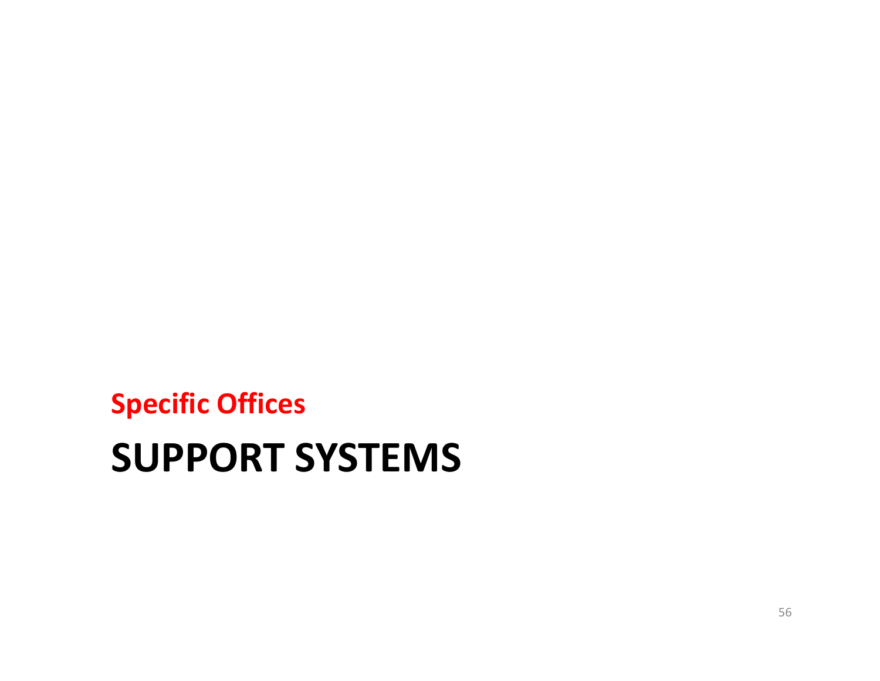**Specific Offices**

# SUPPORT SYSTEMS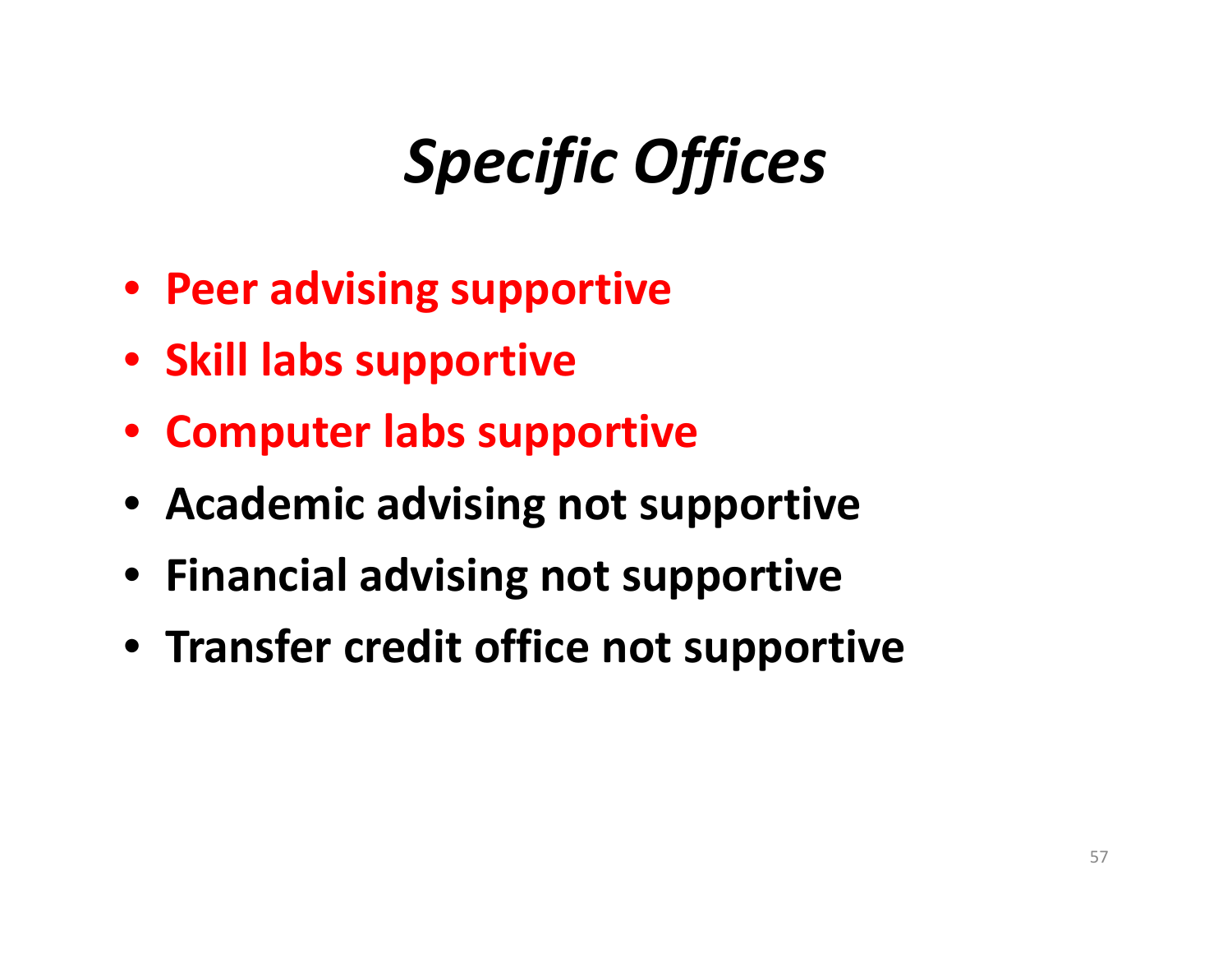# *Specific Offices*

- **Peer advising supportive**
- **Skill labs supportive**
- **Computer labs supportive**
- **Academic advising not supportive**
- **Financial advising not supportive**
- **Transfer credit office not supportive**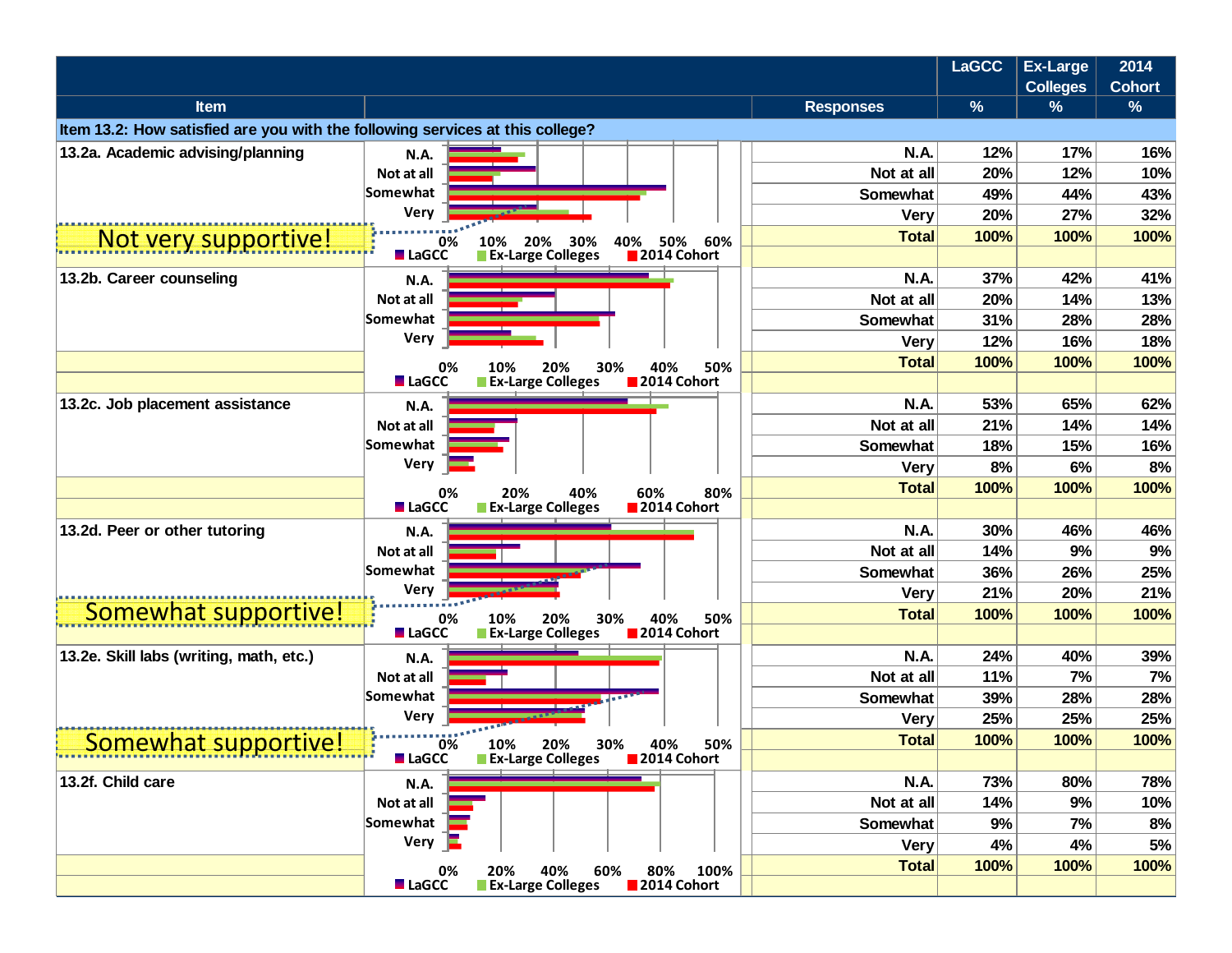| Item | Responses | LaGCC % | Ex-Large Colleges % | 2014 Cohort % |
|---|---|---|---|---|
| **Item 13.2: How satisfied are you with the following services at this college?** | | | | |
| 13.2a. Academic advising/planning | N.A. | 12% | 17% | 16% |
| | Not at all | 20% | 12% | 10% |
| | Somewhat | 49% | 44% | 43% |
| | Very | 20% | 27% | 32% |
| Not very supportive! | Total | 100% | 100% | 100% |
| 13.2b. Career counseling | N.A. | 37% | 42% | 41% |
| | Not at all | 20% | 14% | 13% |
| | Somewhat | 31% | 28% | 28% |
| | Very | 12% | 16% | 18% |
| | Total | 100% | 100% | 100% |
| 13.2c. Job placement assistance | N.A. | 53% | 65% | 62% |
| | Not at all | 21% | 14% | 14% |
| | Somewhat | 18% | 15% | 16% |
| | Very | 8% | 6% | 8% |
| | Total | 100% | 100% | 100% |
| 13.2d. Peer or other tutoring | N.A. | 30% | 46% | 46% |
| | Not at all | 14% | 9% | 9% |
| | Somewhat | 36% | 26% | 25% |
| | Very | 21% | 20% | 21% |
| Somewhat supportive! | Total | 100% | 100% | 100% |
| 13.2e. Skill labs (writing, math, etc.) | N.A. | 24% | 40% | 39% |
| | Not at all | 11% | 7% | 7% |
| | Somewhat | 39% | 28% | 28% |
| | Very | 25% | 25% | 25% |
| Somewhat supportive! | Total | 100% | 100% | 100% |
| 13.2f. Child care | N.A. | 73% | 80% | 78% |
| | Not at all | 14% | 9% | 10% |
| | Somewhat | 9% | 7% | 8% |
| | Very | 4% | 4% | 5% |
| | Total | 100% | 100% | 100% |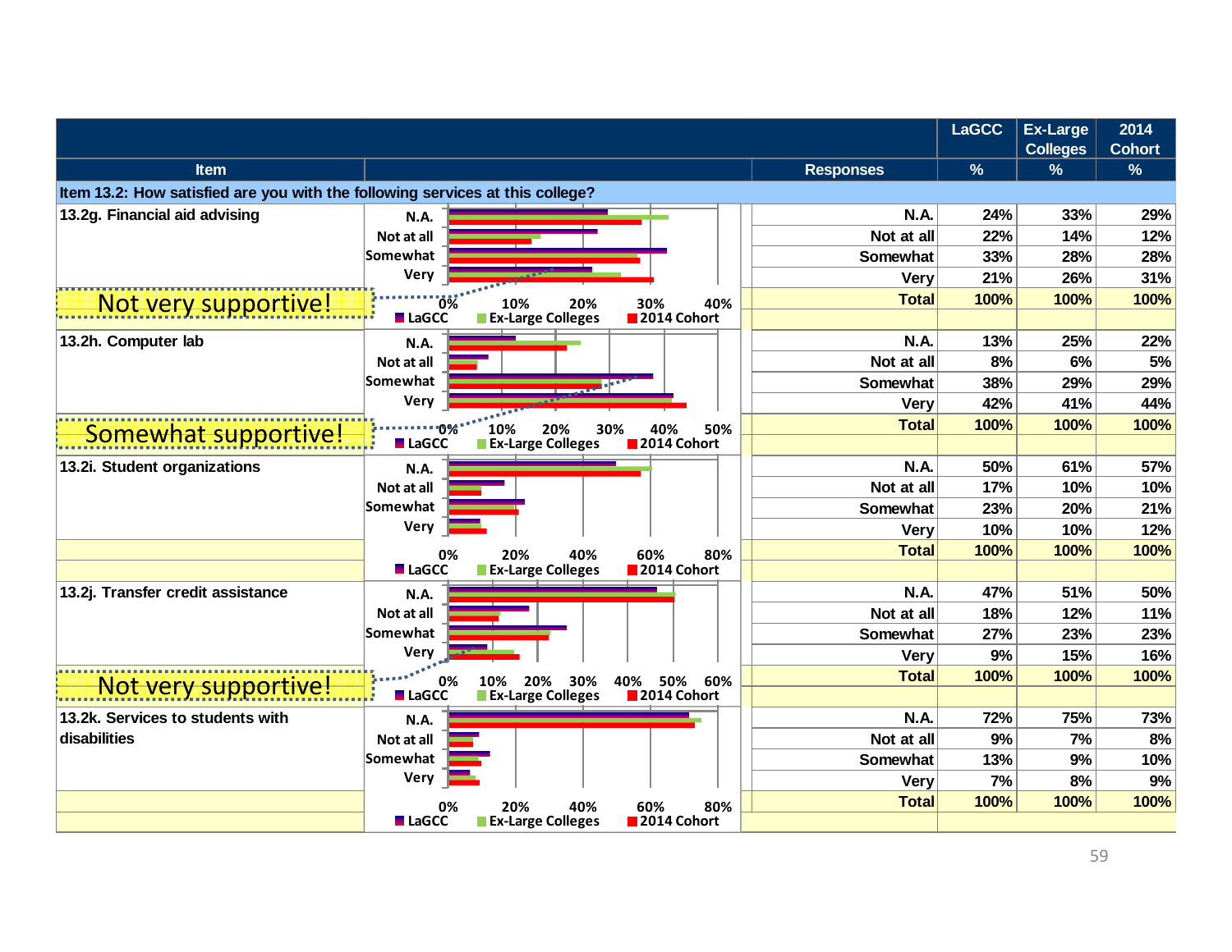| Item | Responses | LaGCC % | Ex-Large Colleges % | 2014 Cohort % |
|---|---|---|---|---|
| **Item 13.2: How satisfied are you with the following services at this college?** | | | | |
| 13.2g. Financial aid advising | N.A. | 24% | 33% | 29% |
| | Not at all | 22% | 14% | 12% |
| | Somewhat | 33% | 28% | 28% |
| | Very | 21% | 26% | 31% |
| | Total | 100% | 100% | 100% |
| 13.2h. Computer lab | N.A. | 13% | 25% | 22% |
| | Not at all | 8% | 6% | 5% |
| | Somewhat | 38% | 29% | 29% |
| | Very | 42% | 41% | 44% |
| | Total | 100% | 100% | 100% |
| 13.2i. Student organizations | N.A. | 50% | 61% | 57% |
| | Not at all | 17% | 10% | 10% |
| | Somewhat | 23% | 20% | 21% |
| | Very | 10% | 10% | 12% |
| | Total | 100% | 100% | 100% |
| 13.2j. Transfer credit assistance | N.A. | 47% | 51% | 50% |
| | Not at all | 18% | 12% | 11% |
| | Somewhat | 27% | 23% | 23% |
| | Very | 9% | 15% | 16% |
| | Total | 100% | 100% | 100% |
| 13.2k. Services to students with disabilities | N.A. | 72% | 75% | 73% |
| | Not at all | 9% | 7% | 8% |
| | Somewhat | 13% | 9% | 10% |
| | Very | 7% | 8% | 9% |
| | Total | 100% | 100% | 100% |

13.2g: Not very supportive!

13.2h: Somewhat supportive!

13.2j: Not very supportive!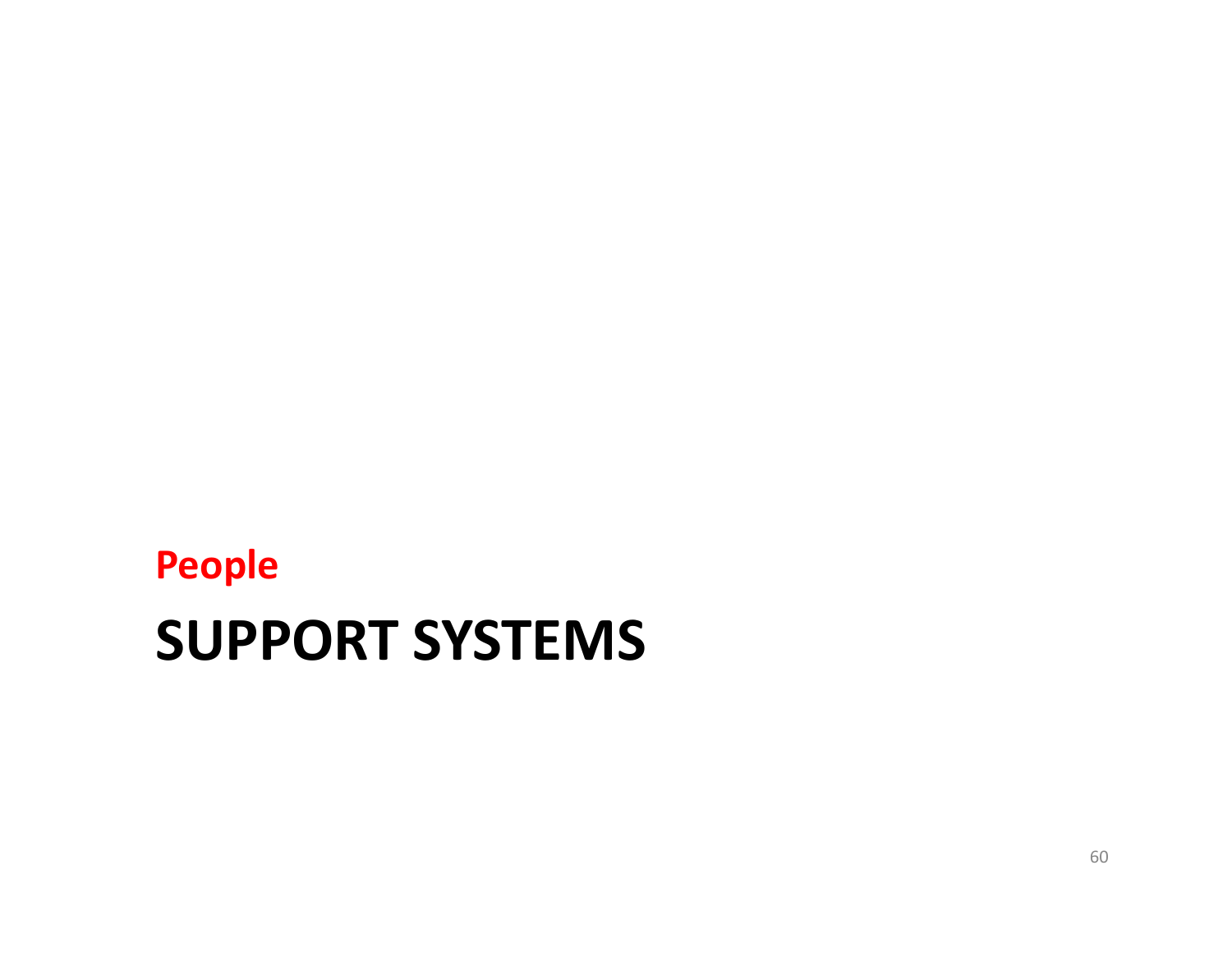**People**

# SUPPORT SYSTEMS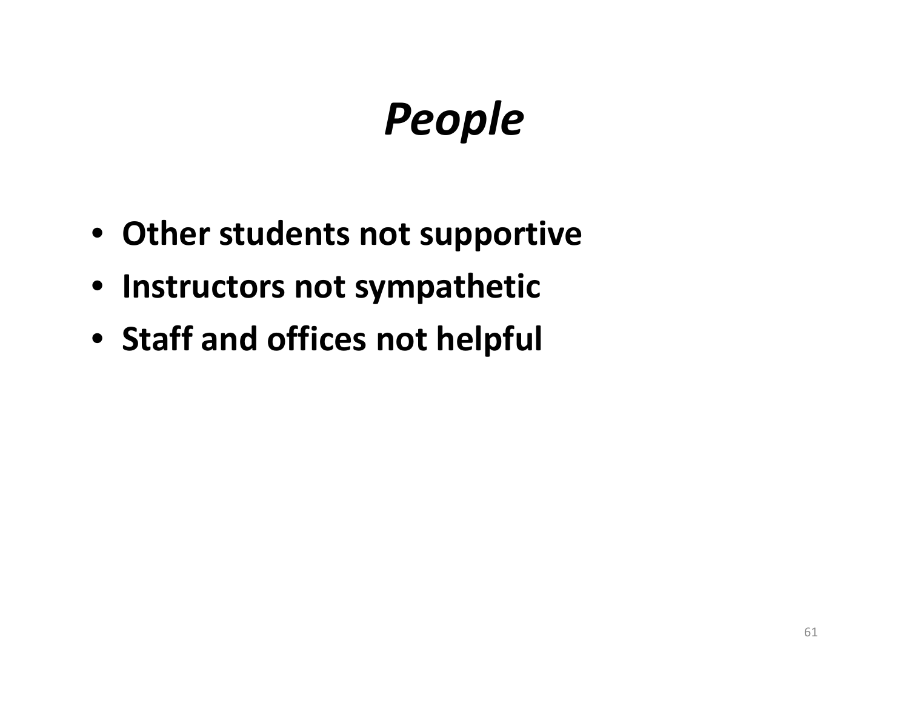# *People*

- **Other students not supportive**
- **Instructors not sympathetic**
- **Staff and offices not helpful**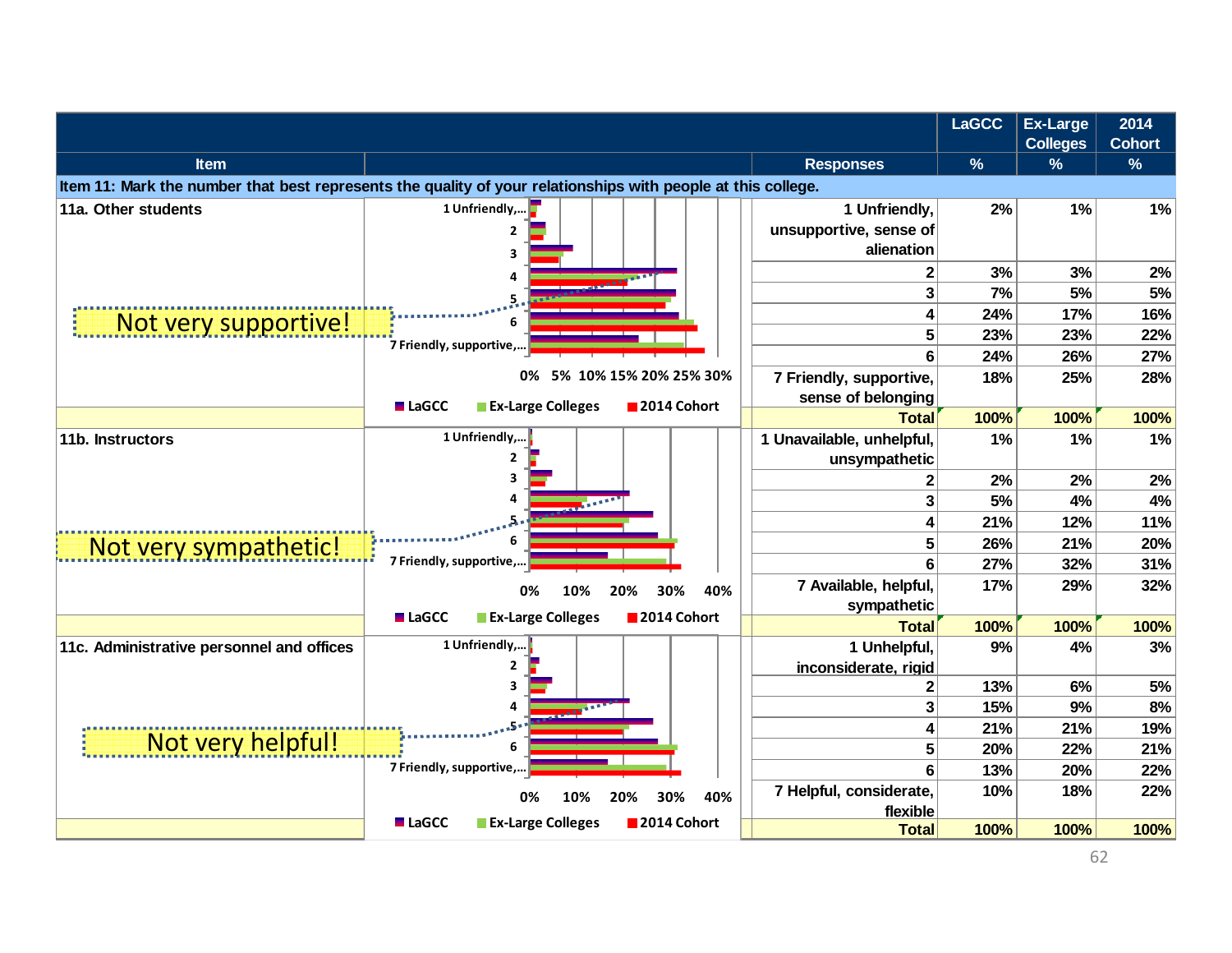| Item | Responses | LaGCC % | Ex-Large Colleges % | 2014 Cohort % |
|---|---|---|---|---|
| **Item 11: Mark the number that best represents the quality of your relationships with people at this college.** | | | | |
| 11a. Other students | 1 Unfriendly, unsupportive, sense of alienation | 2% | 1% | 1% |
| | 2 | 3% | 3% | 2% |
| | 3 | 7% | 5% | 5% |
| | 4 | 24% | 17% | 16% |
| | 5 | 23% | 23% | 22% |
| | 6 | 24% | 26% | 27% |
| | 7 Friendly, supportive, sense of belonging | 18% | 25% | 28% |
| | Total | 100% | 100% | 100% |
| 11b. Instructors | 1 Unavailable, unhelpful, unsympathetic | 1% | 1% | 1% |
| | 2 | 2% | 2% | 2% |
| | 3 | 5% | 4% | 4% |
| | 4 | 21% | 12% | 11% |
| | 5 | 26% | 21% | 20% |
| | 6 | 27% | 32% | 31% |
| | 7 Available, helpful, sympathetic | 17% | 29% | 32% |
| | Total | 100% | 100% | 100% |
| 11c. Administrative personnel and offices | 1 Unhelpful, inconsiderate, rigid | 9% | 4% | 3% |
| | 2 | 13% | 6% | 5% |
| | 3 | 15% | 9% | 8% |
| | 4 | 21% | 21% | 19% |
| | 5 | 20% | 22% | 21% |
| | 6 | 13% | 20% | 22% |
| | 7 Helpful, considerate, flexible | 10% | 18% | 22% |
| | Total | 100% | 100% | 100% |

Not very supportive!

Not very sympathetic!

Not very helpful!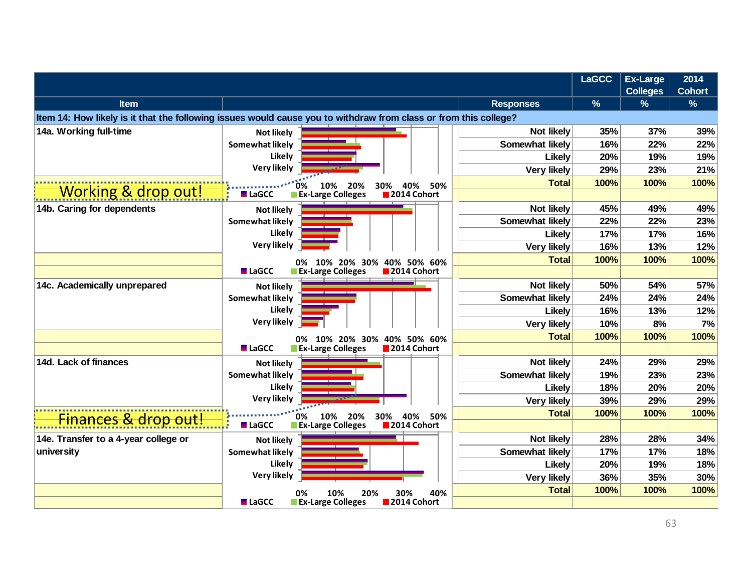| Item | Responses | LaGCC % | Ex-Large Colleges % | 2014 Cohort % |
|---|---|---|---|---|
| **Item 14: How likely is it that the following issues would cause you to withdraw from class or from this college?** | | | | |
| 14a. Working full-time | Not likely | 35% | 37% | 39% |
| | Somewhat likely | 16% | 22% | 22% |
| | Likely | 20% | 19% | 19% |
| | Very likely | 29% | 23% | 21% |
| | Total | 100% | 100% | 100% |
| 14b. Caring for dependents | Not likely | 45% | 49% | 49% |
| | Somewhat likely | 22% | 22% | 23% |
| | Likely | 17% | 17% | 16% |
| | Very likely | 16% | 13% | 12% |
| | Total | 100% | 100% | 100% |
| 14c. Academically unprepared | Not likely | 50% | 54% | 57% |
| | Somewhat likely | 24% | 24% | 24% |
| | Likely | 16% | 13% | 12% |
| | Very likely | 10% | 8% | 7% |
| | Total | 100% | 100% | 100% |
| 14d. Lack of finances | Not likely | 24% | 29% | 29% |
| | Somewhat likely | 19% | 23% | 23% |
| | Likely | 18% | 20% | 20% |
| | Very likely | 39% | 29% | 29% |
| | Total | 100% | 100% | 100% |
| 14e. Transfer to a 4-year college or university | Not likely | 28% | 28% | 34% |
| | Somewhat likely | 17% | 17% | 18% |
| | Likely | 20% | 19% | 18% |
| | Very likely | 36% | 35% | 30% |
| | Total | 100% | 100% | 100% |

Working & drop out!

Finances & drop out!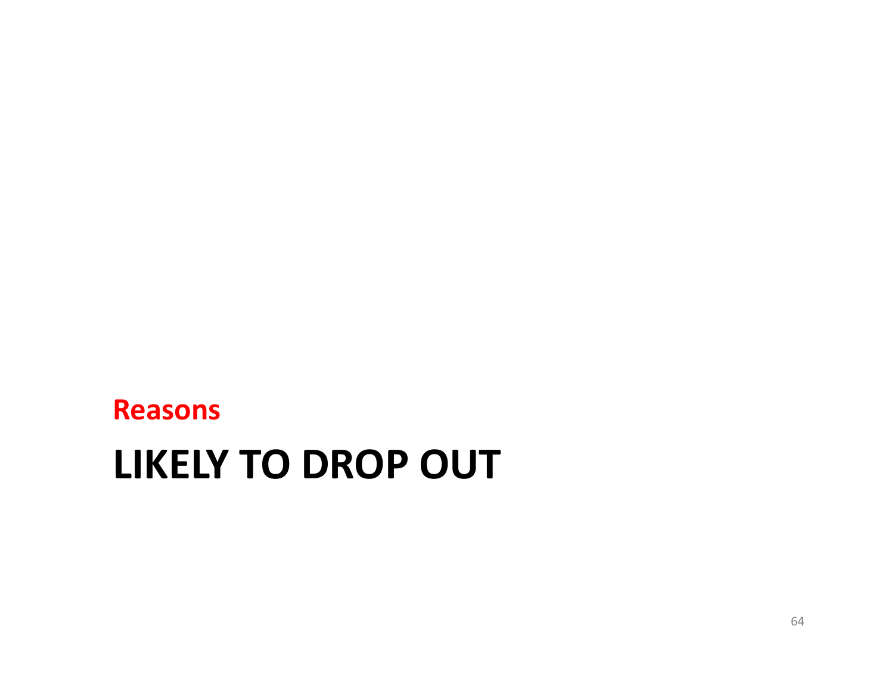**Reasons**

# LIKELY TO DROP OUT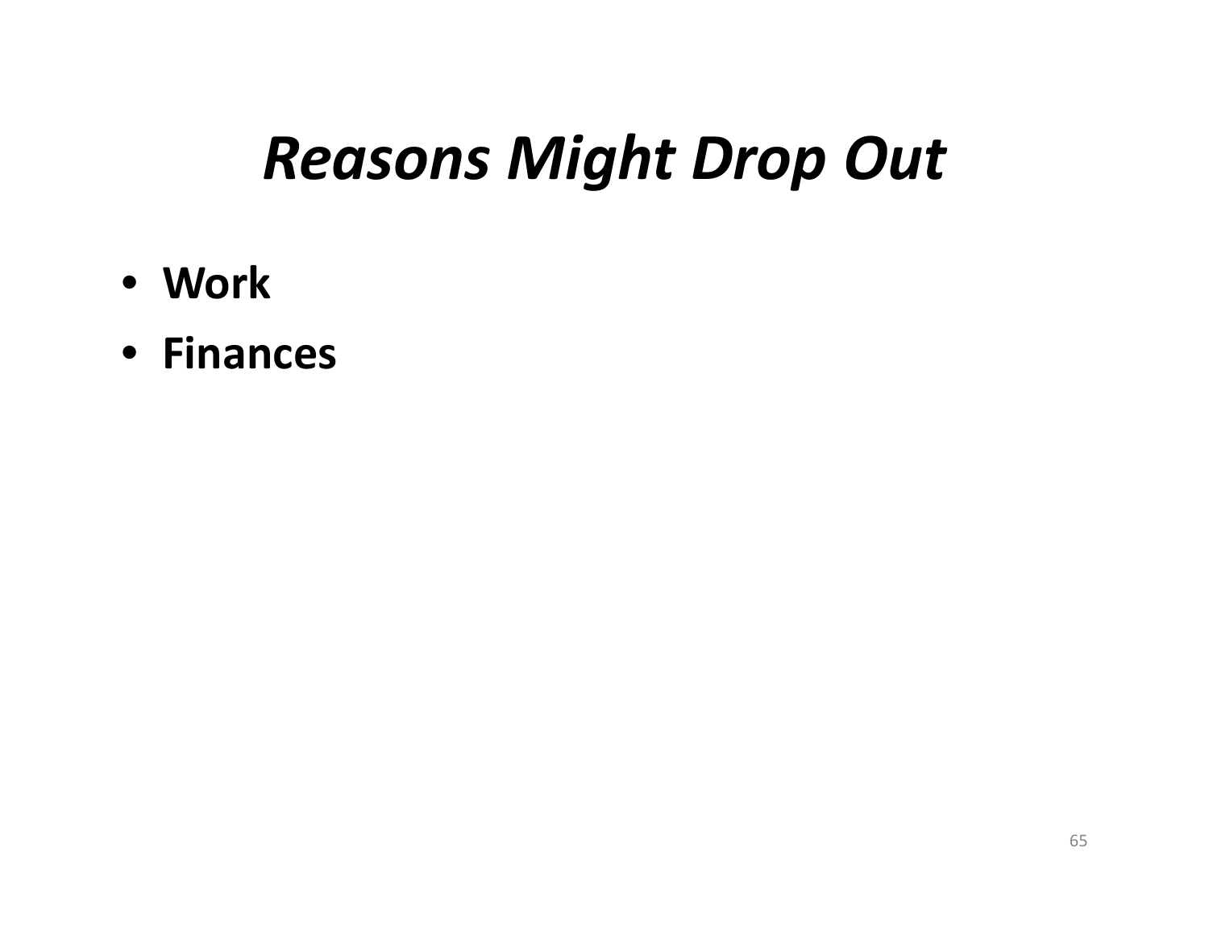# *Reasons Might Drop Out*

- **Work**
- **Finances**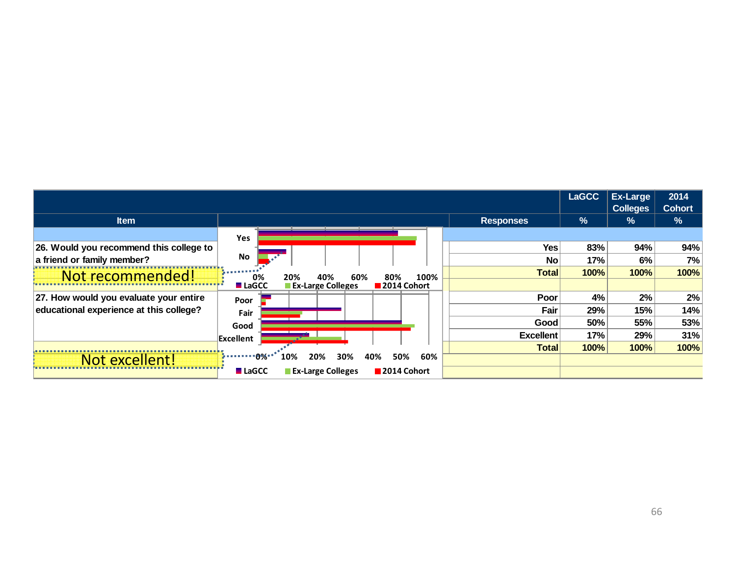| Item | Responses | LaGCC % | Ex-Large Colleges % | 2014 Cohort % |
|---|---|---|---|---|
| 26. Would you recommend this college to a friend or family member? | Yes | 83% | 94% | 94% |
| | No | 17% | 6% | 7% |
| | Total | 100% | 100% | 100% |
| 27. How would you evaluate your entire educational experience at this college? | Poor | 4% | 2% | 2% |
| | Fair | 29% | 15% | 14% |
| | Good | 50% | 55% | 53% |
| | Excellent | 17% | 29% | 31% |
| | Total | 100% | 100% | 100% |

Not recommended!

Not excellent!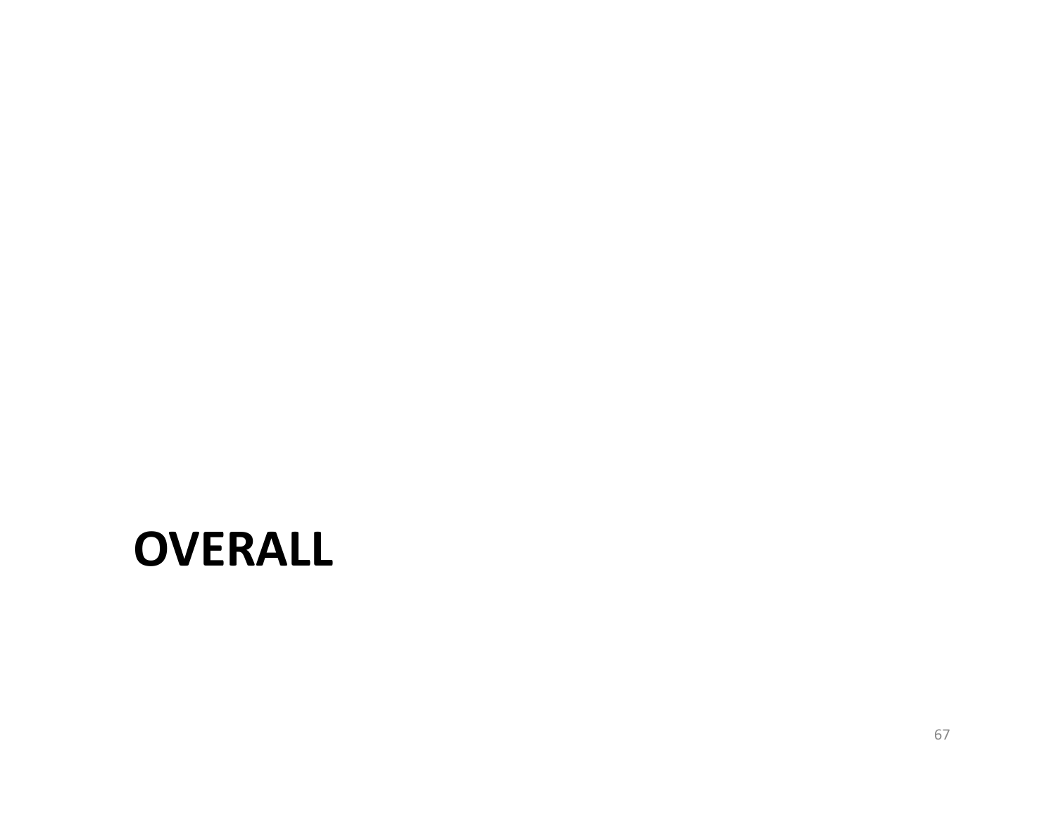# OVERALL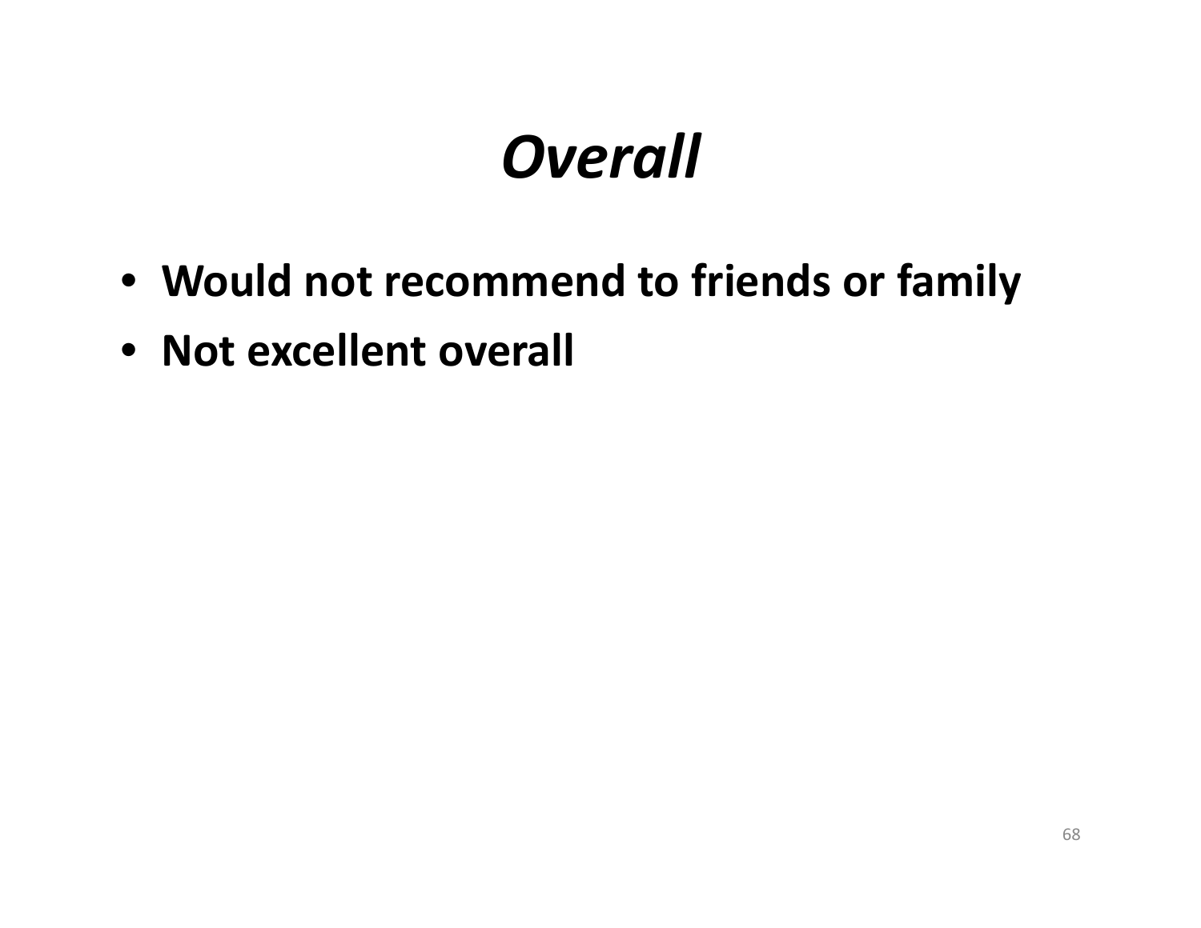# *Overall*

- **Would not recommend to friends or family**
- **Not excellent overall**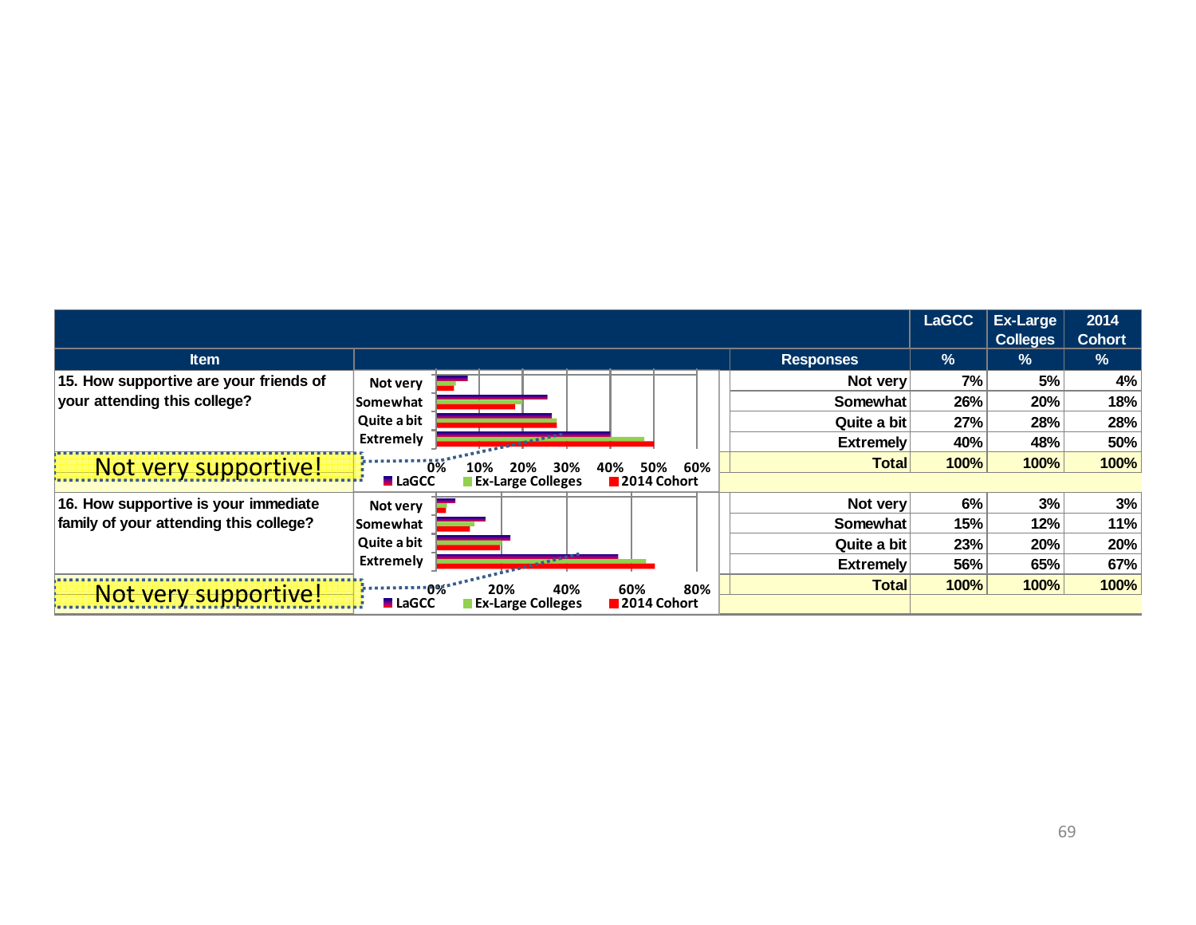| Item | Responses | LaGCC % | Ex-Large Colleges % | 2014 Cohort % |
|---|---|---|---|---|
| 15. How supportive are your friends of your attending this college? | Not very | 7% | 5% | 4% |
| | Somewhat | 26% | 20% | 18% |
| | Quite a bit | 27% | 28% | 28% |
| | Extremely | 40% | 48% | 50% |
| | Total | 100% | 100% | 100% |
| 16. How supportive is your immediate family of your attending this college? | Not very | 6% | 3% | 3% |
| | Somewhat | 15% | 12% | 11% |
| | Quite a bit | 23% | 20% | 20% |
| | Extremely | 56% | 65% | 67% |
| | Total | 100% | 100% | 100% |

Not very supportive!

Not very supportive!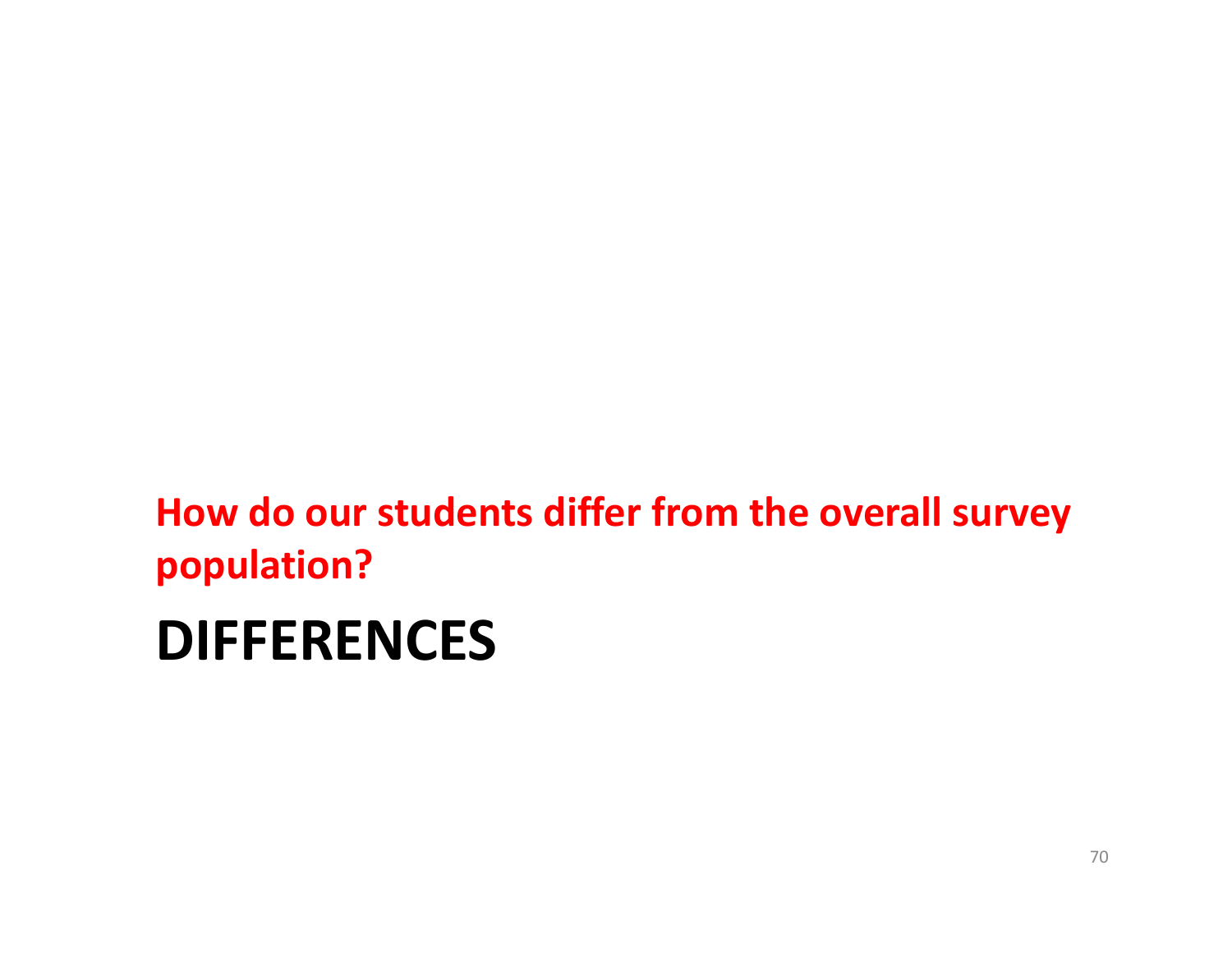**How do our students differ from the overall survey population?**

# DIFFERENCES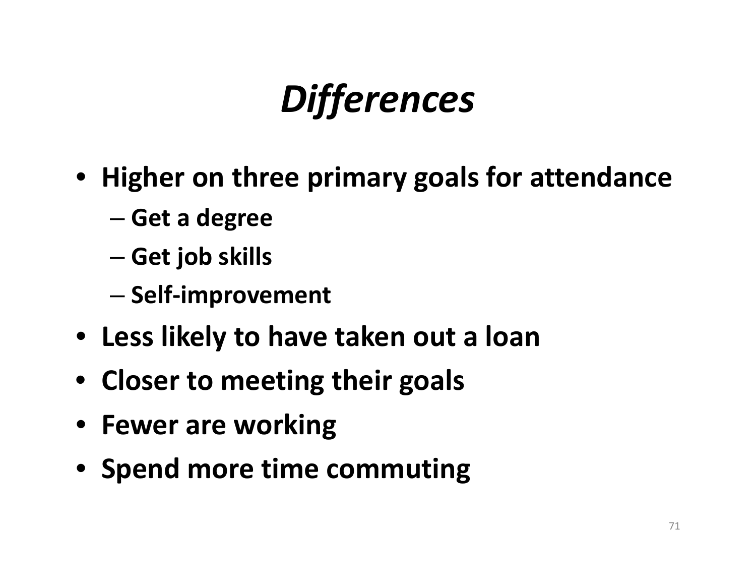# *Differences*

- **Higher on three primary goals for attendance**
  - **Get a degree**
  - **Get job skills**
  - **Self-improvement**
- **Less likely to have taken out a loan**
- **Closer to meeting their goals**
- **Fewer are working**
- **Spend more time commuting**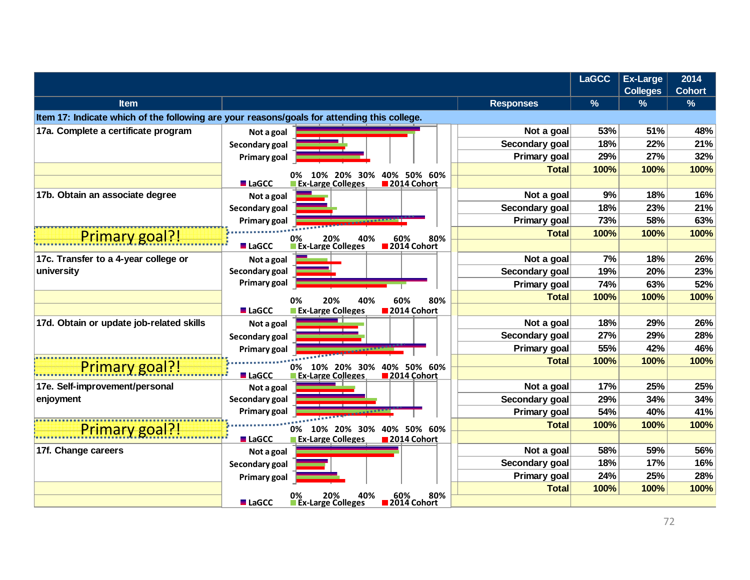| Item | Responses | LaGCC % | Ex-Large Colleges % | 2014 Cohort % |
|---|---|---|---|---|
| **Item 17: Indicate which of the following are your reasons/goals for attending this college.** | | | | |
| 17a. Complete a certificate program | Not a goal | 53% | 51% | 48% |
| | Secondary goal | 18% | 22% | 21% |
| | Primary goal | 29% | 27% | 32% |
| | Total | 100% | 100% | 100% |
| 17b. Obtain an associate degree | Not a goal | 9% | 18% | 16% |
| | Secondary goal | 18% | 23% | 21% |
| | Primary goal | 73% | 58% | 63% |
| | Total | 100% | 100% | 100% |
| 17c. Transfer to a 4-year college or university | Not a goal | 7% | 18% | 26% |
| | Secondary goal | 19% | 20% | 23% |
| | Primary goal | 74% | 63% | 52% |
| | Total | 100% | 100% | 100% |
| 17d. Obtain or update job-related skills | Not a goal | 18% | 29% | 26% |
| | Secondary goal | 27% | 29% | 28% |
| | Primary goal | 55% | 42% | 46% |
| | Total | 100% | 100% | 100% |
| 17e. Self-improvement/personal enjoyment | Not a goal | 17% | 25% | 25% |
| | Secondary goal | 29% | 34% | 34% |
| | Primary goal | 54% | 40% | 41% |
| | Total | 100% | 100% | 100% |
| 17f. Change careers | Not a goal | 58% | 59% | 56% |
| | Secondary goal | 18% | 17% | 16% |
| | Primary goal | 24% | 25% | 28% |
| | Total | 100% | 100% | 100% |

Primary goal?! (17b)

Primary goal?! (17d)

Primary goal?! (17e)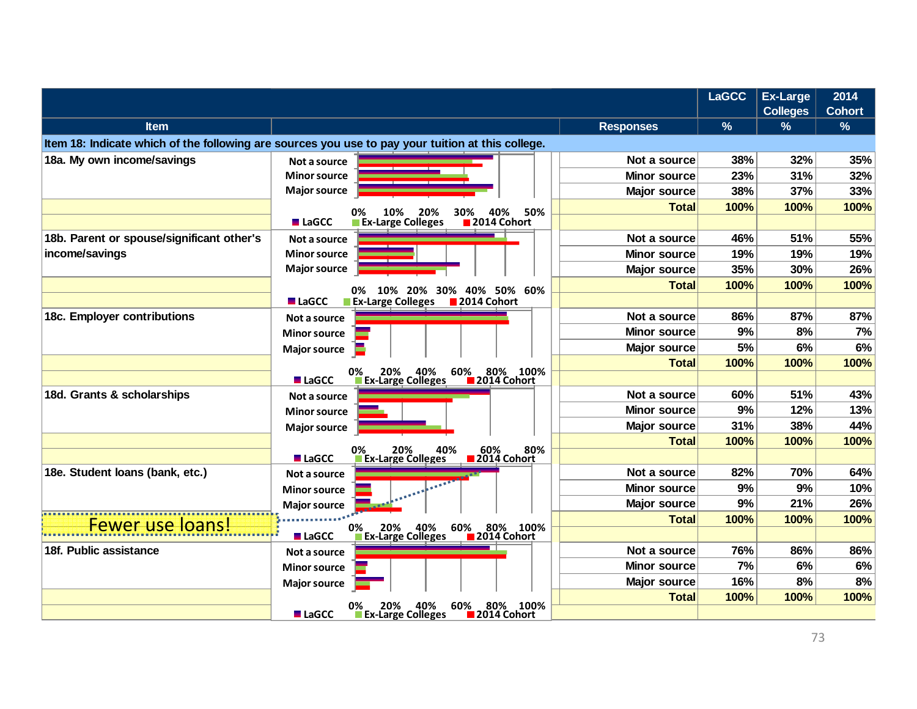| Item | | Responses | LaGCC % | Ex-Large Colleges % | 2014 Cohort % |
|---|---|---|---|---|---|
| **Item 18: Indicate which of the following are sources you use to pay your tuition at this college.** | | | | | |
| 18a. My own income/savings | | Not a source | 38% | 32% | 35% |
| | | Minor source | 23% | 31% | 32% |
| | | Major source | 38% | 37% | 33% |
| | | Total | 100% | 100% | 100% |
| 18b. Parent or spouse/significant other's income/savings | | Not a source | 46% | 51% | 55% |
| | | Minor source | 19% | 19% | 19% |
| | | Major source | 35% | 30% | 26% |
| | | Total | 100% | 100% | 100% |
| 18c. Employer contributions | | Not a source | 86% | 87% | 87% |
| | | Minor source | 9% | 8% | 7% |
| | | Major source | 5% | 6% | 6% |
| | | Total | 100% | 100% | 100% |
| 18d. Grants & scholarships | | Not a source | 60% | 51% | 43% |
| | | Minor source | 9% | 12% | 13% |
| | | Major source | 31% | 38% | 44% |
| | | Total | 100% | 100% | 100% |
| 18e. Student loans (bank, etc.) | | Not a source | 82% | 70% | 64% |
| | | Minor source | 9% | 9% | 10% |
| | | Major source | 9% | 21% | 26% |
| Fewer use loans! | | Total | 100% | 100% | 100% |
| 18f. Public assistance | | Not a source | 76% | 86% | 86% |
| | | Minor source | 7% | 6% | 6% |
| | | Major source | 16% | 8% | 8% |
| | | Total | 100% | 100% | 100% |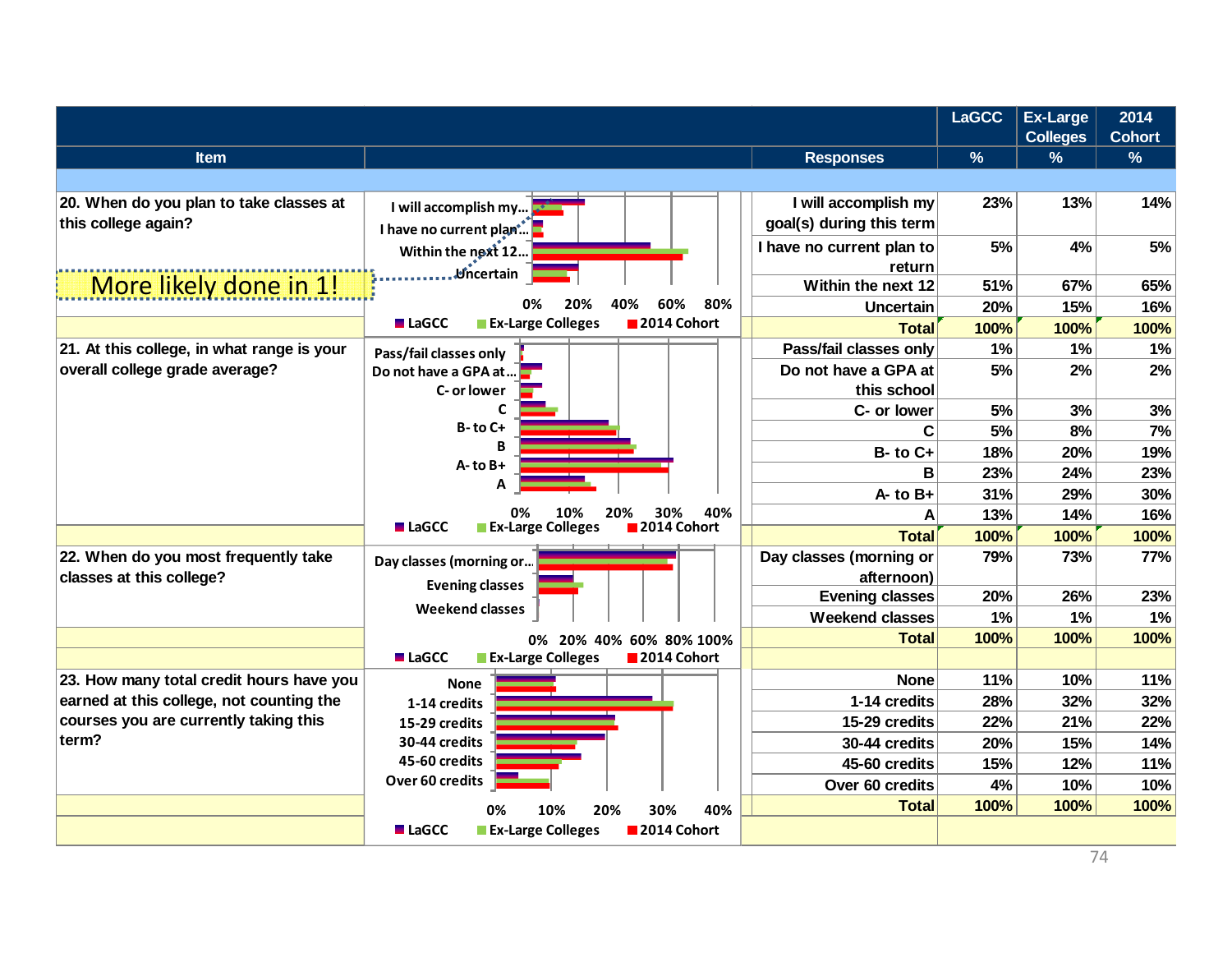| Item | Responses | LaGCC % | Ex-Large Colleges % | 2014 Cohort % |
|---|---|---|---|---|
| 20. When do you plan to take classes at this college again? | I will accomplish my goal(s) during this term | 23% | 13% | 14% |
| | I have no current plan to return | 5% | 4% | 5% |
| | Within the next 12 | 51% | 67% | 65% |
| | Uncertain | 20% | 15% | 16% |
| | Total | 100% | 100% | 100% |
| 21. At this college, in what range is your overall college grade average? | Pass/fail classes only | 1% | 1% | 1% |
| | Do not have a GPA at this school | 5% | 2% | 2% |
| | C- or lower | 5% | 3% | 3% |
| | C | 5% | 8% | 7% |
| | B- to C+ | 18% | 20% | 19% |
| | B | 23% | 24% | 23% |
| | A- to B+ | 31% | 29% | 30% |
| | A | 13% | 14% | 16% |
| | Total | 100% | 100% | 100% |
| 22. When do you most frequently take classes at this college? | Day classes (morning or afternoon) | 79% | 73% | 77% |
| | Evening classes | 20% | 26% | 23% |
| | Weekend classes | 1% | 1% | 1% |
| | Total | 100% | 100% | 100% |
| 23. How many total credit hours have you earned at this college, not counting the courses you are currently taking this term? | None | 11% | 10% | 11% |
| | 1-14 credits | 28% | 32% | 32% |
| | 15-29 credits | 22% | 21% | 22% |
| | 30-44 credits | 20% | 15% | 14% |
| | 45-60 credits | 15% | 12% | 11% |
| | Over 60 credits | 4% | 10% | 10% |
| | Total | 100% | 100% | 100% |

More likely done in 1!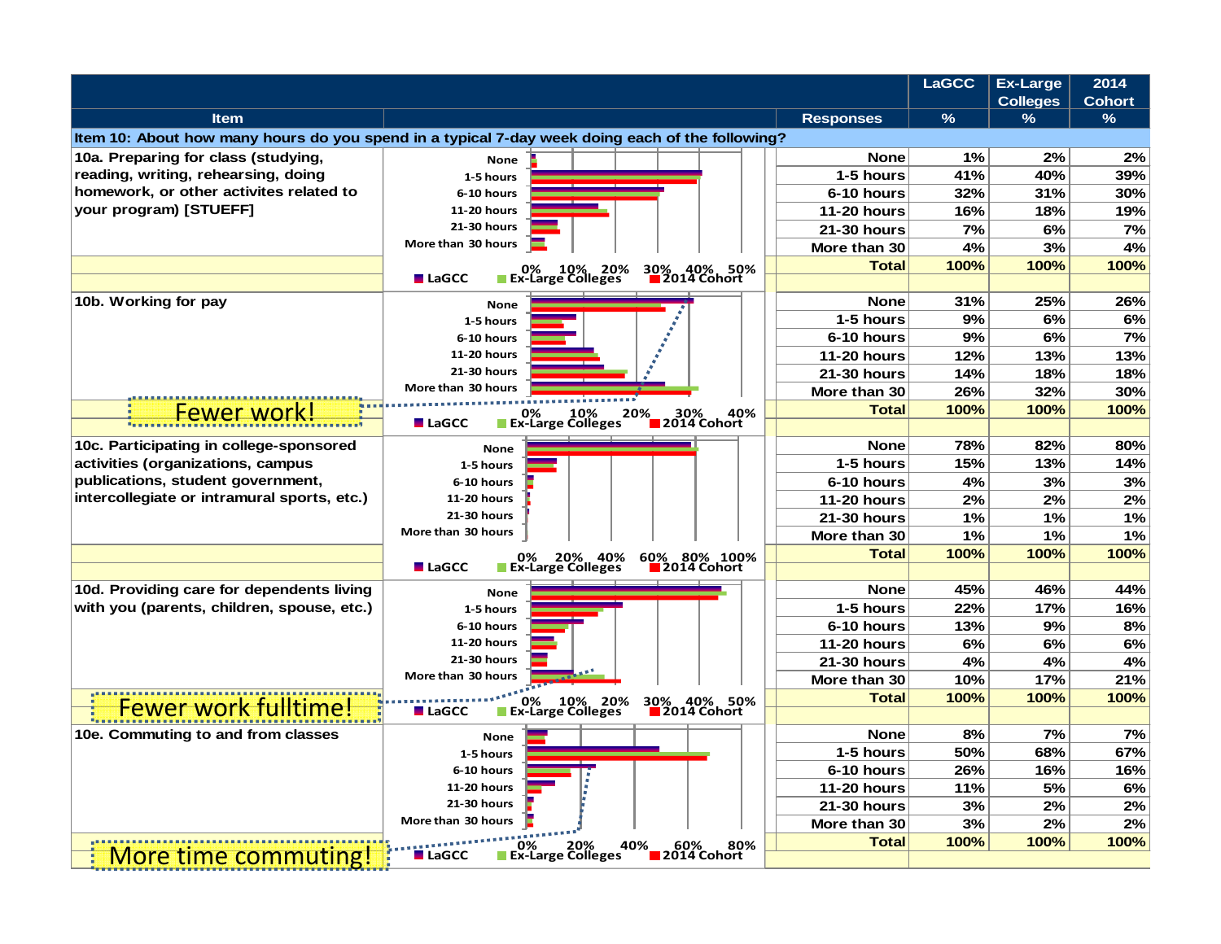| Item | | Responses | LaGCC % | Ex-Large Colleges % | 2014 Cohort % |
|---|---|---|---|---|---|
| **Item 10: About how many hours do you spend in a typical 7-day week doing each of the following?** | | | | | |
| 10a. Preparing for class (studying, reading, writing, rehearsing, doing homework, or other activites related to your program) [STUEFF] | | None | 1% | 2% | 2% |
| | | 1-5 hours | 41% | 40% | 39% |
| | | 6-10 hours | 32% | 31% | 30% |
| | | 11-20 hours | 16% | 18% | 19% |
| | | 21-30 hours | 7% | 6% | 7% |
| | | More than 30 | 4% | 3% | 4% |
| | | Total | 100% | 100% | 100% |
| 10b. Working for pay | | None | 31% | 25% | 26% |
| | | 1-5 hours | 9% | 6% | 6% |
| | | 6-10 hours | 9% | 6% | 7% |
| | | 11-20 hours | 12% | 13% | 13% |
| | | 21-30 hours | 14% | 18% | 18% |
| | | More than 30 | 26% | 32% | 30% |
| Fewer work! | | Total | 100% | 100% | 100% |
| 10c. Participating in college-sponsored activities (organizations, campus publications, student government, intercollegiate or intramural sports, etc.) | | None | 78% | 82% | 80% |
| | | 1-5 hours | 15% | 13% | 14% |
| | | 6-10 hours | 4% | 3% | 3% |
| | | 11-20 hours | 2% | 2% | 2% |
| | | 21-30 hours | 1% | 1% | 1% |
| | | More than 30 | 1% | 1% | 1% |
| | | Total | 100% | 100% | 100% |
| 10d. Providing care for dependents living with you (parents, children, spouse, etc.) | | None | 45% | 46% | 44% |
| | | 1-5 hours | 22% | 17% | 16% |
| | | 6-10 hours | 13% | 9% | 8% |
| | | 11-20 hours | 6% | 6% | 6% |
| | | 21-30 hours | 4% | 4% | 4% |
| | | More than 30 | 10% | 17% | 21% |
| Fewer work fulltime! | | Total | 100% | 100% | 100% |
| 10e. Commuting to and from classes | | None | 8% | 7% | 7% |
| | | 1-5 hours | 50% | 68% | 67% |
| | | 6-10 hours | 26% | 16% | 16% |
| | | 11-20 hours | 11% | 5% | 6% |
| | | 21-30 hours | 3% | 2% | 2% |
| | | More than 30 | 3% | 2% | 2% |
| More time commuting! | | Total | 100% | 100% | 100% |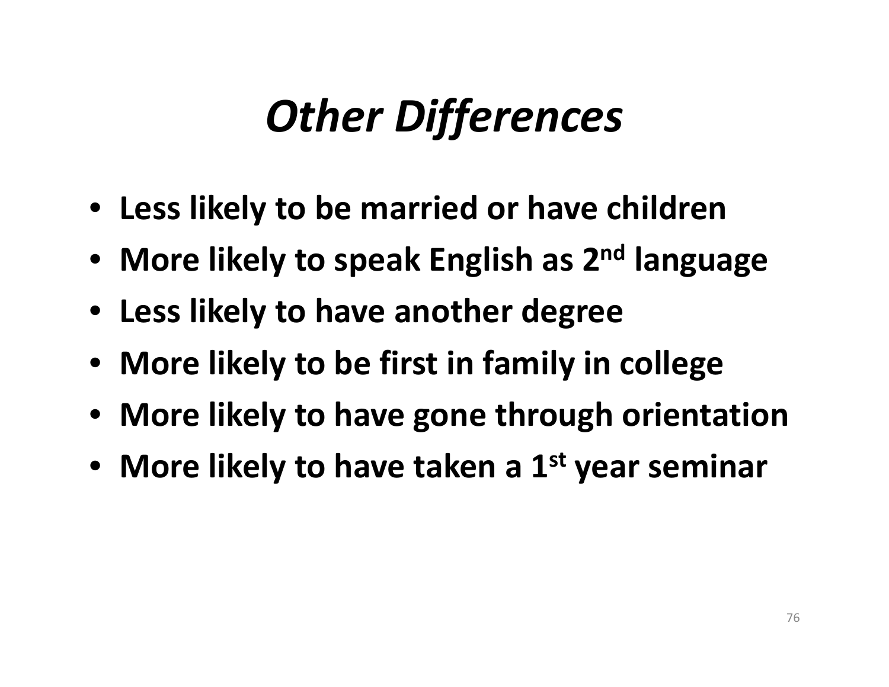# *Other Differences*

- **Less likely to be married or have children**
- **More likely to speak English as 2nd language**
- **Less likely to have another degree**
- **More likely to be first in family in college**
- **More likely to have gone through orientation**
- **More likely to have taken a 1st year seminar**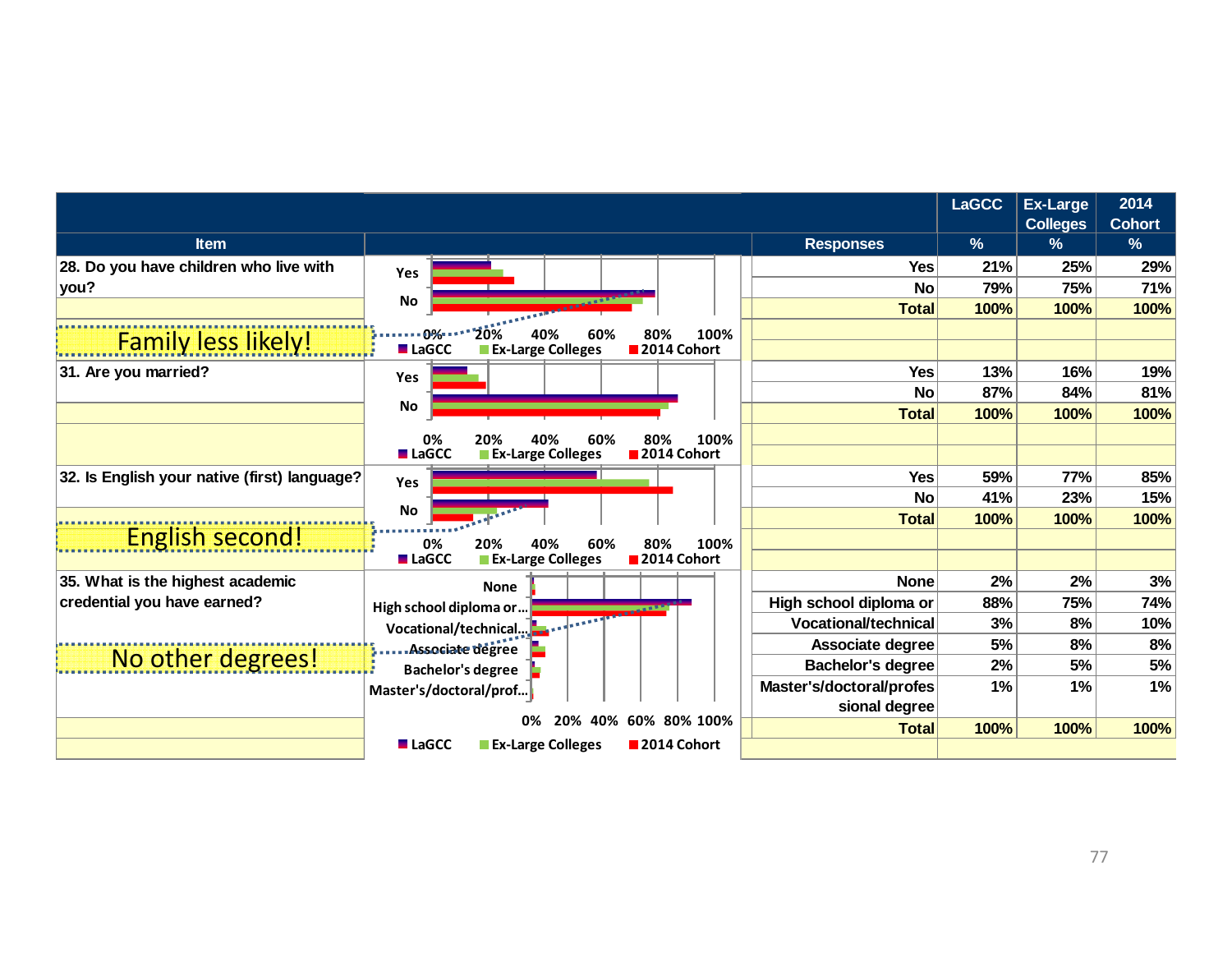| Item | Responses | LaGCC % | Ex-Large Colleges % | 2014 Cohort % |
|---|---|---|---|---|
| 28. Do you have children who live with you? | Yes | 21% | 25% | 29% |
| | No | 79% | 75% | 71% |
| | Total | 100% | 100% | 100% |
| 31. Are you married? | Yes | 13% | 16% | 19% |
| | No | 87% | 84% | 81% |
| | Total | 100% | 100% | 100% |
| 32. Is English your native (first) language? | Yes | 59% | 77% | 85% |
| | No | 41% | 23% | 15% |
| | Total | 100% | 100% | 100% |
| 35. What is the highest academic credential you have earned? | None | 2% | 2% | 3% |
| | High school diploma or | 88% | 75% | 74% |
| | Vocational/technical | 3% | 8% | 10% |
| | Associate degree | 5% | 8% | 8% |
| | Bachelor's degree | 2% | 5% | 5% |
| | Master's/doctoral/professional degree | 1% | 1% | 1% |
| | Total | 100% | 100% | 100% |

Family less likely!

English second!

No other degrees!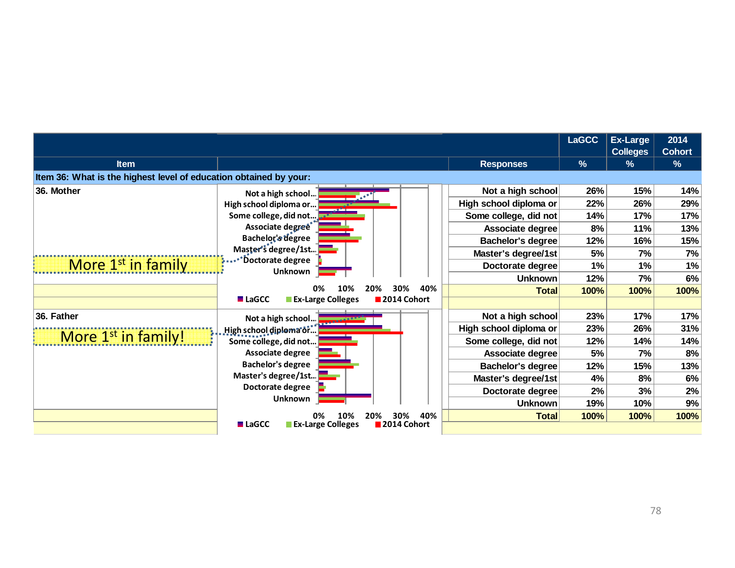| Item | | Responses | LaGCC % | Ex-Large Colleges % | 2014 Cohort % |
|---|---|---|---|---|---|
| **Item 36: What is the highest level of education obtained by your:** | | | | | |
| 36. Mother | | Not a high school | 26% | 15% | 14% |
| | | High school diploma or | 22% | 26% | 29% |
| | | Some college, did not | 14% | 17% | 17% |
| | | Associate degree | 8% | 11% | 13% |
| | | Bachelor's degree | 12% | 16% | 15% |
| | | Master's degree/1st | 5% | 7% | 7% |
| | | Doctorate degree | 1% | 1% | 1% |
| | | Unknown | 12% | 7% | 6% |
| | | Total | 100% | 100% | 100% |
| 36. Father | | Not a high school | 23% | 17% | 17% |
| | | High school diploma or | 23% | 26% | 31% |
| | | Some college, did not | 12% | 14% | 14% |
| | | Associate degree | 5% | 7% | 8% |
| | | Bachelor's degree | 12% | 15% | 13% |
| | | Master's degree/1st | 4% | 8% | 6% |
| | | Doctorate degree | 2% | 3% | 2% |
| | | Unknown | 19% | 10% | 9% |
| | | Total | 100% | 100% | 100% |

More 1st in family

More 1st in family!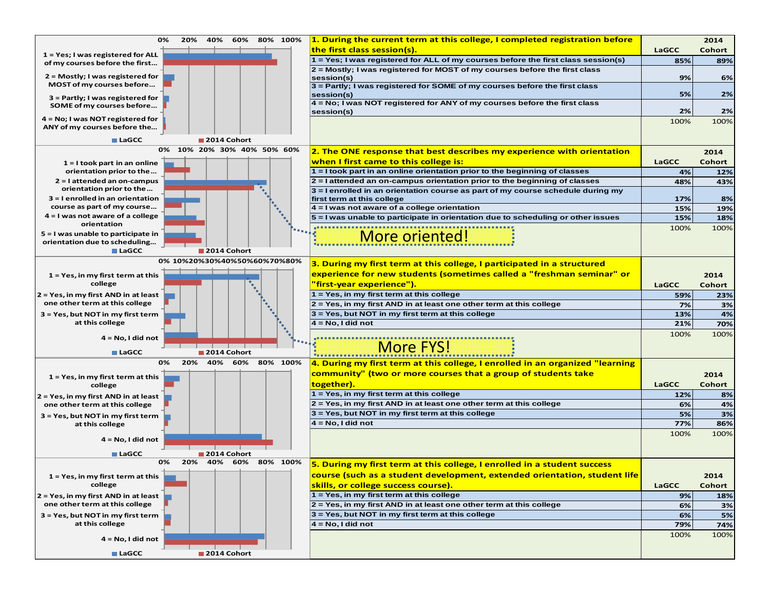**1. During the current term at this college, I completed registration before the first class session(s).**

| | LaGCC | 2014 Cohort |
|---|---|---|
| 1 = Yes; I was registered for ALL of my courses before the first class session(s) | 85% | 89% |
| 2 = Mostly; I was registered for MOST of my courses before the first class session(s) | 9% | 6% |
| 3 = Partly; I was registered for SOME of my courses before the first class session(s) | 5% | 2% |
| 4 = No; I was NOT registered for ANY of my courses before the first class session(s) | 2% | 2% |
| | 100% | 100% |

**2. The ONE response that best describes my experience with orientation when I first came to this college is:**

| | LaGCC | 2014 Cohort |
|---|---|---|
| 1 = I took part in an online orientation prior to the beginning of classes | 4% | 12% |
| 2 = I attended an on-campus orientation prior to the beginning of classes | 48% | 43% |
| 3 = I enrolled in an orientation course as part of my course schedule during my first term at this college | 17% | 8% |
| 4 = I was not aware of a college orientation | 15% | 19% |
| 5 = I was unable to participate in orientation due to scheduling or other issues | 15% | 18% |
| | 100% | 100% |

More oriented!

**3. During my first term at this college, I participated in a structured experience for new students (sometimes called a "freshman seminar" or "first-year experience").**

| | LaGCC | 2014 Cohort |
|---|---|---|
| 1 = Yes, in my first term at this college | 59% | 23% |
| 2 = Yes, in my first AND in at least one other term at this college | 7% | 3% |
| 3 = Yes, but NOT in my first term at this college | 13% | 4% |
| 4 = No, I did not | 21% | 70% |
| | 100% | 100% |

More FYS!

**4. During my first term at this college, I enrolled in an organized "learning community" (two or more courses that a group of students take together).**

| | LaGCC | 2014 Cohort |
|---|---|---|
| 1 = Yes, in my first term at this college | 12% | 8% |
| 2 = Yes, in my first AND in at least one other term at this college | 6% | 4% |
| 3 = Yes, but NOT in my first term at this college | 5% | 3% |
| 4 = No, I did not | 77% | 86% |
| | 100% | 100% |

**5. During my first term at this college, I enrolled in a student success course (such as a student development, extended orientation, student life skills, or college success course).**

| | LaGCC | 2014 Cohort |
|---|---|---|
| 1 = Yes, in my first term at this college | 9% | 18% |
| 2 = Yes, in my first AND in at least one other term at this college | 6% | 3% |
| 3 = Yes, but NOT in my first term at this college | 6% | 5% |
| 4 = No, I did not | 79% | 74% |
| | 100% | 100% |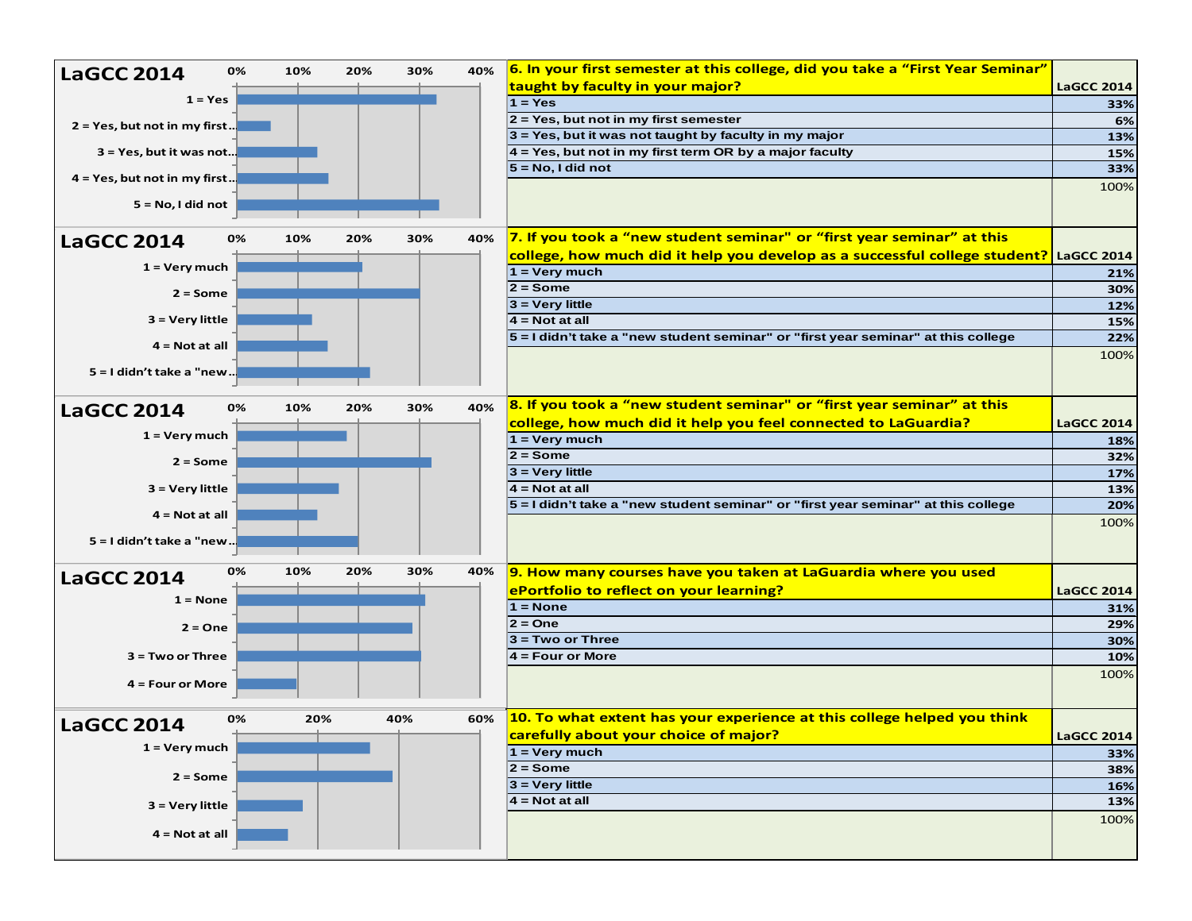| 6. In your first semester at this college, did you take a "First Year Seminar" taught by faculty in your major? | LaGCC 2014 |
|---|---|
| 1 = Yes | 33% |
| 2 = Yes, but not in my first semester | 6% |
| 3 = Yes, but it was not taught by faculty in my major | 13% |
| 4 = Yes, but not in my first term OR by a major faculty | 15% |
| 5 = No, I did not | 33% |
| | 100% |

| 7. If you took a "new student seminar" or "first year seminar" at this college, how much did it help you develop as a successful college student? | LaGCC 2014 |
|---|---|
| 1 = Very much | 21% |
| 2 = Some | 30% |
| 3 = Very little | 12% |
| 4 = Not at all | 15% |
| 5 = I didn't take a "new student seminar" or "first year seminar" at this college | 22% |
| | 100% |

| 8. If you took a "new student seminar" or "first year seminar" at this college, how much did it help you feel connected to LaGuardia? | LaGCC 2014 |
|---|---|
| 1 = Very much | 18% |
| 2 = Some | 32% |
| 3 = Very little | 17% |
| 4 = Not at all | 13% |
| 5 = I didn't take a "new student seminar" or "first year seminar" at this college | 20% |
| | 100% |

| 9. How many courses have you taken at LaGuardia where you used ePortfolio to reflect on your learning? | LaGCC 2014 |
|---|---|
| 1 = None | 31% |
| 2 = One | 29% |
| 3 = Two or Three | 30% |
| 4 = Four or More | 10% |
| | 100% |

| 10. To what extent has your experience at this college helped you think carefully about your choice of major? | LaGCC 2014 |
|---|---|
| 1 = Very much | 33% |
| 2 = Some | 38% |
| 3 = Very little | 16% |
| 4 = Not at all | 13% |
| | 100% |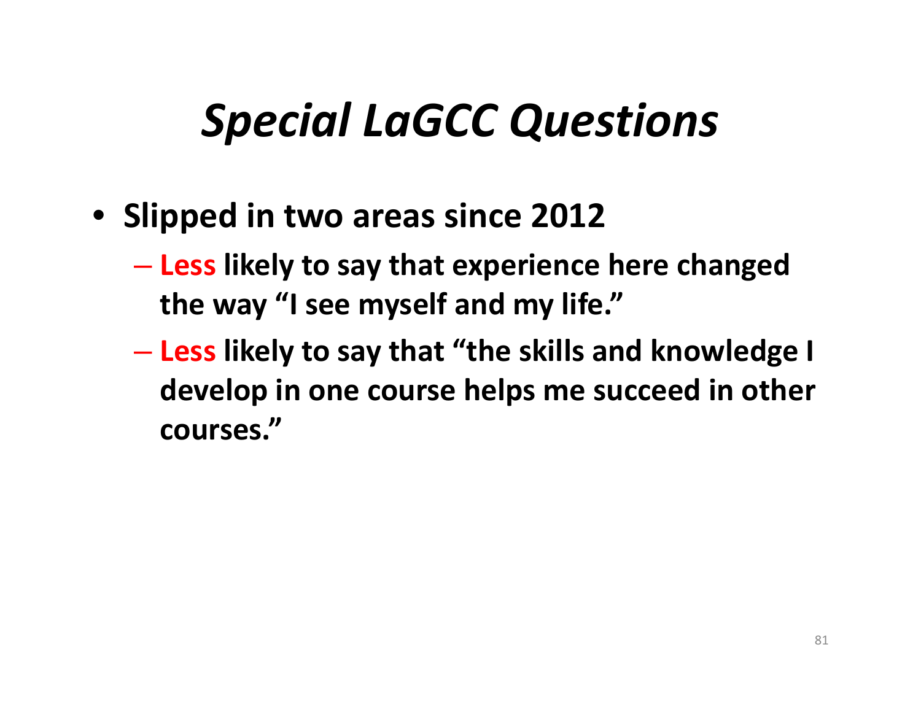# *Special LaGCC Questions*

- **Slipped in two areas since 2012**
  - **Less likely to say that experience here changed the way “I see myself and my life.”**
  - **Less likely to say that “the skills and knowledge I develop in one course helps me succeed in other courses.”**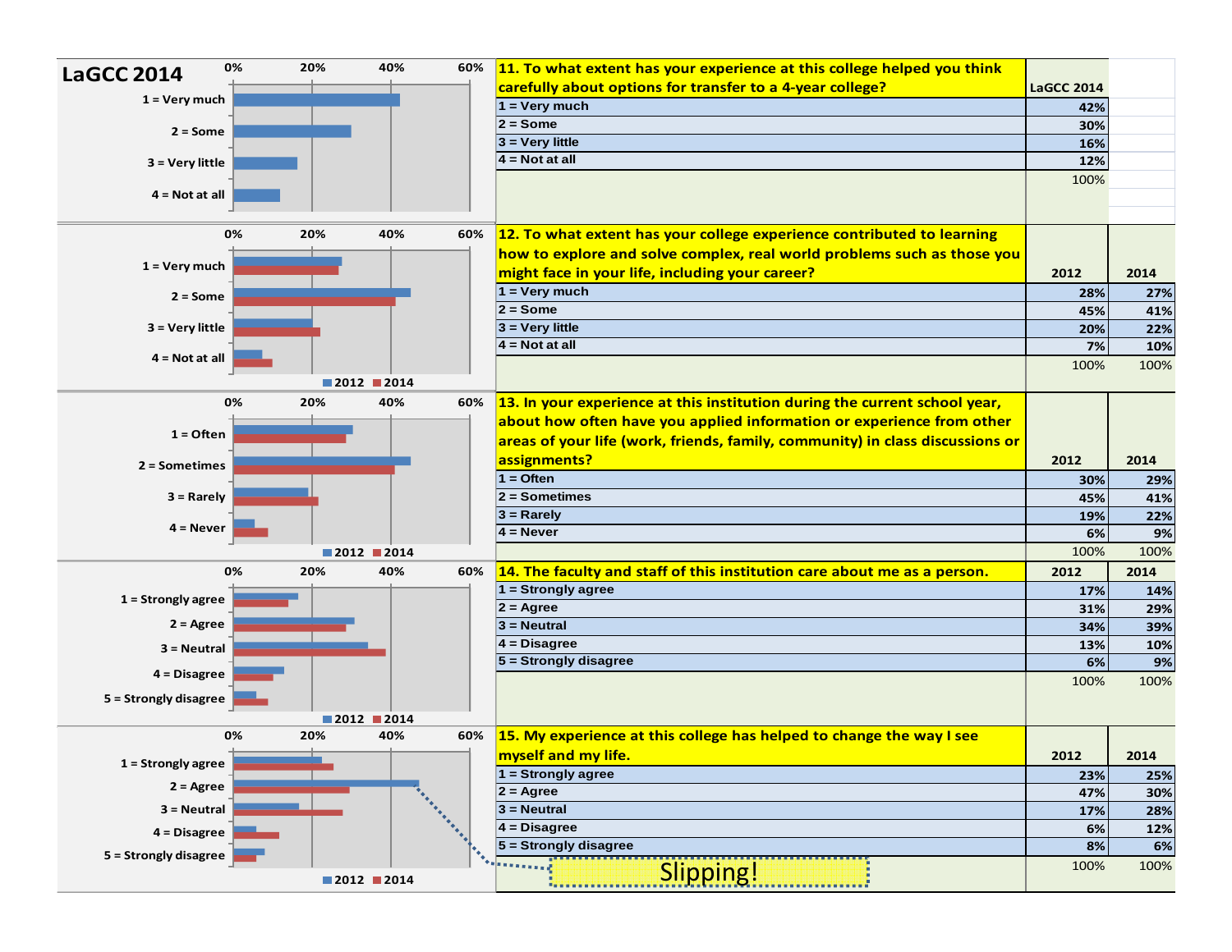## LaGCC 2014

| 11. To what extent has your experience at this college helped you think carefully about options for transfer to a 4-year college? | LaGCC 2014 |
|---|---|
| 1 = Very much | 42% |
| 2 = Some | 30% |
| 3 = Very little | 16% |
| 4 = Not at all | 12% |
| | 100% |

| 12. To what extent has your college experience contributed to learning how to explore and solve complex, real world problems such as those you might face in your life, including your career? | 2012 | 2014 |
|---|---|---|
| 1 = Very much | 28% | 27% |
| 2 = Some | 45% | 41% |
| 3 = Very little | 20% | 22% |
| 4 = Not at all | 7% | 10% |
| | 100% | 100% |

| 13. In your experience at this institution during the current school year, about how often have you applied information or experience from other areas of your life (work, friends, family, community) in class discussions or assignments? | 2012 | 2014 |
|---|---|---|
| 1 = Often | 30% | 29% |
| 2 = Sometimes | 45% | 41% |
| 3 = Rarely | 19% | 22% |
| 4 = Never | 6% | 9% |
| | 100% | 100% |

| 14. The faculty and staff of this institution care about me as a person. | 2012 | 2014 |
|---|---|---|
| 1 = Strongly agree | 17% | 14% |
| 2 = Agree | 31% | 29% |
| 3 = Neutral | 34% | 39% |
| 4 = Disagree | 13% | 10% |
| 5 = Strongly disagree | 6% | 9% |
| | 100% | 100% |

| 15. My experience at this college has helped to change the way I see myself and my life. | 2012 | 2014 |
|---|---|---|
| 1 = Strongly agree | 23% | 25% |
| 2 = Agree | 47% | 30% |
| 3 = Neutral | 17% | 28% |
| 4 = Disagree | 6% | 12% |
| 5 = Strongly disagree | 8% | 6% |
| | 100% | 100% |

Slipping!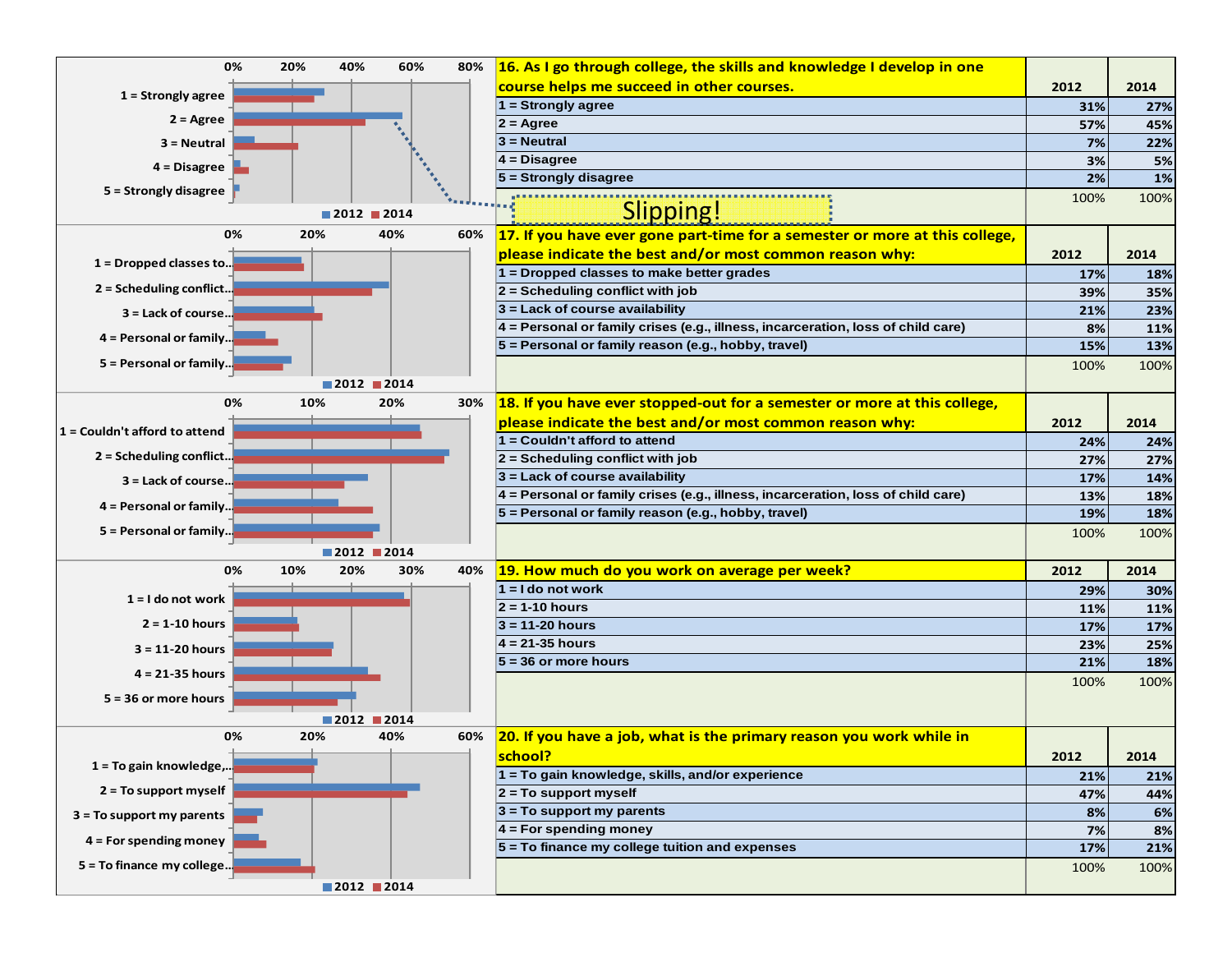| 16. As I go through college, the skills and knowledge I develop in one course helps me succeed in other courses. | 2012 | 2014 |
|---|---|---|
| 1 = Strongly agree | 31% | 27% |
| 2 = Agree | 57% | 45% |
| 3 = Neutral | 7% | 22% |
| 4 = Disagree | 3% | 5% |
| 5 = Strongly disagree | 2% | 1% |
| | 100% | 100% |

Slipping!

| 17. If you have ever gone part-time for a semester or more at this college, please indicate the best and/or most common reason why: | 2012 | 2014 |
|---|---|---|
| 1 = Dropped classes to make better grades | 17% | 18% |
| 2 = Scheduling conflict with job | 39% | 35% |
| 3 = Lack of course availability | 21% | 23% |
| 4 = Personal or family crises (e.g., illness, incarceration, loss of child care) | 8% | 11% |
| 5 = Personal or family reason (e.g., hobby, travel) | 15% | 13% |
| | 100% | 100% |

| 18. If you have ever stopped-out for a semester or more at this college, please indicate the best and/or most common reason why: | 2012 | 2014 |
|---|---|---|
| 1 = Couldn't afford to attend | 24% | 24% |
| 2 = Scheduling conflict with job | 27% | 27% |
| 3 = Lack of course availability | 17% | 14% |
| 4 = Personal or family crises (e.g., illness, incarceration, loss of child care) | 13% | 18% |
| 5 = Personal or family reason (e.g., hobby, travel) | 19% | 18% |
| | 100% | 100% |

| 19. How much do you work on average per week? | 2012 | 2014 |
|---|---|---|
| 1 = I do not work | 29% | 30% |
| 2 = 1-10 hours | 11% | 11% |
| 3 = 11-20 hours | 17% | 17% |
| 4 = 21-35 hours | 23% | 25% |
| 5 = 36 or more hours | 21% | 18% |
| | 100% | 100% |

| 20. If you have a job, what is the primary reason you work while in school? | 2012 | 2014 |
|---|---|---|
| 1 = To gain knowledge, skills, and/or experience | 21% | 21% |
| 2 = To support myself | 47% | 44% |
| 3 = To support my parents | 8% | 6% |
| 4 = For spending money | 7% | 8% |
| 5 = To finance my college tuition and expenses | 17% | 21% |
| | 100% | 100% |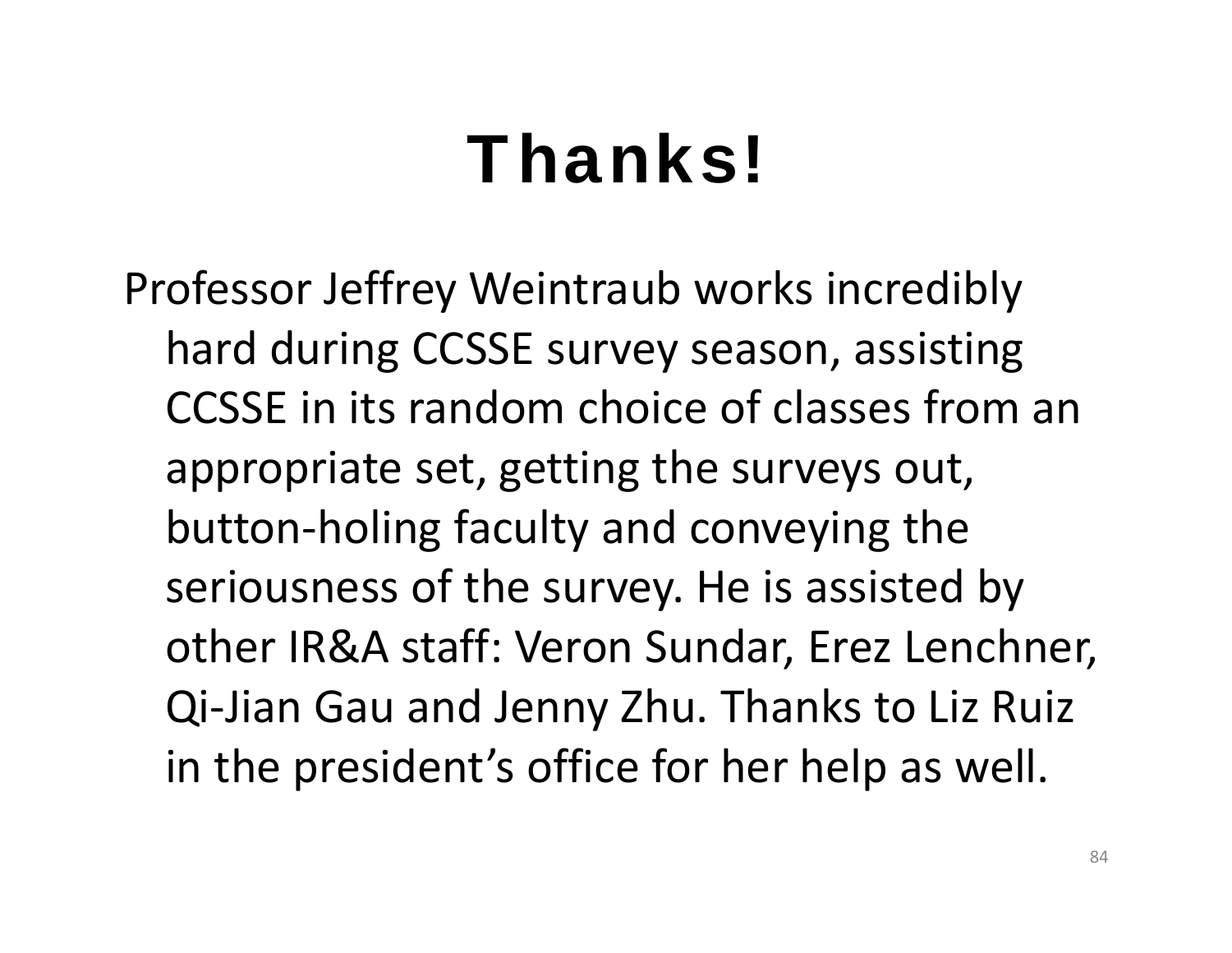# Thanks!

Professor Jeffrey Weintraub works incredibly hard during CCSSE survey season, assisting CCSSE in its random choice of classes from an appropriate set, getting the surveys out, button-holing faculty and conveying the seriousness of the survey. He is assisted by other IR&A staff: Veron Sundar, Erez Lenchner, Qi-Jian Gau and Jenny Zhu. Thanks to Liz Ruiz in the president's office for her help as well.